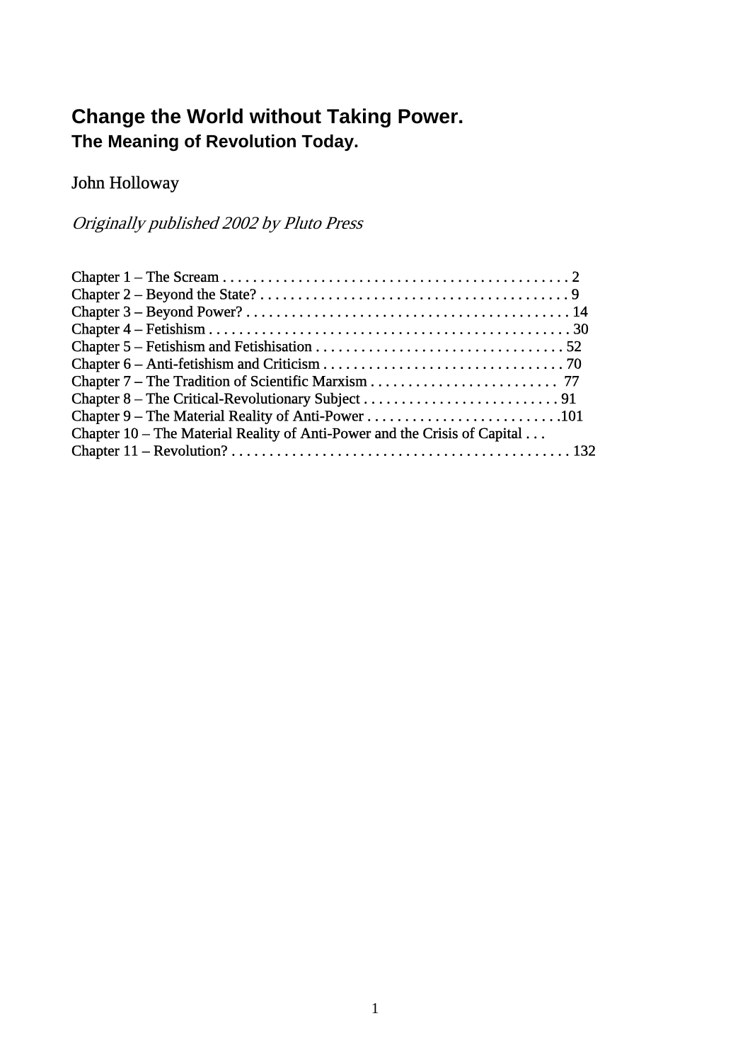# Change the World without Taking Power.

## The Meaning of Revolution Today.

John Holloway

*Originally published 2002 by Pluto Press*

Chapter 1 – The Scream . . . . . . . . . . . . . . . . . . . . . . . . . . . . . . . . . . . . . . . . . . . . . . 2
Chapter 2 – Beyond the State? . . . . . . . . . . . . . . . . . . . . . . . . . . . . . . . . . . . . . . . . . 9
Chapter 3 – Beyond Power? . . . . . . . . . . . . . . . . . . . . . . . . . . . . . . . . . . . . . . . . . . . 14
Chapter 4 – Fetishism . . . . . . . . . . . . . . . . . . . . . . . . . . . . . . . . . . . . . . . . . . . . . . . . 30
Chapter 5 – Fetishism and Fetishisation . . . . . . . . . . . . . . . . . . . . . . . . . . . . . . . . . 52
Chapter 6 – Anti-fetishism and Criticism . . . . . . . . . . . . . . . . . . . . . . . . . . . . . . . . 70
Chapter 7 – The Tradition of Scientific Marxism . . . . . . . . . . . . . . . . . . . . . . . . . 77
Chapter 8 – The Critical-Revolutionary Subject . . . . . . . . . . . . . . . . . . . . . . . . . . 91
Chapter 9 – The Material Reality of Anti-Power . . . . . . . . . . . . . . . . . . . . . . . . . .101
Chapter 10 – The Material Reality of Anti-Power and the Crisis of Capital . . .
Chapter 11 – Revolution? . . . . . . . . . . . . . . . . . . . . . . . . . . . . . . . . . . . . . . . . . . . . 132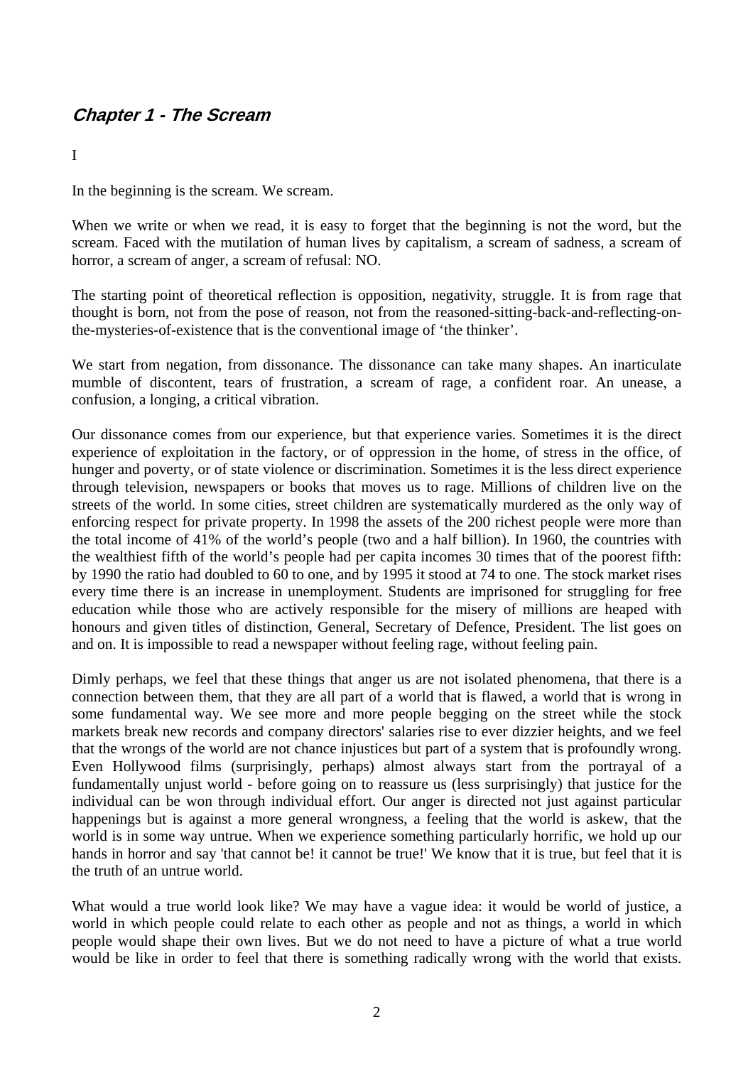## *Chapter 1 - The Scream*

I

In the beginning is the scream. We scream.

When we write or when we read, it is easy to forget that the beginning is not the word, but the scream. Faced with the mutilation of human lives by capitalism, a scream of sadness, a scream of horror, a scream of anger, a scream of refusal: NO.

The starting point of theoretical reflection is opposition, negativity, struggle. It is from rage that thought is born, not from the pose of reason, not from the reasoned-sitting-back-and-reflecting-on-the-mysteries-of-existence that is the conventional image of 'the thinker'.

We start from negation, from dissonance. The dissonance can take many shapes. An inarticulate mumble of discontent, tears of frustration, a scream of rage, a confident roar. An unease, a confusion, a longing, a critical vibration.

Our dissonance comes from our experience, but that experience varies. Sometimes it is the direct experience of exploitation in the factory, or of oppression in the home, of stress in the office, of hunger and poverty, or of state violence or discrimination. Sometimes it is the less direct experience through television, newspapers or books that moves us to rage. Millions of children live on the streets of the world. In some cities, street children are systematically murdered as the only way of enforcing respect for private property. In 1998 the assets of the 200 richest people were more than the total income of 41% of the world's people (two and a half billion). In 1960, the countries with the wealthiest fifth of the world's people had per capita incomes 30 times that of the poorest fifth: by 1990 the ratio had doubled to 60 to one, and by 1995 it stood at 74 to one. The stock market rises every time there is an increase in unemployment. Students are imprisoned for struggling for free education while those who are actively responsible for the misery of millions are heaped with honours and given titles of distinction, General, Secretary of Defence, President. The list goes on and on. It is impossible to read a newspaper without feeling rage, without feeling pain.

Dimly perhaps, we feel that these things that anger us are not isolated phenomena, that there is a connection between them, that they are all part of a world that is flawed, a world that is wrong in some fundamental way. We see more and more people begging on the street while the stock markets break new records and company directors' salaries rise to ever dizzier heights, and we feel that the wrongs of the world are not chance injustices but part of a system that is profoundly wrong. Even Hollywood films (surprisingly, perhaps) almost always start from the portrayal of a fundamentally unjust world - before going on to reassure us (less surprisingly) that justice for the individual can be won through individual effort. Our anger is directed not just against particular happenings but is against a more general wrongness, a feeling that the world is askew, that the world is in some way untrue. When we experience something particularly horrific, we hold up our hands in horror and say 'that cannot be! it cannot be true!' We know that it is true, but feel that it is the truth of an untrue world.

What would a true world look like? We may have a vague idea: it would be world of justice, a world in which people could relate to each other as people and not as things, a world in which people would shape their own lives. But we do not need to have a picture of what a true world would be like in order to feel that there is something radically wrong with the world that exists.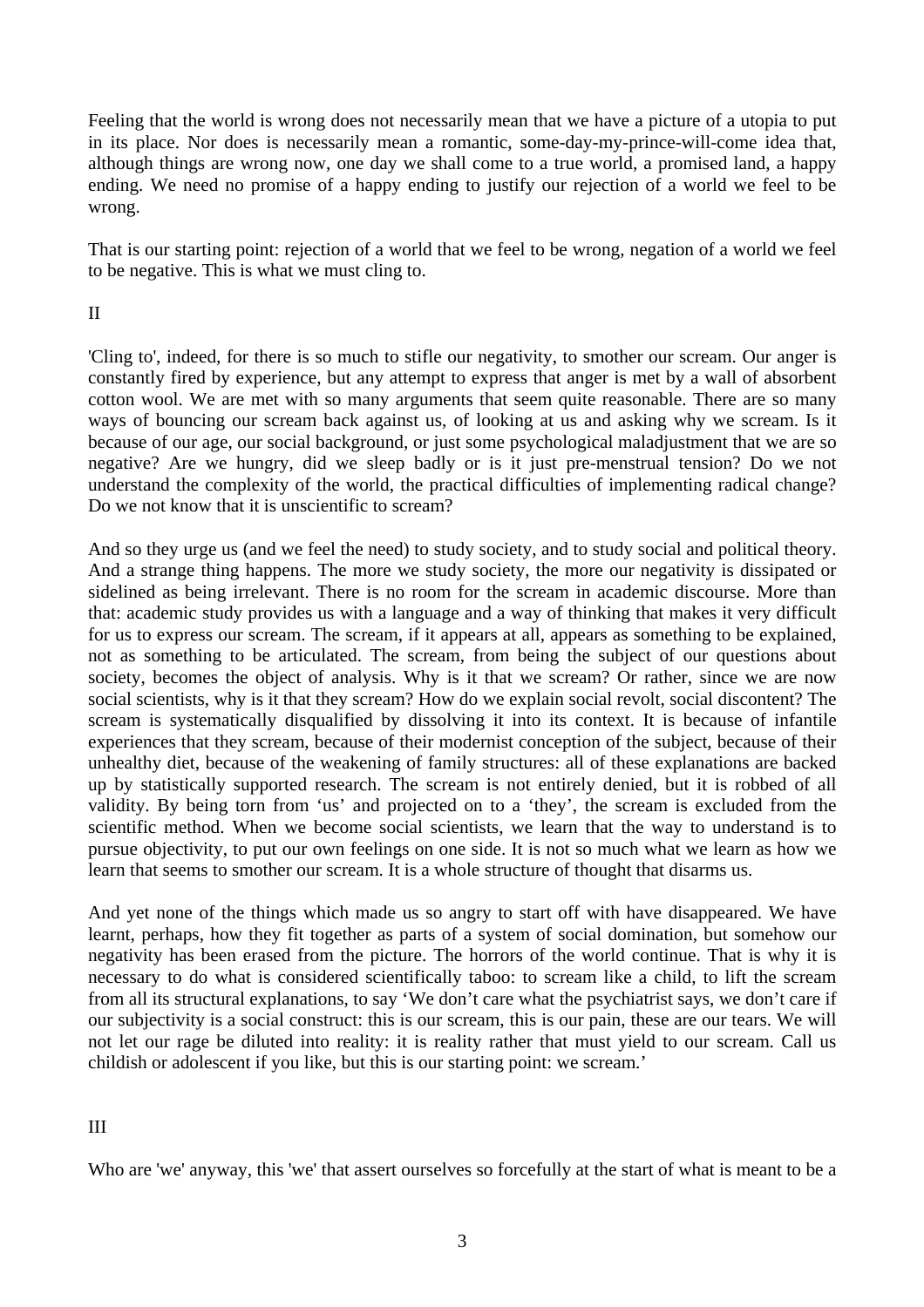Feeling that the world is wrong does not necessarily mean that we have a picture of a utopia to put in its place. Nor does is necessarily mean a romantic, some-day-my-prince-will-come idea that, although things are wrong now, one day we shall come to a true world, a promised land, a happy ending. We need no promise of a happy ending to justify our rejection of a world we feel to be wrong.

That is our starting point: rejection of a world that we feel to be wrong, negation of a world we feel to be negative. This is what we must cling to.

## II

'Cling to', indeed, for there is so much to stifle our negativity, to smother our scream. Our anger is constantly fired by experience, but any attempt to express that anger is met by a wall of absorbent cotton wool. We are met with so many arguments that seem quite reasonable. There are so many ways of bouncing our scream back against us, of looking at us and asking why we scream. Is it because of our age, our social background, or just some psychological maladjustment that we are so negative? Are we hungry, did we sleep badly or is it just pre-menstrual tension? Do we not understand the complexity of the world, the practical difficulties of implementing radical change? Do we not know that it is unscientific to scream?

And so they urge us (and we feel the need) to study society, and to study social and political theory. And a strange thing happens. The more we study society, the more our negativity is dissipated or sidelined as being irrelevant. There is no room for the scream in academic discourse. More than that: academic study provides us with a language and a way of thinking that makes it very difficult for us to express our scream. The scream, if it appears at all, appears as something to be explained, not as something to be articulated. The scream, from being the subject of our questions about society, becomes the object of analysis. Why is it that we scream? Or rather, since we are now social scientists, why is it that they scream? How do we explain social revolt, social discontent? The scream is systematically disqualified by dissolving it into its context. It is because of infantile experiences that they scream, because of their modernist conception of the subject, because of their unhealthy diet, because of the weakening of family structures: all of these explanations are backed up by statistically supported research. The scream is not entirely denied, but it is robbed of all validity. By being torn from 'us' and projected on to a 'they', the scream is excluded from the scientific method. When we become social scientists, we learn that the way to understand is to pursue objectivity, to put our own feelings on one side. It is not so much what we learn as how we learn that seems to smother our scream. It is a whole structure of thought that disarms us.

And yet none of the things which made us so angry to start off with have disappeared. We have learnt, perhaps, how they fit together as parts of a system of social domination, but somehow our negativity has been erased from the picture. The horrors of the world continue. That is why it is necessary to do what is considered scientifically taboo: to scream like a child, to lift the scream from all its structural explanations, to say 'We don't care what the psychiatrist says, we don't care if our subjectivity is a social construct: this is our scream, this is our pain, these are our tears. We will not let our rage be diluted into reality: it is reality rather that must yield to our scream. Call us childish or adolescent if you like, but this is our starting point: we scream.'

## III

Who are 'we' anyway, this 'we' that assert ourselves so forcefully at the start of what is meant to be a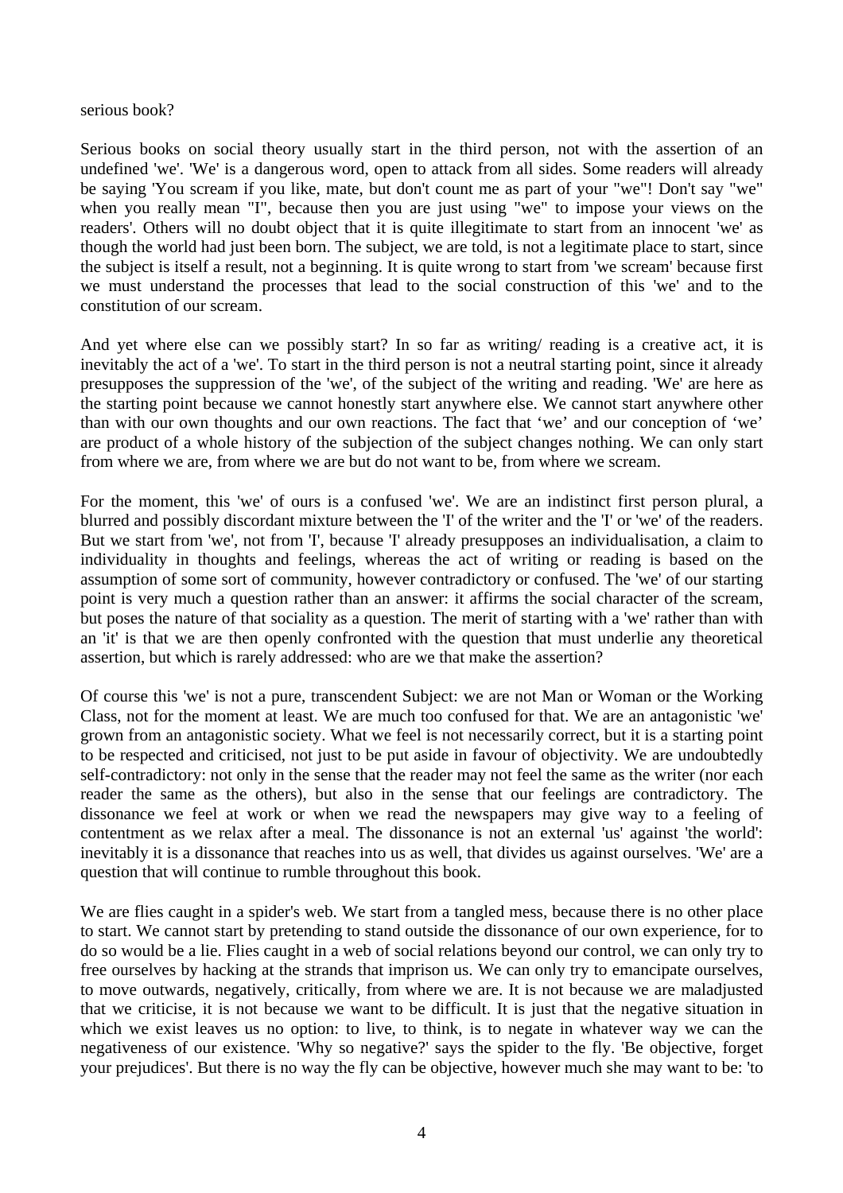serious book?

Serious books on social theory usually start in the third person, not with the assertion of an undefined 'we'. 'We' is a dangerous word, open to attack from all sides. Some readers will already be saying 'You scream if you like, mate, but don't count me as part of your "we"! Don't say "we" when you really mean "I", because then you are just using "we" to impose your views on the readers'. Others will no doubt object that it is quite illegitimate to start from an innocent 'we' as though the world had just been born. The subject, we are told, is not a legitimate place to start, since the subject is itself a result, not a beginning. It is quite wrong to start from 'we scream' because first we must understand the processes that lead to the social construction of this 'we' and to the constitution of our scream.

And yet where else can we possibly start? In so far as writing/ reading is a creative act, it is inevitably the act of a 'we'. To start in the third person is not a neutral starting point, since it already presupposes the suppression of the 'we', of the subject of the writing and reading. 'We' are here as the starting point because we cannot honestly start anywhere else. We cannot start anywhere other than with our own thoughts and our own reactions. The fact that 'we' and our conception of 'we' are product of a whole history of the subjection of the subject changes nothing. We can only start from where we are, from where we are but do not want to be, from where we scream.

For the moment, this 'we' of ours is a confused 'we'. We are an indistinct first person plural, a blurred and possibly discordant mixture between the 'I' of the writer and the 'I' or 'we' of the readers. But we start from 'we', not from 'I', because 'I' already presupposes an individualisation, a claim to individuality in thoughts and feelings, whereas the act of writing or reading is based on the assumption of some sort of community, however contradictory or confused. The 'we' of our starting point is very much a question rather than an answer: it affirms the social character of the scream, but poses the nature of that sociality as a question. The merit of starting with a 'we' rather than with an 'it' is that we are then openly confronted with the question that must underlie any theoretical assertion, but which is rarely addressed: who are we that make the assertion?

Of course this 'we' is not a pure, transcendent Subject: we are not Man or Woman or the Working Class, not for the moment at least. We are much too confused for that. We are an antagonistic 'we' grown from an antagonistic society. What we feel is not necessarily correct, but it is a starting point to be respected and criticised, not just to be put aside in favour of objectivity. We are undoubtedly self-contradictory: not only in the sense that the reader may not feel the same as the writer (nor each reader the same as the others), but also in the sense that our feelings are contradictory. The dissonance we feel at work or when we read the newspapers may give way to a feeling of contentment as we relax after a meal. The dissonance is not an external 'us' against 'the world': inevitably it is a dissonance that reaches into us as well, that divides us against ourselves. 'We' are a question that will continue to rumble throughout this book.

We are flies caught in a spider's web. We start from a tangled mess, because there is no other place to start. We cannot start by pretending to stand outside the dissonance of our own experience, for to do so would be a lie. Flies caught in a web of social relations beyond our control, we can only try to free ourselves by hacking at the strands that imprison us. We can only try to emancipate ourselves, to move outwards, negatively, critically, from where we are. It is not because we are maladjusted that we criticise, it is not because we want to be difficult. It is just that the negative situation in which we exist leaves us no option: to live, to think, is to negate in whatever way we can the negativeness of our existence. 'Why so negative?' says the spider to the fly. 'Be objective, forget your prejudices'. But there is no way the fly can be objective, however much she may want to be: 'to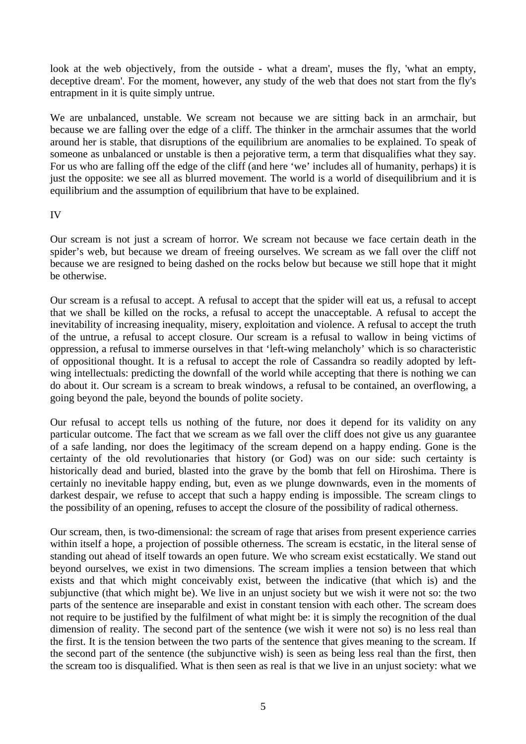look at the web objectively, from the outside - what a dream', muses the fly, 'what an empty, deceptive dream'. For the moment, however, any study of the web that does not start from the fly's entrapment in it is quite simply untrue.

We are unbalanced, unstable. We scream not because we are sitting back in an armchair, but because we are falling over the edge of a cliff. The thinker in the armchair assumes that the world around her is stable, that disruptions of the equilibrium are anomalies to be explained. To speak of someone as unbalanced or unstable is then a pejorative term, a term that disqualifies what they say. For us who are falling off the edge of the cliff (and here 'we' includes all of humanity, perhaps) it is just the opposite: we see all as blurred movement. The world is a world of disequilibrium and it is equilibrium and the assumption of equilibrium that have to be explained.

## IV

Our scream is not just a scream of horror. We scream not because we face certain death in the spider's web, but because we dream of freeing ourselves. We scream as we fall over the cliff not because we are resigned to being dashed on the rocks below but because we still hope that it might be otherwise.

Our scream is a refusal to accept. A refusal to accept that the spider will eat us, a refusal to accept that we shall be killed on the rocks, a refusal to accept the unacceptable. A refusal to accept the inevitability of increasing inequality, misery, exploitation and violence. A refusal to accept the truth of the untrue, a refusal to accept closure. Our scream is a refusal to wallow in being victims of oppression, a refusal to immerse ourselves in that 'left-wing melancholy' which is so characteristic of oppositional thought. It is a refusal to accept the role of Cassandra so readily adopted by left-wing intellectuals: predicting the downfall of the world while accepting that there is nothing we can do about it. Our scream is a scream to break windows, a refusal to be contained, an overflowing, a going beyond the pale, beyond the bounds of polite society.

Our refusal to accept tells us nothing of the future, nor does it depend for its validity on any particular outcome. The fact that we scream as we fall over the cliff does not give us any guarantee of a safe landing, nor does the legitimacy of the scream depend on a happy ending. Gone is the certainty of the old revolutionaries that history (or God) was on our side: such certainty is historically dead and buried, blasted into the grave by the bomb that fell on Hiroshima. There is certainly no inevitable happy ending, but, even as we plunge downwards, even in the moments of darkest despair, we refuse to accept that such a happy ending is impossible. The scream clings to the possibility of an opening, refuses to accept the closure of the possibility of radical otherness.

Our scream, then, is two-dimensional: the scream of rage that arises from present experience carries within itself a hope, a projection of possible otherness. The scream is ecstatic, in the literal sense of standing out ahead of itself towards an open future. We who scream exist ecstatically. We stand out beyond ourselves, we exist in two dimensions. The scream implies a tension between that which exists and that which might conceivably exist, between the indicative (that which is) and the subjunctive (that which might be). We live in an unjust society but we wish it were not so: the two parts of the sentence are inseparable and exist in constant tension with each other. The scream does not require to be justified by the fulfilment of what might be: it is simply the recognition of the dual dimension of reality. The second part of the sentence (we wish it were not so) is no less real than the first. It is the tension between the two parts of the sentence that gives meaning to the scream. If the second part of the sentence (the subjunctive wish) is seen as being less real than the first, then the scream too is disqualified. What is then seen as real is that we live in an unjust society: what we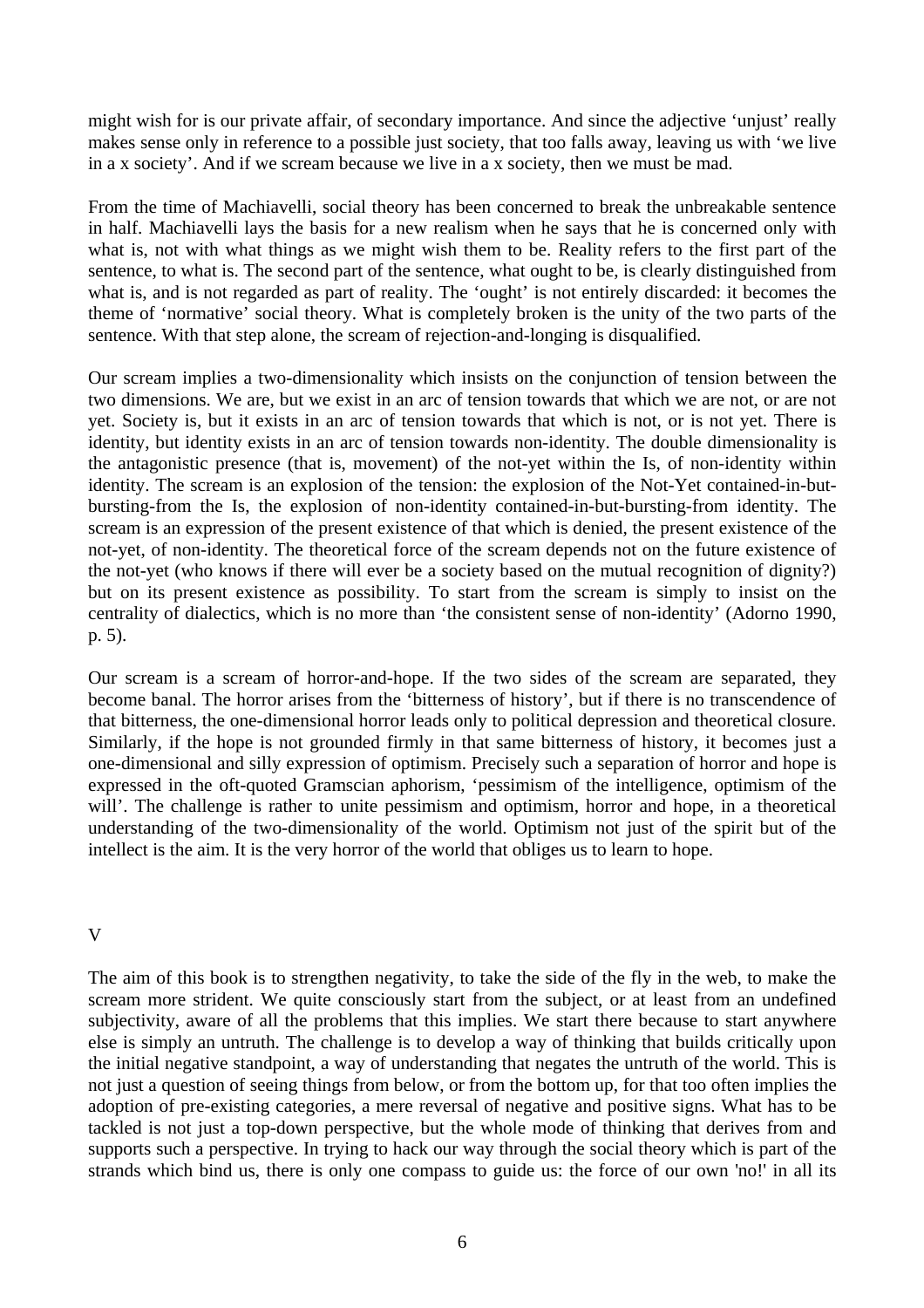might wish for is our private affair, of secondary importance. And since the adjective 'unjust' really makes sense only in reference to a possible just society, that too falls away, leaving us with 'we live in a x society'. And if we scream because we live in a x society, then we must be mad.

From the time of Machiavelli, social theory has been concerned to break the unbreakable sentence in half. Machiavelli lays the basis for a new realism when he says that he is concerned only with what is, not with what things as we might wish them to be. Reality refers to the first part of the sentence, to what is. The second part of the sentence, what ought to be, is clearly distinguished from what is, and is not regarded as part of reality. The 'ought' is not entirely discarded: it becomes the theme of 'normative' social theory. What is completely broken is the unity of the two parts of the sentence. With that step alone, the scream of rejection-and-longing is disqualified.

Our scream implies a two-dimensionality which insists on the conjunction of tension between the two dimensions. We are, but we exist in an arc of tension towards that which we are not, or are not yet. Society is, but it exists in an arc of tension towards that which is not, or is not yet. There is identity, but identity exists in an arc of tension towards non-identity. The double dimensionality is the antagonistic presence (that is, movement) of the not-yet within the Is, of non-identity within identity. The scream is an explosion of the tension: the explosion of the Not-Yet contained-in-but-bursting-from the Is, the explosion of non-identity contained-in-but-bursting-from identity. The scream is an expression of the present existence of that which is denied, the present existence of the not-yet, of non-identity. The theoretical force of the scream depends not on the future existence of the not-yet (who knows if there will ever be a society based on the mutual recognition of dignity?) but on its present existence as possibility. To start from the scream is simply to insist on the centrality of dialectics, which is no more than 'the consistent sense of non-identity' (Adorno 1990, p. 5).

Our scream is a scream of horror-and-hope. If the two sides of the scream are separated, they become banal. The horror arises from the 'bitterness of history', but if there is no transcendence of that bitterness, the one-dimensional horror leads only to political depression and theoretical closure. Similarly, if the hope is not grounded firmly in that same bitterness of history, it becomes just a one-dimensional and silly expression of optimism. Precisely such a separation of horror and hope is expressed in the oft-quoted Gramscian aphorism, 'pessimism of the intelligence, optimism of the will'. The challenge is rather to unite pessimism and optimism, horror and hope, in a theoretical understanding of the two-dimensionality of the world. Optimism not just of the spirit but of the intellect is the aim. It is the very horror of the world that obliges us to learn to hope.

## V

The aim of this book is to strengthen negativity, to take the side of the fly in the web, to make the scream more strident. We quite consciously start from the subject, or at least from an undefined subjectivity, aware of all the problems that this implies. We start there because to start anywhere else is simply an untruth. The challenge is to develop a way of thinking that builds critically upon the initial negative standpoint, a way of understanding that negates the untruth of the world. This is not just a question of seeing things from below, or from the bottom up, for that too often implies the adoption of pre-existing categories, a mere reversal of negative and positive signs. What has to be tackled is not just a top-down perspective, but the whole mode of thinking that derives from and supports such a perspective. In trying to hack our way through the social theory which is part of the strands which bind us, there is only one compass to guide us: the force of our own 'no!' in all its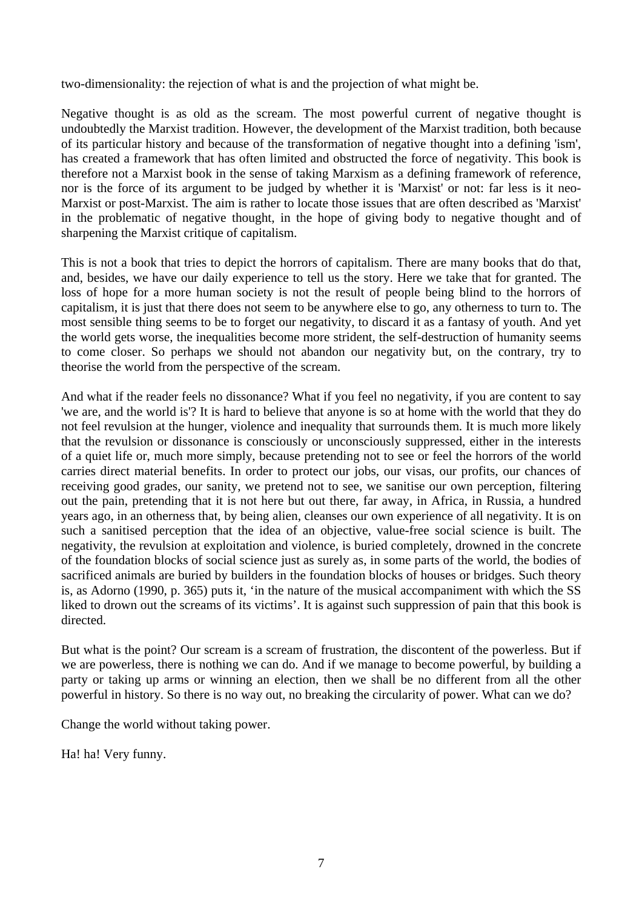two-dimensionality: the rejection of what is and the projection of what might be.

Negative thought is as old as the scream. The most powerful current of negative thought is undoubtedly the Marxist tradition. However, the development of the Marxist tradition, both because of its particular history and because of the transformation of negative thought into a defining 'ism', has created a framework that has often limited and obstructed the force of negativity. This book is therefore not a Marxist book in the sense of taking Marxism as a defining framework of reference, nor is the force of its argument to be judged by whether it is 'Marxist' or not: far less is it neo-Marxist or post-Marxist. The aim is rather to locate those issues that are often described as 'Marxist' in the problematic of negative thought, in the hope of giving body to negative thought and of sharpening the Marxist critique of capitalism.

This is not a book that tries to depict the horrors of capitalism. There are many books that do that, and, besides, we have our daily experience to tell us the story. Here we take that for granted. The loss of hope for a more human society is not the result of people being blind to the horrors of capitalism, it is just that there does not seem to be anywhere else to go, any otherness to turn to. The most sensible thing seems to be to forget our negativity, to discard it as a fantasy of youth. And yet the world gets worse, the inequalities become more strident, the self-destruction of humanity seems to come closer. So perhaps we should not abandon our negativity but, on the contrary, try to theorise the world from the perspective of the scream.

And what if the reader feels no dissonance? What if you feel no negativity, if you are content to say 'we are, and the world is'? It is hard to believe that anyone is so at home with the world that they do not feel revulsion at the hunger, violence and inequality that surrounds them. It is much more likely that the revulsion or dissonance is consciously or unconsciously suppressed, either in the interests of a quiet life or, much more simply, because pretending not to see or feel the horrors of the world carries direct material benefits. In order to protect our jobs, our visas, our profits, our chances of receiving good grades, our sanity, we pretend not to see, we sanitise our own perception, filtering out the pain, pretending that it is not here but out there, far away, in Africa, in Russia, a hundred years ago, in an otherness that, by being alien, cleanses our own experience of all negativity. It is on such a sanitised perception that the idea of an objective, value-free social science is built. The negativity, the revulsion at exploitation and violence, is buried completely, drowned in the concrete of the foundation blocks of social science just as surely as, in some parts of the world, the bodies of sacrificed animals are buried by builders in the foundation blocks of houses or bridges. Such theory is, as Adorno (1990, p. 365) puts it, 'in the nature of the musical accompaniment with which the SS liked to drown out the screams of its victims'. It is against such suppression of pain that this book is directed.

But what is the point? Our scream is a scream of frustration, the discontent of the powerless. But if we are powerless, there is nothing we can do. And if we manage to become powerful, by building a party or taking up arms or winning an election, then we shall be no different from all the other powerful in history. So there is no way out, no breaking the circularity of power. What can we do?

Change the world without taking power.

Ha! ha! Very funny.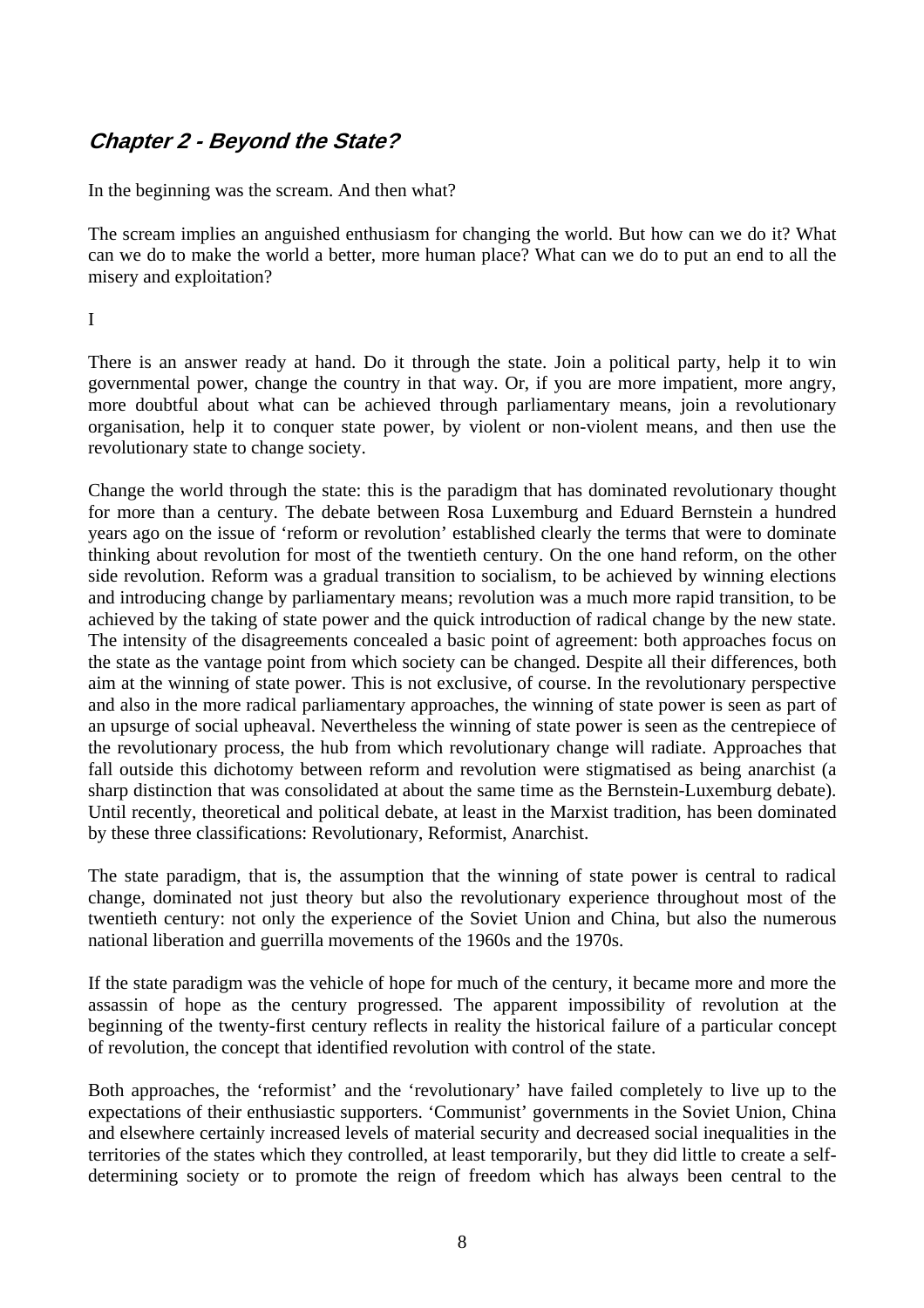## *Chapter 2 - Beyond the State?*

In the beginning was the scream. And then what?

The scream implies an anguished enthusiasm for changing the world. But how can we do it? What can we do to make the world a better, more human place? What can we do to put an end to all the misery and exploitation?

I

There is an answer ready at hand. Do it through the state. Join a political party, help it to win governmental power, change the country in that way. Or, if you are more impatient, more angry, more doubtful about what can be achieved through parliamentary means, join a revolutionary organisation, help it to conquer state power, by violent or non-violent means, and then use the revolutionary state to change society.

Change the world through the state: this is the paradigm that has dominated revolutionary thought for more than a century. The debate between Rosa Luxemburg and Eduard Bernstein a hundred years ago on the issue of 'reform or revolution' established clearly the terms that were to dominate thinking about revolution for most of the twentieth century. On the one hand reform, on the other side revolution. Reform was a gradual transition to socialism, to be achieved by winning elections and introducing change by parliamentary means; revolution was a much more rapid transition, to be achieved by the taking of state power and the quick introduction of radical change by the new state. The intensity of the disagreements concealed a basic point of agreement: both approaches focus on the state as the vantage point from which society can be changed. Despite all their differences, both aim at the winning of state power. This is not exclusive, of course. In the revolutionary perspective and also in the more radical parliamentary approaches, the winning of state power is seen as part of an upsurge of social upheaval. Nevertheless the winning of state power is seen as the centrepiece of the revolutionary process, the hub from which revolutionary change will radiate. Approaches that fall outside this dichotomy between reform and revolution were stigmatised as being anarchist (a sharp distinction that was consolidated at about the same time as the Bernstein-Luxemburg debate). Until recently, theoretical and political debate, at least in the Marxist tradition, has been dominated by these three classifications: Revolutionary, Reformist, Anarchist.

The state paradigm, that is, the assumption that the winning of state power is central to radical change, dominated not just theory but also the revolutionary experience throughout most of the twentieth century: not only the experience of the Soviet Union and China, but also the numerous national liberation and guerrilla movements of the 1960s and the 1970s.

If the state paradigm was the vehicle of hope for much of the century, it became more and more the assassin of hope as the century progressed. The apparent impossibility of revolution at the beginning of the twenty-first century reflects in reality the historical failure of a particular concept of revolution, the concept that identified revolution with control of the state.

Both approaches, the 'reformist' and the 'revolutionary' have failed completely to live up to the expectations of their enthusiastic supporters. 'Communist' governments in the Soviet Union, China and elsewhere certainly increased levels of material security and decreased social inequalities in the territories of the states which they controlled, at least temporarily, but they did little to create a self-determining society or to promote the reign of freedom which has always been central to the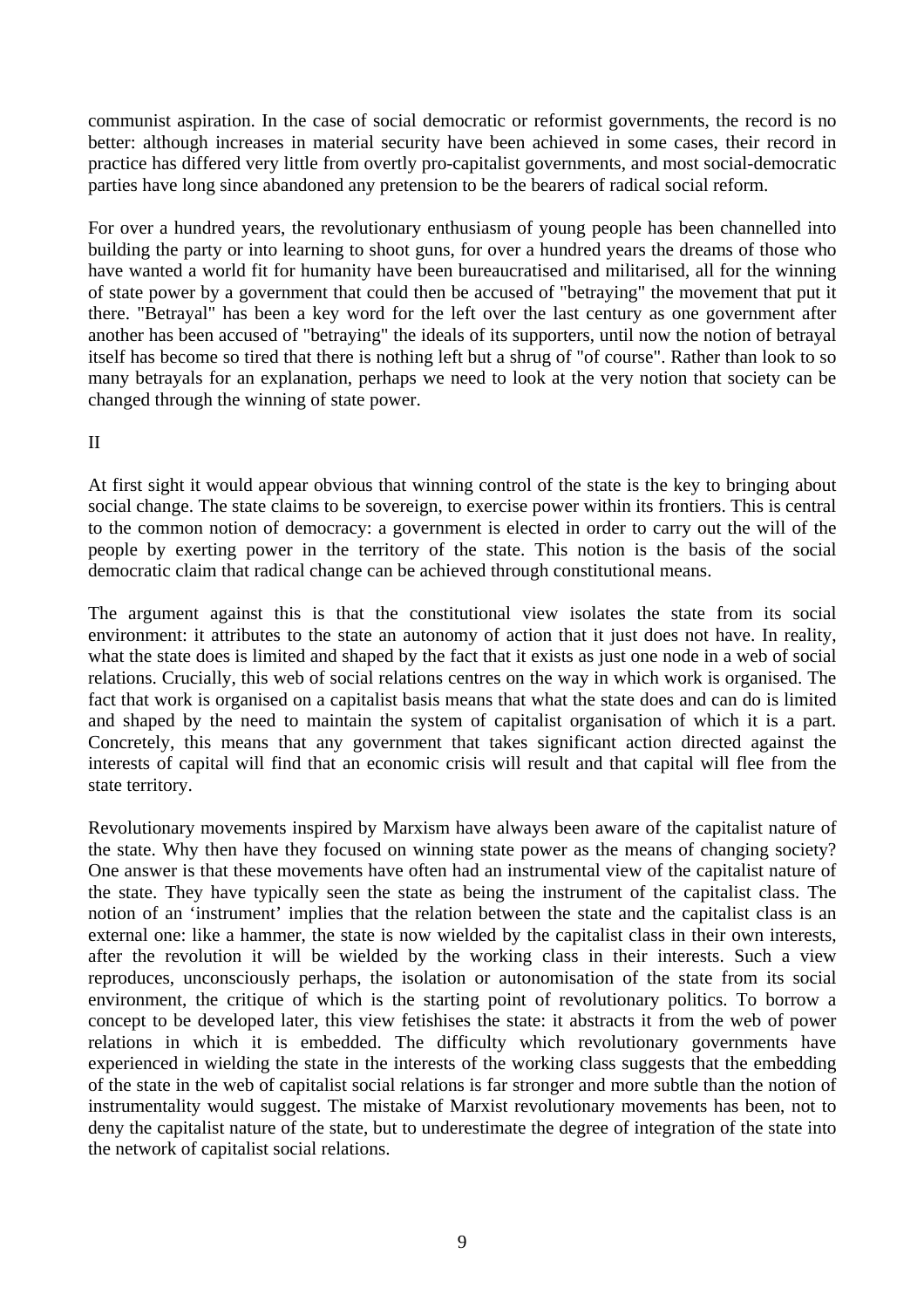communist aspiration. In the case of social democratic or reformist governments, the record is no better: although increases in material security have been achieved in some cases, their record in practice has differed very little from overtly pro-capitalist governments, and most social-democratic parties have long since abandoned any pretension to be the bearers of radical social reform.

For over a hundred years, the revolutionary enthusiasm of young people has been channelled into building the party or into learning to shoot guns, for over a hundred years the dreams of those who have wanted a world fit for humanity have been bureaucratised and militarised, all for the winning of state power by a government that could then be accused of "betraying" the movement that put it there. "Betrayal" has been a key word for the left over the last century as one government after another has been accused of "betraying" the ideals of its supporters, until now the notion of betrayal itself has become so tired that there is nothing left but a shrug of "of course". Rather than look to so many betrayals for an explanation, perhaps we need to look at the very notion that society can be changed through the winning of state power.

## II

At first sight it would appear obvious that winning control of the state is the key to bringing about social change. The state claims to be sovereign, to exercise power within its frontiers. This is central to the common notion of democracy: a government is elected in order to carry out the will of the people by exerting power in the territory of the state. This notion is the basis of the social democratic claim that radical change can be achieved through constitutional means.

The argument against this is that the constitutional view isolates the state from its social environment: it attributes to the state an autonomy of action that it just does not have. In reality, what the state does is limited and shaped by the fact that it exists as just one node in a web of social relations. Crucially, this web of social relations centres on the way in which work is organised. The fact that work is organised on a capitalist basis means that what the state does and can do is limited and shaped by the need to maintain the system of capitalist organisation of which it is a part. Concretely, this means that any government that takes significant action directed against the interests of capital will find that an economic crisis will result and that capital will flee from the state territory.

Revolutionary movements inspired by Marxism have always been aware of the capitalist nature of the state. Why then have they focused on winning state power as the means of changing society? One answer is that these movements have often had an instrumental view of the capitalist nature of the state. They have typically seen the state as being the instrument of the capitalist class. The notion of an 'instrument' implies that the relation between the state and the capitalist class is an external one: like a hammer, the state is now wielded by the capitalist class in their own interests, after the revolution it will be wielded by the working class in their interests. Such a view reproduces, unconsciously perhaps, the isolation or autonomisation of the state from its social environment, the critique of which is the starting point of revolutionary politics. To borrow a concept to be developed later, this view fetishises the state: it abstracts it from the web of power relations in which it is embedded. The difficulty which revolutionary governments have experienced in wielding the state in the interests of the working class suggests that the embedding of the state in the web of capitalist social relations is far stronger and more subtle than the notion of instrumentality would suggest. The mistake of Marxist revolutionary movements has been, not to deny the capitalist nature of the state, but to underestimate the degree of integration of the state into the network of capitalist social relations.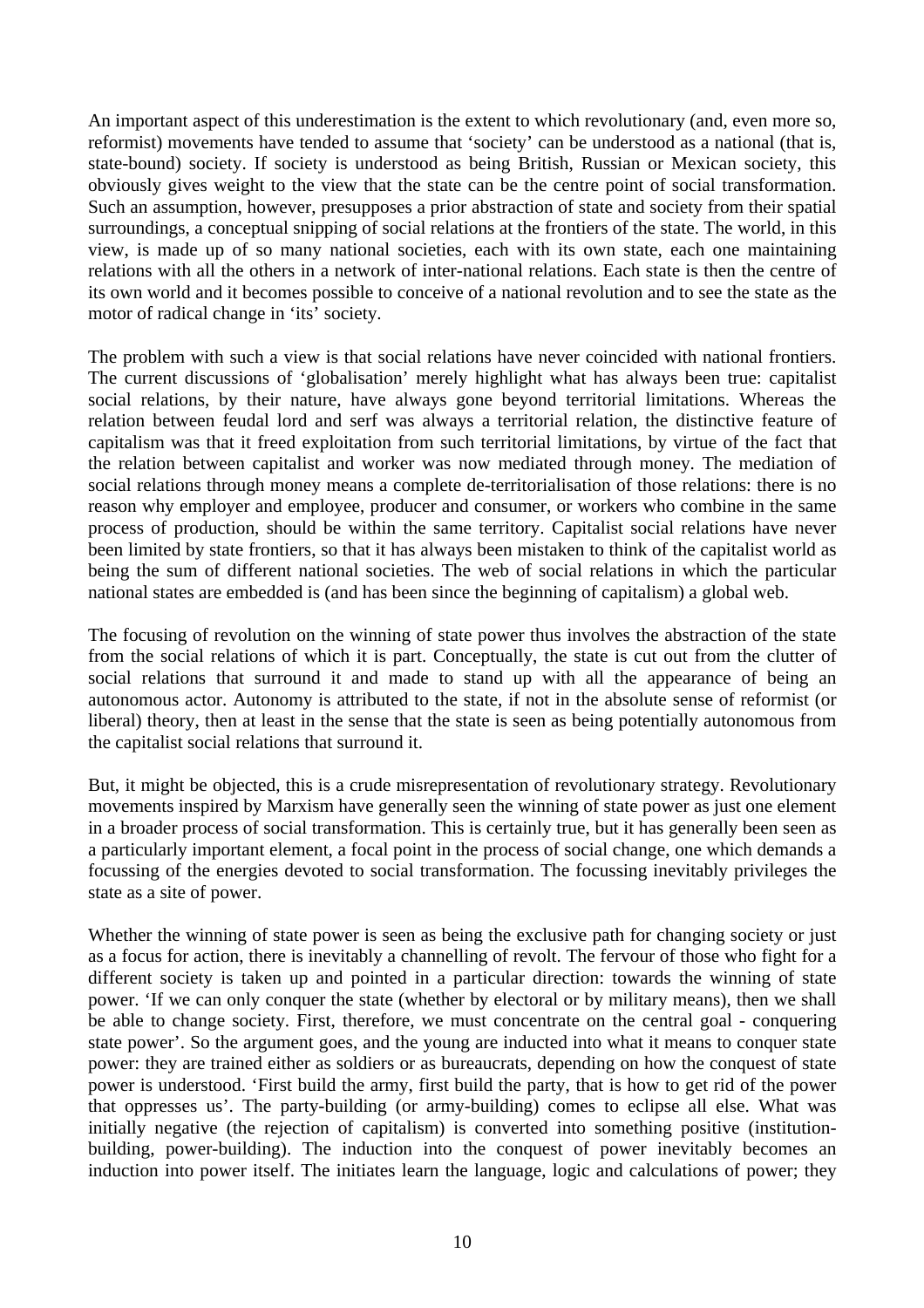An important aspect of this underestimation is the extent to which revolutionary (and, even more so, reformist) movements have tended to assume that 'society' can be understood as a national (that is, state-bound) society. If society is understood as being British, Russian or Mexican society, this obviously gives weight to the view that the state can be the centre point of social transformation. Such an assumption, however, presupposes a prior abstraction of state and society from their spatial surroundings, a conceptual snipping of social relations at the frontiers of the state. The world, in this view, is made up of so many national societies, each with its own state, each one maintaining relations with all the others in a network of inter-national relations. Each state is then the centre of its own world and it becomes possible to conceive of a national revolution and to see the state as the motor of radical change in 'its' society.

The problem with such a view is that social relations have never coincided with national frontiers. The current discussions of 'globalisation' merely highlight what has always been true: capitalist social relations, by their nature, have always gone beyond territorial limitations. Whereas the relation between feudal lord and serf was always a territorial relation, the distinctive feature of capitalism was that it freed exploitation from such territorial limitations, by virtue of the fact that the relation between capitalist and worker was now mediated through money. The mediation of social relations through money means a complete de-territorialisation of those relations: there is no reason why employer and employee, producer and consumer, or workers who combine in the same process of production, should be within the same territory. Capitalist social relations have never been limited by state frontiers, so that it has always been mistaken to think of the capitalist world as being the sum of different national societies. The web of social relations in which the particular national states are embedded is (and has been since the beginning of capitalism) a global web.

The focusing of revolution on the winning of state power thus involves the abstraction of the state from the social relations of which it is part. Conceptually, the state is cut out from the clutter of social relations that surround it and made to stand up with all the appearance of being an autonomous actor. Autonomy is attributed to the state, if not in the absolute sense of reformist (or liberal) theory, then at least in the sense that the state is seen as being potentially autonomous from the capitalist social relations that surround it.

But, it might be objected, this is a crude misrepresentation of revolutionary strategy. Revolutionary movements inspired by Marxism have generally seen the winning of state power as just one element in a broader process of social transformation. This is certainly true, but it has generally been seen as a particularly important element, a focal point in the process of social change, one which demands a focussing of the energies devoted to social transformation. The focussing inevitably privileges the state as a site of power.

Whether the winning of state power is seen as being the exclusive path for changing society or just as a focus for action, there is inevitably a channelling of revolt. The fervour of those who fight for a different society is taken up and pointed in a particular direction: towards the winning of state power. 'If we can only conquer the state (whether by electoral or by military means), then we shall be able to change society. First, therefore, we must concentrate on the central goal - conquering state power'. So the argument goes, and the young are inducted into what it means to conquer state power: they are trained either as soldiers or as bureaucrats, depending on how the conquest of state power is understood. 'First build the army, first build the party, that is how to get rid of the power that oppresses us'. The party-building (or army-building) comes to eclipse all else. What was initially negative (the rejection of capitalism) is converted into something positive (institution-building, power-building). The induction into the conquest of power inevitably becomes an induction into power itself. The initiates learn the language, logic and calculations of power; they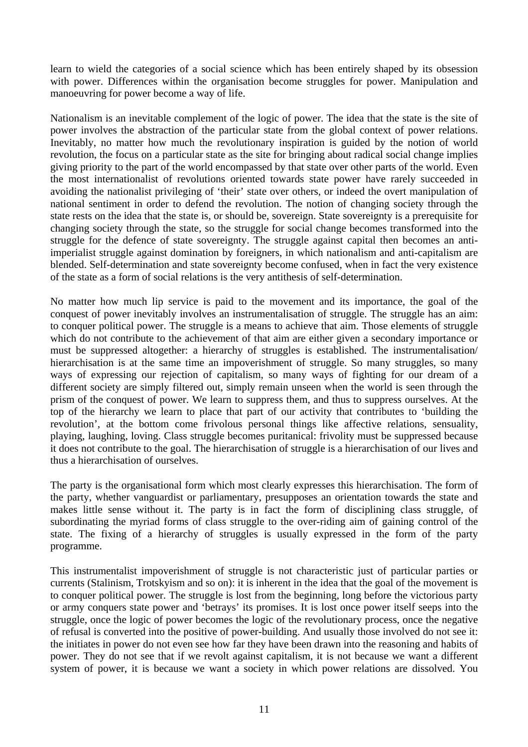learn to wield the categories of a social science which has been entirely shaped by its obsession with power. Differences within the organisation become struggles for power. Manipulation and manoeuvring for power become a way of life.

Nationalism is an inevitable complement of the logic of power. The idea that the state is the site of power involves the abstraction of the particular state from the global context of power relations. Inevitably, no matter how much the revolutionary inspiration is guided by the notion of world revolution, the focus on a particular state as the site for bringing about radical social change implies giving priority to the part of the world encompassed by that state over other parts of the world. Even the most internationalist of revolutions oriented towards state power have rarely succeeded in avoiding the nationalist privileging of 'their' state over others, or indeed the overt manipulation of national sentiment in order to defend the revolution. The notion of changing society through the state rests on the idea that the state is, or should be, sovereign. State sovereignty is a prerequisite for changing society through the state, so the struggle for social change becomes transformed into the struggle for the defence of state sovereignty. The struggle against capital then becomes an anti-imperialist struggle against domination by foreigners, in which nationalism and anti-capitalism are blended. Self-determination and state sovereignty become confused, when in fact the very existence of the state as a form of social relations is the very antithesis of self-determination.

No matter how much lip service is paid to the movement and its importance, the goal of the conquest of power inevitably involves an instrumentalisation of struggle. The struggle has an aim: to conquer political power. The struggle is a means to achieve that aim. Those elements of struggle which do not contribute to the achievement of that aim are either given a secondary importance or must be suppressed altogether: a hierarchy of struggles is established. The instrumentalisation/ hierarchisation is at the same time an impoverishment of struggle. So many struggles, so many ways of expressing our rejection of capitalism, so many ways of fighting for our dream of a different society are simply filtered out, simply remain unseen when the world is seen through the prism of the conquest of power. We learn to suppress them, and thus to suppress ourselves. At the top of the hierarchy we learn to place that part of our activity that contributes to 'building the revolution', at the bottom come frivolous personal things like affective relations, sensuality, playing, laughing, loving. Class struggle becomes puritanical: frivolity must be suppressed because it does not contribute to the goal. The hierarchisation of struggle is a hierarchisation of our lives and thus a hierarchisation of ourselves.

The party is the organisational form which most clearly expresses this hierarchisation. The form of the party, whether vanguardist or parliamentary, presupposes an orientation towards the state and makes little sense without it. The party is in fact the form of disciplining class struggle, of subordinating the myriad forms of class struggle to the over-riding aim of gaining control of the state. The fixing of a hierarchy of struggles is usually expressed in the form of the party programme.

This instrumentalist impoverishment of struggle is not characteristic just of particular parties or currents (Stalinism, Trotskyism and so on): it is inherent in the idea that the goal of the movement is to conquer political power. The struggle is lost from the beginning, long before the victorious party or army conquers state power and 'betrays' its promises. It is lost once power itself seeps into the struggle, once the logic of power becomes the logic of the revolutionary process, once the negative of refusal is converted into the positive of power-building. And usually those involved do not see it: the initiates in power do not even see how far they have been drawn into the reasoning and habits of power. They do not see that if we revolt against capitalism, it is not because we want a different system of power, it is because we want a society in which power relations are dissolved. You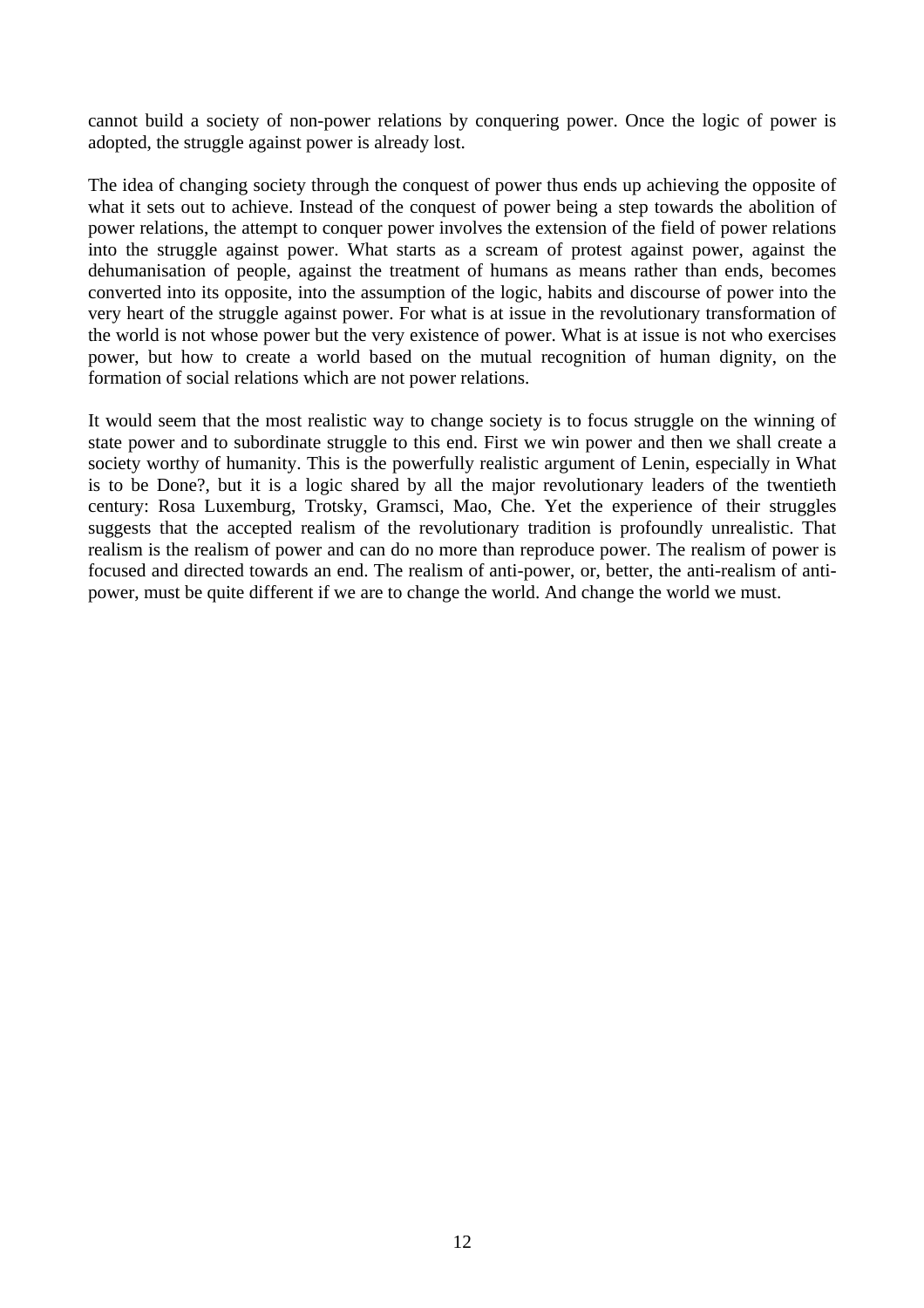cannot build a society of non-power relations by conquering power. Once the logic of power is adopted, the struggle against power is already lost.

The idea of changing society through the conquest of power thus ends up achieving the opposite of what it sets out to achieve. Instead of the conquest of power being a step towards the abolition of power relations, the attempt to conquer power involves the extension of the field of power relations into the struggle against power. What starts as a scream of protest against power, against the dehumanisation of people, against the treatment of humans as means rather than ends, becomes converted into its opposite, into the assumption of the logic, habits and discourse of power into the very heart of the struggle against power. For what is at issue in the revolutionary transformation of the world is not whose power but the very existence of power. What is at issue is not who exercises power, but how to create a world based on the mutual recognition of human dignity, on the formation of social relations which are not power relations.

It would seem that the most realistic way to change society is to focus struggle on the winning of state power and to subordinate struggle to this end. First we win power and then we shall create a society worthy of humanity. This is the powerfully realistic argument of Lenin, especially in What is to be Done?, but it is a logic shared by all the major revolutionary leaders of the twentieth century: Rosa Luxemburg, Trotsky, Gramsci, Mao, Che. Yet the experience of their struggles suggests that the accepted realism of the revolutionary tradition is profoundly unrealistic. That realism is the realism of power and can do no more than reproduce power. The realism of power is focused and directed towards an end. The realism of anti-power, or, better, the anti-realism of anti-power, must be quite different if we are to change the world. And change the world we must.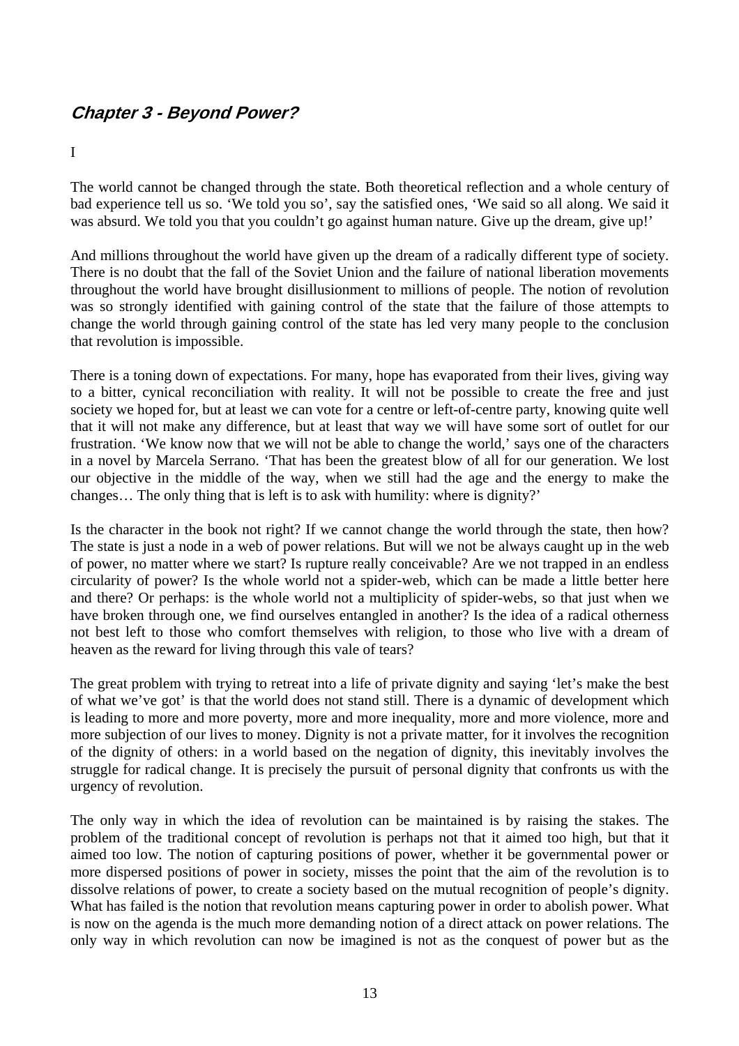## *Chapter 3 - Beyond Power?*

I

The world cannot be changed through the state. Both theoretical reflection and a whole century of bad experience tell us so. 'We told you so', say the satisfied ones, 'We said so all along. We said it was absurd. We told you that you couldn't go against human nature. Give up the dream, give up!'

And millions throughout the world have given up the dream of a radically different type of society. There is no doubt that the fall of the Soviet Union and the failure of national liberation movements throughout the world have brought disillusionment to millions of people. The notion of revolution was so strongly identified with gaining control of the state that the failure of those attempts to change the world through gaining control of the state has led very many people to the conclusion that revolution is impossible.

There is a toning down of expectations. For many, hope has evaporated from their lives, giving way to a bitter, cynical reconciliation with reality. It will not be possible to create the free and just society we hoped for, but at least we can vote for a centre or left-of-centre party, knowing quite well that it will not make any difference, but at least that way we will have some sort of outlet for our frustration. 'We know now that we will not be able to change the world,' says one of the characters in a novel by Marcela Serrano. 'That has been the greatest blow of all for our generation. We lost our objective in the middle of the way, when we still had the age and the energy to make the changes… The only thing that is left is to ask with humility: where is dignity?'

Is the character in the book not right? If we cannot change the world through the state, then how? The state is just a node in a web of power relations. But will we not be always caught up in the web of power, no matter where we start? Is rupture really conceivable? Are we not trapped in an endless circularity of power? Is the whole world not a spider-web, which can be made a little better here and there? Or perhaps: is the whole world not a multiplicity of spider-webs, so that just when we have broken through one, we find ourselves entangled in another? Is the idea of a radical otherness not best left to those who comfort themselves with religion, to those who live with a dream of heaven as the reward for living through this vale of tears?

The great problem with trying to retreat into a life of private dignity and saying 'let's make the best of what we've got' is that the world does not stand still. There is a dynamic of development which is leading to more and more poverty, more and more inequality, more and more violence, more and more subjection of our lives to money. Dignity is not a private matter, for it involves the recognition of the dignity of others: in a world based on the negation of dignity, this inevitably involves the struggle for radical change. It is precisely the pursuit of personal dignity that confronts us with the urgency of revolution.

The only way in which the idea of revolution can be maintained is by raising the stakes. The problem of the traditional concept of revolution is perhaps not that it aimed too high, but that it aimed too low. The notion of capturing positions of power, whether it be governmental power or more dispersed positions of power in society, misses the point that the aim of the revolution is to dissolve relations of power, to create a society based on the mutual recognition of people's dignity. What has failed is the notion that revolution means capturing power in order to abolish power. What is now on the agenda is the much more demanding notion of a direct attack on power relations. The only way in which revolution can now be imagined is not as the conquest of power but as the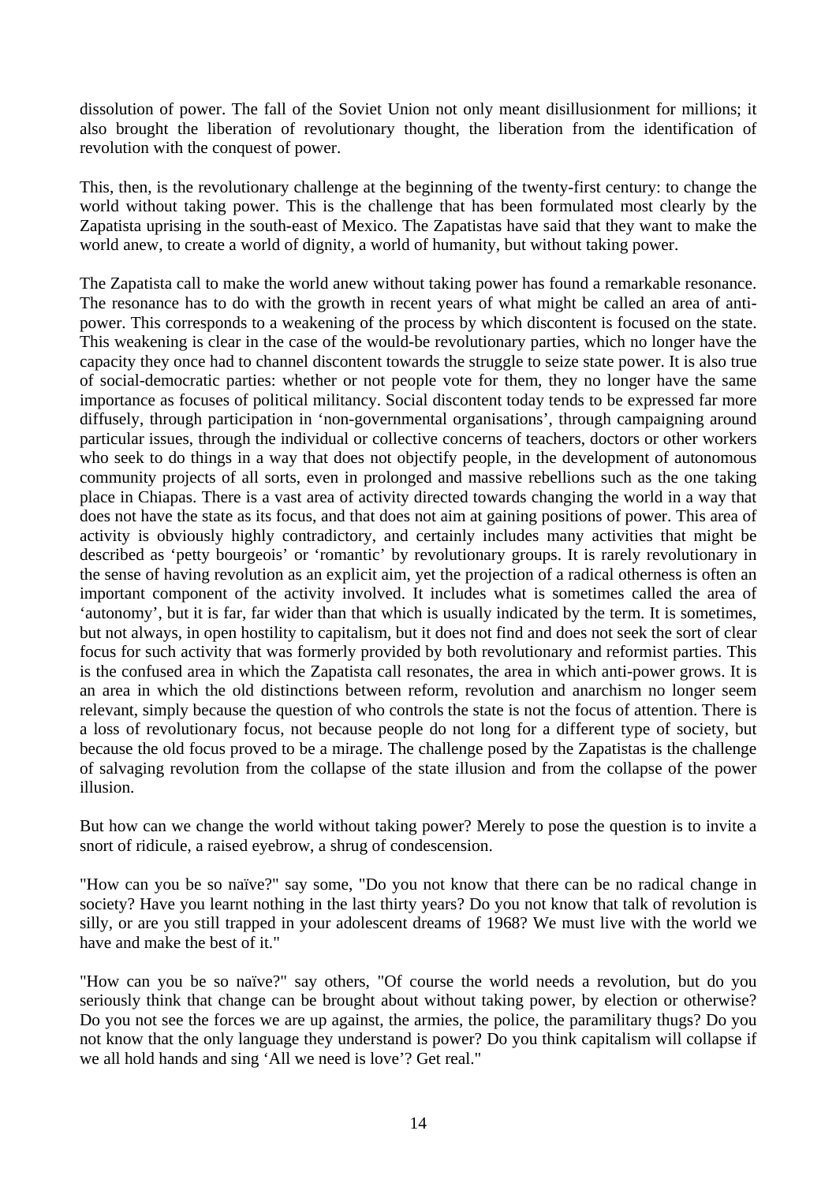dissolution of power. The fall of the Soviet Union not only meant disillusionment for millions; it also brought the liberation of revolutionary thought, the liberation from the identification of revolution with the conquest of power.

This, then, is the revolutionary challenge at the beginning of the twenty-first century: to change the world without taking power. This is the challenge that has been formulated most clearly by the Zapatista uprising in the south-east of Mexico. The Zapatistas have said that they want to make the world anew, to create a world of dignity, a world of humanity, but without taking power.

The Zapatista call to make the world anew without taking power has found a remarkable resonance. The resonance has to do with the growth in recent years of what might be called an area of anti-power. This corresponds to a weakening of the process by which discontent is focused on the state. This weakening is clear in the case of the would-be revolutionary parties, which no longer have the capacity they once had to channel discontent towards the struggle to seize state power. It is also true of social-democratic parties: whether or not people vote for them, they no longer have the same importance as focuses of political militancy. Social discontent today tends to be expressed far more diffusely, through participation in 'non-governmental organisations', through campaigning around particular issues, through the individual or collective concerns of teachers, doctors or other workers who seek to do things in a way that does not objectify people, in the development of autonomous community projects of all sorts, even in prolonged and massive rebellions such as the one taking place in Chiapas. There is a vast area of activity directed towards changing the world in a way that does not have the state as its focus, and that does not aim at gaining positions of power. This area of activity is obviously highly contradictory, and certainly includes many activities that might be described as 'petty bourgeois' or 'romantic' by revolutionary groups. It is rarely revolutionary in the sense of having revolution as an explicit aim, yet the projection of a radical otherness is often an important component of the activity involved. It includes what is sometimes called the area of 'autonomy', but it is far, far wider than that which is usually indicated by the term. It is sometimes, but not always, in open hostility to capitalism, but it does not find and does not seek the sort of clear focus for such activity that was formerly provided by both revolutionary and reformist parties. This is the confused area in which the Zapatista call resonates, the area in which anti-power grows. It is an area in which the old distinctions between reform, revolution and anarchism no longer seem relevant, simply because the question of who controls the state is not the focus of attention. There is a loss of revolutionary focus, not because people do not long for a different type of society, but because the old focus proved to be a mirage. The challenge posed by the Zapatistas is the challenge of salvaging revolution from the collapse of the state illusion and from the collapse of the power illusion.

But how can we change the world without taking power? Merely to pose the question is to invite a snort of ridicule, a raised eyebrow, a shrug of condescension.

"How can you be so naïve?" say some, "Do you not know that there can be no radical change in society? Have you learnt nothing in the last thirty years? Do you not know that talk of revolution is silly, or are you still trapped in your adolescent dreams of 1968? We must live with the world we have and make the best of it."

"How can you be so naïve?" say others, "Of course the world needs a revolution, but do you seriously think that change can be brought about without taking power, by election or otherwise? Do you not see the forces we are up against, the armies, the police, the paramilitary thugs? Do you not know that the only language they understand is power? Do you think capitalism will collapse if we all hold hands and sing 'All we need is love'? Get real."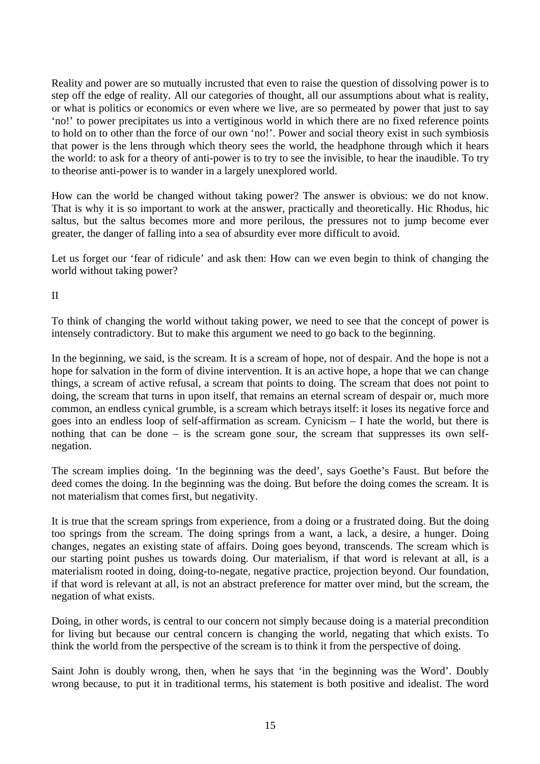Reality and power are so mutually incrusted that even to raise the question of dissolving power is to step off the edge of reality. All our categories of thought, all our assumptions about what is reality, or what is politics or economics or even where we live, are so permeated by power that just to say 'no!' to power precipitates us into a vertiginous world in which there are no fixed reference points to hold on to other than the force of our own 'no!'. Power and social theory exist in such symbiosis that power is the lens through which theory sees the world, the headphone through which it hears the world: to ask for a theory of anti-power is to try to see the invisible, to hear the inaudible. To try to theorise anti-power is to wander in a largely unexplored world.

How can the world be changed without taking power? The answer is obvious: we do not know. That is why it is so important to work at the answer, practically and theoretically. Hic Rhodus, hic saltus, but the saltus becomes more and more perilous, the pressures not to jump become ever greater, the danger of falling into a sea of absurdity ever more difficult to avoid.

Let us forget our 'fear of ridicule' and ask then: How can we even begin to think of changing the world without taking power?

## II

To think of changing the world without taking power, we need to see that the concept of power is intensely contradictory. But to make this argument we need to go back to the beginning.

In the beginning, we said, is the scream. It is a scream of hope, not of despair. And the hope is not a hope for salvation in the form of divine intervention. It is an active hope, a hope that we can change things, a scream of active refusal, a scream that points to doing. The scream that does not point to doing, the scream that turns in upon itself, that remains an eternal scream of despair or, much more common, an endless cynical grumble, is a scream which betrays itself: it loses its negative force and goes into an endless loop of self-affirmation as scream. Cynicism – I hate the world, but there is nothing that can be done – is the scream gone sour, the scream that suppresses its own self-negation.

The scream implies doing. 'In the beginning was the deed', says Goethe's Faust. But before the deed comes the doing. In the beginning was the doing. But before the doing comes the scream. It is not materialism that comes first, but negativity.

It is true that the scream springs from experience, from a doing or a frustrated doing. But the doing too springs from the scream. The doing springs from a want, a lack, a desire, a hunger. Doing changes, negates an existing state of affairs. Doing goes beyond, transcends. The scream which is our starting point pushes us towards doing. Our materialism, if that word is relevant at all, is a materialism rooted in doing, doing-to-negate, negative practice, projection beyond. Our foundation, if that word is relevant at all, is not an abstract preference for matter over mind, but the scream, the negation of what exists.

Doing, in other words, is central to our concern not simply because doing is a material precondition for living but because our central concern is changing the world, negating that which exists. To think the world from the perspective of the scream is to think it from the perspective of doing.

Saint John is doubly wrong, then, when he says that 'in the beginning was the Word'. Doubly wrong because, to put it in traditional terms, his statement is both positive and idealist. The word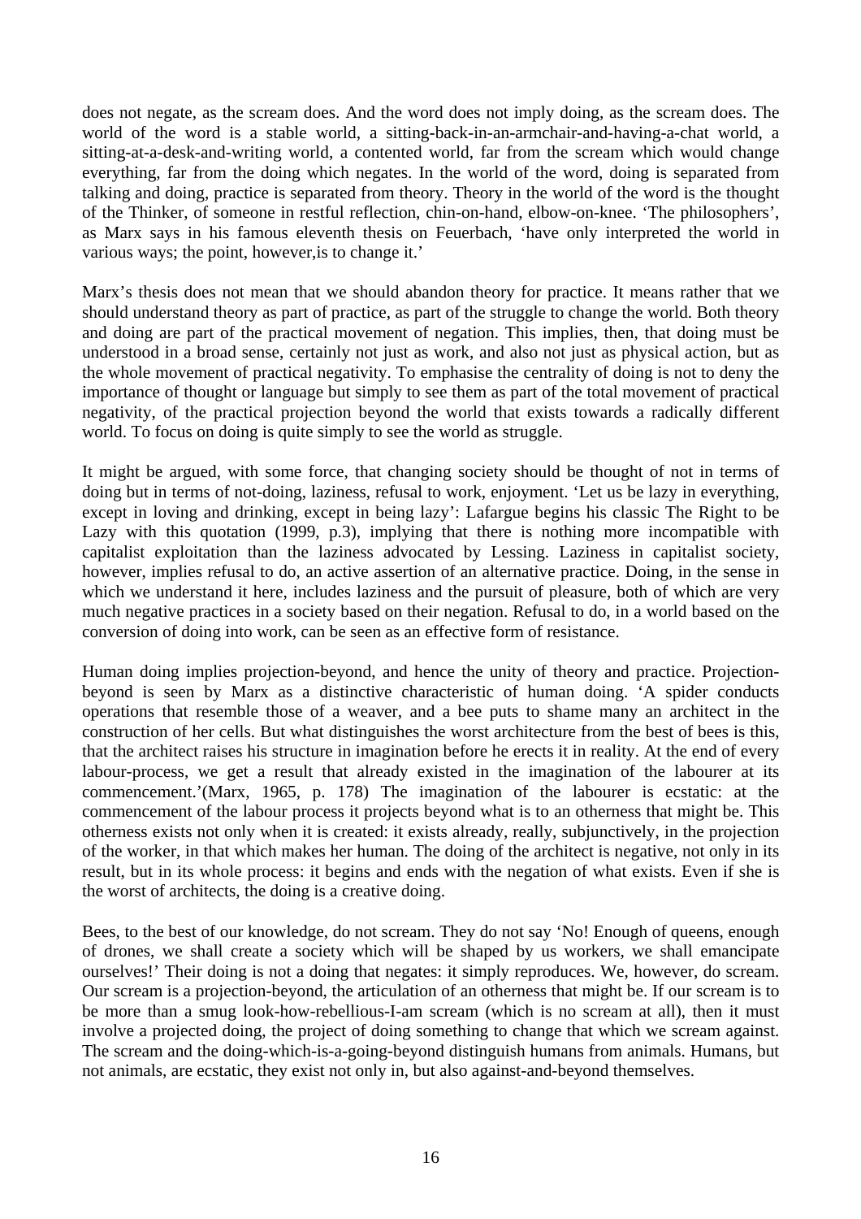does not negate, as the scream does. And the word does not imply doing, as the scream does. The world of the word is a stable world, a sitting-back-in-an-armchair-and-having-a-chat world, a sitting-at-a-desk-and-writing world, a contented world, far from the scream which would change everything, far from the doing which negates. In the world of the word, doing is separated from talking and doing, practice is separated from theory. Theory in the world of the word is the thought of the Thinker, of someone in restful reflection, chin-on-hand, elbow-on-knee. 'The philosophers', as Marx says in his famous eleventh thesis on Feuerbach, 'have only interpreted the world in various ways; the point, however,is to change it.'

Marx's thesis does not mean that we should abandon theory for practice. It means rather that we should understand theory as part of practice, as part of the struggle to change the world. Both theory and doing are part of the practical movement of negation. This implies, then, that doing must be understood in a broad sense, certainly not just as work, and also not just as physical action, but as the whole movement of practical negativity. To emphasise the centrality of doing is not to deny the importance of thought or language but simply to see them as part of the total movement of practical negativity, of the practical projection beyond the world that exists towards a radically different world. To focus on doing is quite simply to see the world as struggle.

It might be argued, with some force, that changing society should be thought of not in terms of doing but in terms of not-doing, laziness, refusal to work, enjoyment. 'Let us be lazy in everything, except in loving and drinking, except in being lazy': Lafargue begins his classic The Right to be Lazy with this quotation (1999, p.3), implying that there is nothing more incompatible with capitalist exploitation than the laziness advocated by Lessing. Laziness in capitalist society, however, implies refusal to do, an active assertion of an alternative practice. Doing, in the sense in which we understand it here, includes laziness and the pursuit of pleasure, both of which are very much negative practices in a society based on their negation. Refusal to do, in a world based on the conversion of doing into work, can be seen as an effective form of resistance.

Human doing implies projection-beyond, and hence the unity of theory and practice. Projection-beyond is seen by Marx as a distinctive characteristic of human doing. 'A spider conducts operations that resemble those of a weaver, and a bee puts to shame many an architect in the construction of her cells. But what distinguishes the worst architecture from the best of bees is this, that the architect raises his structure in imagination before he erects it in reality. At the end of every labour-process, we get a result that already existed in the imagination of the labourer at its commencement.'(Marx, 1965, p. 178) The imagination of the labourer is ecstatic: at the commencement of the labour process it projects beyond what is to an otherness that might be. This otherness exists not only when it is created: it exists already, really, subjunctively, in the projection of the worker, in that which makes her human. The doing of the architect is negative, not only in its result, but in its whole process: it begins and ends with the negation of what exists. Even if she is the worst of architects, the doing is a creative doing.

Bees, to the best of our knowledge, do not scream. They do not say 'No! Enough of queens, enough of drones, we shall create a society which will be shaped by us workers, we shall emancipate ourselves!' Their doing is not a doing that negates: it simply reproduces. We, however, do scream. Our scream is a projection-beyond, the articulation of an otherness that might be. If our scream is to be more than a smug look-how-rebellious-I-am scream (which is no scream at all), then it must involve a projected doing, the project of doing something to change that which we scream against. The scream and the doing-which-is-a-going-beyond distinguish humans from animals. Humans, but not animals, are ecstatic, they exist not only in, but also against-and-beyond themselves.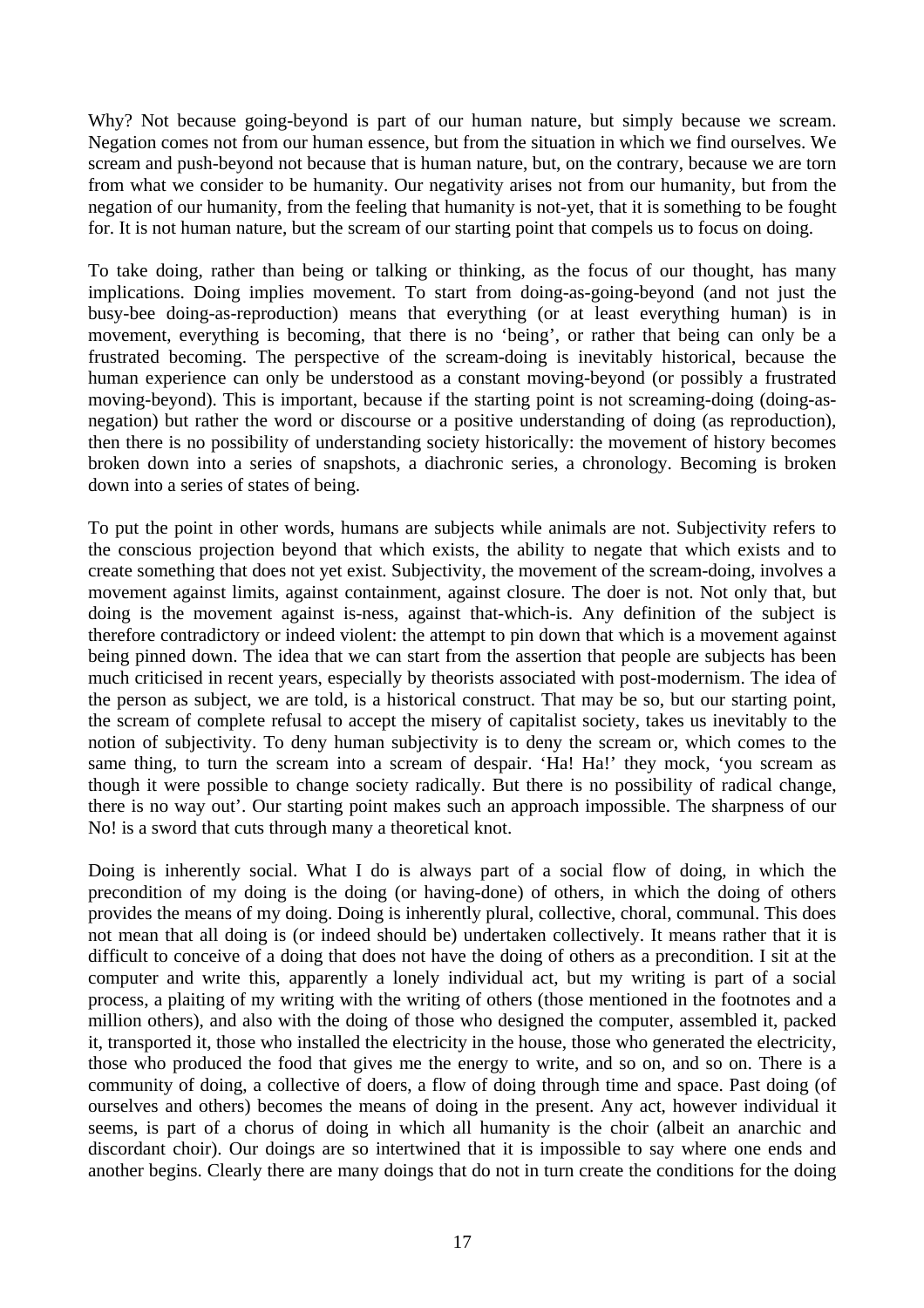Why? Not because going-beyond is part of our human nature, but simply because we scream. Negation comes not from our human essence, but from the situation in which we find ourselves. We scream and push-beyond not because that is human nature, but, on the contrary, because we are torn from what we consider to be humanity. Our negativity arises not from our humanity, but from the negation of our humanity, from the feeling that humanity is not-yet, that it is something to be fought for. It is not human nature, but the scream of our starting point that compels us to focus on doing.

To take doing, rather than being or talking or thinking, as the focus of our thought, has many implications. Doing implies movement. To start from doing-as-going-beyond (and not just the busy-bee doing-as-reproduction) means that everything (or at least everything human) is in movement, everything is becoming, that there is no 'being', or rather that being can only be a frustrated becoming. The perspective of the scream-doing is inevitably historical, because the human experience can only be understood as a constant moving-beyond (or possibly a frustrated moving-beyond). This is important, because if the starting point is not screaming-doing (doing-as-negation) but rather the word or discourse or a positive understanding of doing (as reproduction), then there is no possibility of understanding society historically: the movement of history becomes broken down into a series of snapshots, a diachronic series, a chronology. Becoming is broken down into a series of states of being.

To put the point in other words, humans are subjects while animals are not. Subjectivity refers to the conscious projection beyond that which exists, the ability to negate that which exists and to create something that does not yet exist. Subjectivity, the movement of the scream-doing, involves a movement against limits, against containment, against closure. The doer is not. Not only that, but doing is the movement against is-ness, against that-which-is. Any definition of the subject is therefore contradictory or indeed violent: the attempt to pin down that which is a movement against being pinned down. The idea that we can start from the assertion that people are subjects has been much criticised in recent years, especially by theorists associated with post-modernism. The idea of the person as subject, we are told, is a historical construct. That may be so, but our starting point, the scream of complete refusal to accept the misery of capitalist society, takes us inevitably to the notion of subjectivity. To deny human subjectivity is to deny the scream or, which comes to the same thing, to turn the scream into a scream of despair. 'Ha! Ha!' they mock, 'you scream as though it were possible to change society radically. But there is no possibility of radical change, there is no way out'. Our starting point makes such an approach impossible. The sharpness of our No! is a sword that cuts through many a theoretical knot.

Doing is inherently social. What I do is always part of a social flow of doing, in which the precondition of my doing is the doing (or having-done) of others, in which the doing of others provides the means of my doing. Doing is inherently plural, collective, choral, communal. This does not mean that all doing is (or indeed should be) undertaken collectively. It means rather that it is difficult to conceive of a doing that does not have the doing of others as a precondition. I sit at the computer and write this, apparently a lonely individual act, but my writing is part of a social process, a plaiting of my writing with the writing of others (those mentioned in the footnotes and a million others), and also with the doing of those who designed the computer, assembled it, packed it, transported it, those who installed the electricity in the house, those who generated the electricity, those who produced the food that gives me the energy to write, and so on, and so on. There is a community of doing, a collective of doers, a flow of doing through time and space. Past doing (of ourselves and others) becomes the means of doing in the present. Any act, however individual it seems, is part of a chorus of doing in which all humanity is the choir (albeit an anarchic and discordant choir). Our doings are so intertwined that it is impossible to say where one ends and another begins. Clearly there are many doings that do not in turn create the conditions for the doing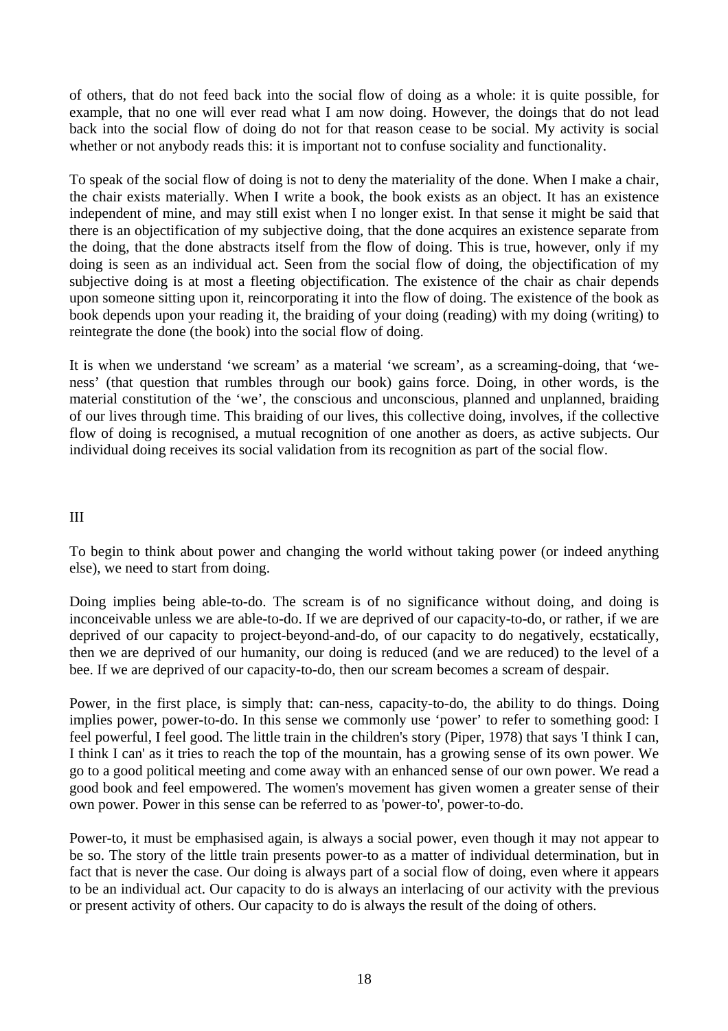of others, that do not feed back into the social flow of doing as a whole: it is quite possible, for example, that no one will ever read what I am now doing. However, the doings that do not lead back into the social flow of doing do not for that reason cease to be social. My activity is social whether or not anybody reads this: it is important not to confuse sociality and functionality.

To speak of the social flow of doing is not to deny the materiality of the done. When I make a chair, the chair exists materially. When I write a book, the book exists as an object. It has an existence independent of mine, and may still exist when I no longer exist. In that sense it might be said that there is an objectification of my subjective doing, that the done acquires an existence separate from the doing, that the done abstracts itself from the flow of doing. This is true, however, only if my doing is seen as an individual act. Seen from the social flow of doing, the objectification of my subjective doing is at most a fleeting objectification. The existence of the chair as chair depends upon someone sitting upon it, reincorporating it into the flow of doing. The existence of the book as book depends upon your reading it, the braiding of your doing (reading) with my doing (writing) to reintegrate the done (the book) into the social flow of doing.

It is when we understand 'we scream' as a material 'we scream', as a screaming-doing, that 'we-ness' (that question that rumbles through our book) gains force. Doing, in other words, is the material constitution of the 'we', the conscious and unconscious, planned and unplanned, braiding of our lives through time. This braiding of our lives, this collective doing, involves, if the collective flow of doing is recognised, a mutual recognition of one another as doers, as active subjects. Our individual doing receives its social validation from its recognition as part of the social flow.

## III

To begin to think about power and changing the world without taking power (or indeed anything else), we need to start from doing.

Doing implies being able-to-do. The scream is of no significance without doing, and doing is inconceivable unless we are able-to-do. If we are deprived of our capacity-to-do, or rather, if we are deprived of our capacity to project-beyond-and-do, of our capacity to do negatively, ecstatically, then we are deprived of our humanity, our doing is reduced (and we are reduced) to the level of a bee. If we are deprived of our capacity-to-do, then our scream becomes a scream of despair.

Power, in the first place, is simply that: can-ness, capacity-to-do, the ability to do things. Doing implies power, power-to-do. In this sense we commonly use 'power' to refer to something good: I feel powerful, I feel good. The little train in the children's story (Piper, 1978) that says 'I think I can, I think I can' as it tries to reach the top of the mountain, has a growing sense of its own power. We go to a good political meeting and come away with an enhanced sense of our own power. We read a good book and feel empowered. The women's movement has given women a greater sense of their own power. Power in this sense can be referred to as 'power-to', power-to-do.

Power-to, it must be emphasised again, is always a social power, even though it may not appear to be so. The story of the little train presents power-to as a matter of individual determination, but in fact that is never the case. Our doing is always part of a social flow of doing, even where it appears to be an individual act. Our capacity to do is always an interlacing of our activity with the previous or present activity of others. Our capacity to do is always the result of the doing of others.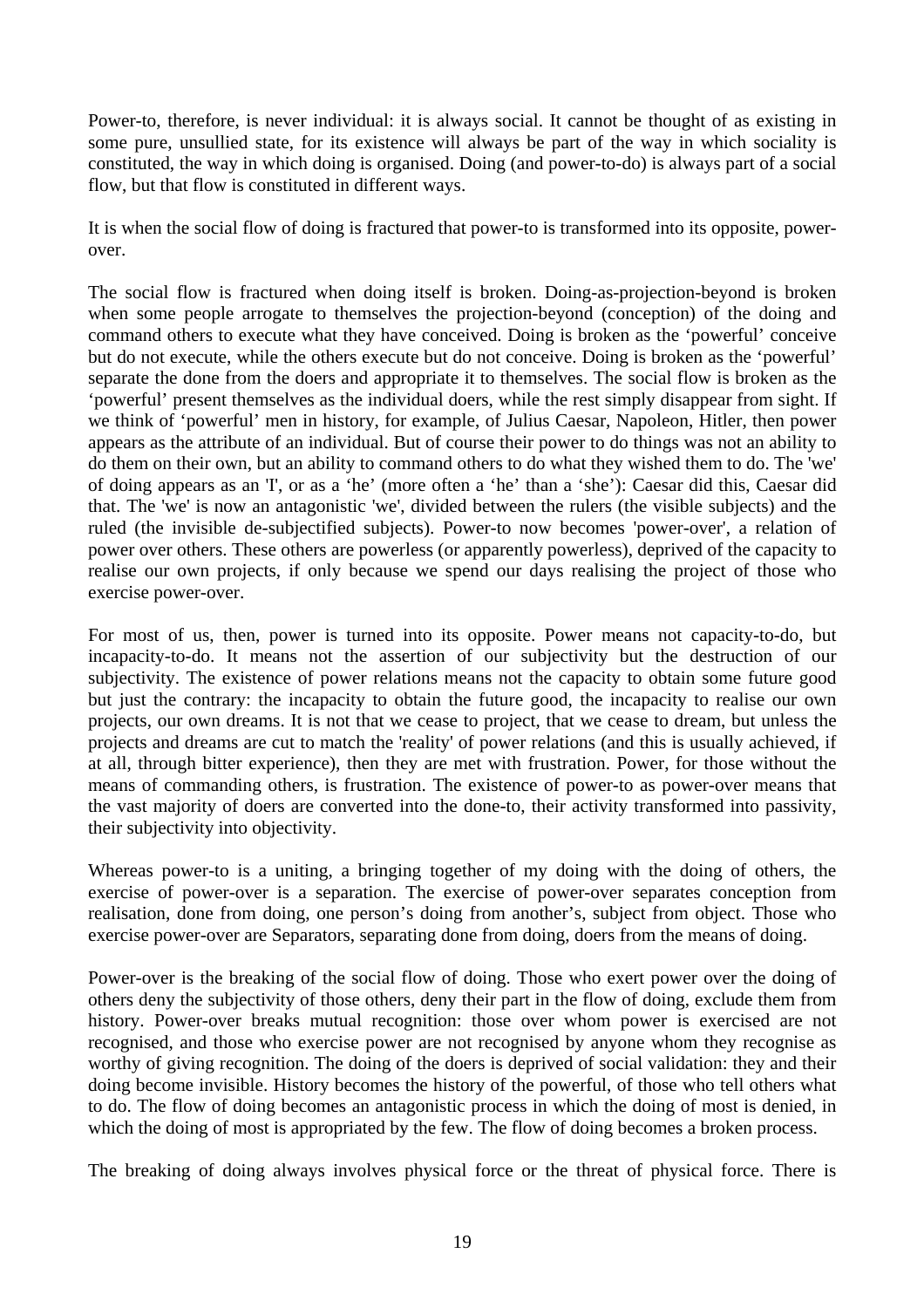Power-to, therefore, is never individual: it is always social. It cannot be thought of as existing in some pure, unsullied state, for its existence will always be part of the way in which sociality is constituted, the way in which doing is organised. Doing (and power-to-do) is always part of a social flow, but that flow is constituted in different ways.

It is when the social flow of doing is fractured that power-to is transformed into its opposite, power-over.

The social flow is fractured when doing itself is broken. Doing-as-projection-beyond is broken when some people arrogate to themselves the projection-beyond (conception) of the doing and command others to execute what they have conceived. Doing is broken as the 'powerful' conceive but do not execute, while the others execute but do not conceive. Doing is broken as the 'powerful' separate the done from the doers and appropriate it to themselves. The social flow is broken as the 'powerful' present themselves as the individual doers, while the rest simply disappear from sight. If we think of 'powerful' men in history, for example, of Julius Caesar, Napoleon, Hitler, then power appears as the attribute of an individual. But of course their power to do things was not an ability to do them on their own, but an ability to command others to do what they wished them to do. The 'we' of doing appears as an 'I', or as a 'he' (more often a 'he' than a 'she'): Caesar did this, Caesar did that. The 'we' is now an antagonistic 'we', divided between the rulers (the visible subjects) and the ruled (the invisible de-subjectified subjects). Power-to now becomes 'power-over', a relation of power over others. These others are powerless (or apparently powerless), deprived of the capacity to realise our own projects, if only because we spend our days realising the project of those who exercise power-over.

For most of us, then, power is turned into its opposite. Power means not capacity-to-do, but incapacity-to-do. It means not the assertion of our subjectivity but the destruction of our subjectivity. The existence of power relations means not the capacity to obtain some future good but just the contrary: the incapacity to obtain the future good, the incapacity to realise our own projects, our own dreams. It is not that we cease to project, that we cease to dream, but unless the projects and dreams are cut to match the 'reality' of power relations (and this is usually achieved, if at all, through bitter experience), then they are met with frustration. Power, for those without the means of commanding others, is frustration. The existence of power-to as power-over means that the vast majority of doers are converted into the done-to, their activity transformed into passivity, their subjectivity into objectivity.

Whereas power-to is a uniting, a bringing together of my doing with the doing of others, the exercise of power-over is a separation. The exercise of power-over separates conception from realisation, done from doing, one person's doing from another's, subject from object. Those who exercise power-over are Separators, separating done from doing, doers from the means of doing.

Power-over is the breaking of the social flow of doing. Those who exert power over the doing of others deny the subjectivity of those others, deny their part in the flow of doing, exclude them from history. Power-over breaks mutual recognition: those over whom power is exercised are not recognised, and those who exercise power are not recognised by anyone whom they recognise as worthy of giving recognition. The doing of the doers is deprived of social validation: they and their doing become invisible. History becomes the history of the powerful, of those who tell others what to do. The flow of doing becomes an antagonistic process in which the doing of most is denied, in which the doing of most is appropriated by the few. The flow of doing becomes a broken process.

The breaking of doing always involves physical force or the threat of physical force. There is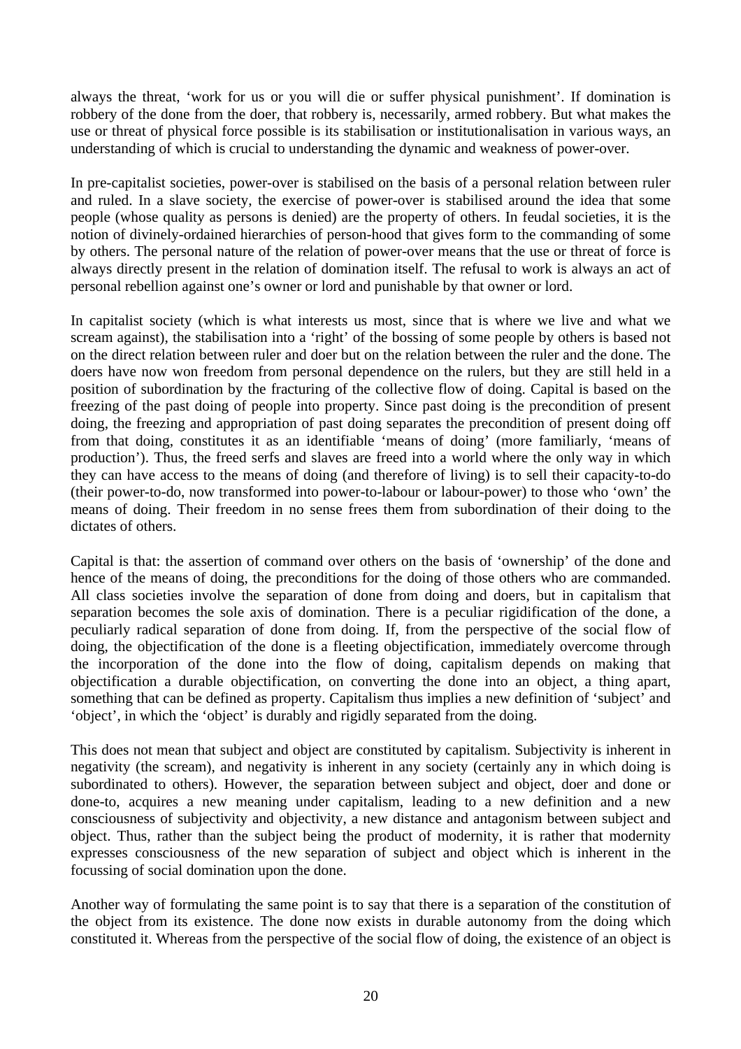always the threat, 'work for us or you will die or suffer physical punishment'. If domination is robbery of the done from the doer, that robbery is, necessarily, armed robbery. But what makes the use or threat of physical force possible is its stabilisation or institutionalisation in various ways, an understanding of which is crucial to understanding the dynamic and weakness of power-over.

In pre-capitalist societies, power-over is stabilised on the basis of a personal relation between ruler and ruled. In a slave society, the exercise of power-over is stabilised around the idea that some people (whose quality as persons is denied) are the property of others. In feudal societies, it is the notion of divinely-ordained hierarchies of person-hood that gives form to the commanding of some by others. The personal nature of the relation of power-over means that the use or threat of force is always directly present in the relation of domination itself. The refusal to work is always an act of personal rebellion against one's owner or lord and punishable by that owner or lord.

In capitalist society (which is what interests us most, since that is where we live and what we scream against), the stabilisation into a 'right' of the bossing of some people by others is based not on the direct relation between ruler and doer but on the relation between the ruler and the done. The doers have now won freedom from personal dependence on the rulers, but they are still held in a position of subordination by the fracturing of the collective flow of doing. Capital is based on the freezing of the past doing of people into property. Since past doing is the precondition of present doing, the freezing and appropriation of past doing separates the precondition of present doing off from that doing, constitutes it as an identifiable 'means of doing' (more familiarly, 'means of production'). Thus, the freed serfs and slaves are freed into a world where the only way in which they can have access to the means of doing (and therefore of living) is to sell their capacity-to-do (their power-to-do, now transformed into power-to-labour or labour-power) to those who 'own' the means of doing. Their freedom in no sense frees them from subordination of their doing to the dictates of others.

Capital is that: the assertion of command over others on the basis of 'ownership' of the done and hence of the means of doing, the preconditions for the doing of those others who are commanded. All class societies involve the separation of done from doing and doers, but in capitalism that separation becomes the sole axis of domination. There is a peculiar rigidification of the done, a peculiarly radical separation of done from doing. If, from the perspective of the social flow of doing, the objectification of the done is a fleeting objectification, immediately overcome through the incorporation of the done into the flow of doing, capitalism depends on making that objectification a durable objectification, on converting the done into an object, a thing apart, something that can be defined as property. Capitalism thus implies a new definition of 'subject' and 'object', in which the 'object' is durably and rigidly separated from the doing.

This does not mean that subject and object are constituted by capitalism. Subjectivity is inherent in negativity (the scream), and negativity is inherent in any society (certainly any in which doing is subordinated to others). However, the separation between subject and object, doer and done or done-to, acquires a new meaning under capitalism, leading to a new definition and a new consciousness of subjectivity and objectivity, a new distance and antagonism between subject and object. Thus, rather than the subject being the product of modernity, it is rather that modernity expresses consciousness of the new separation of subject and object which is inherent in the focussing of social domination upon the done.

Another way of formulating the same point is to say that there is a separation of the constitution of the object from its existence. The done now exists in durable autonomy from the doing which constituted it. Whereas from the perspective of the social flow of doing, the existence of an object is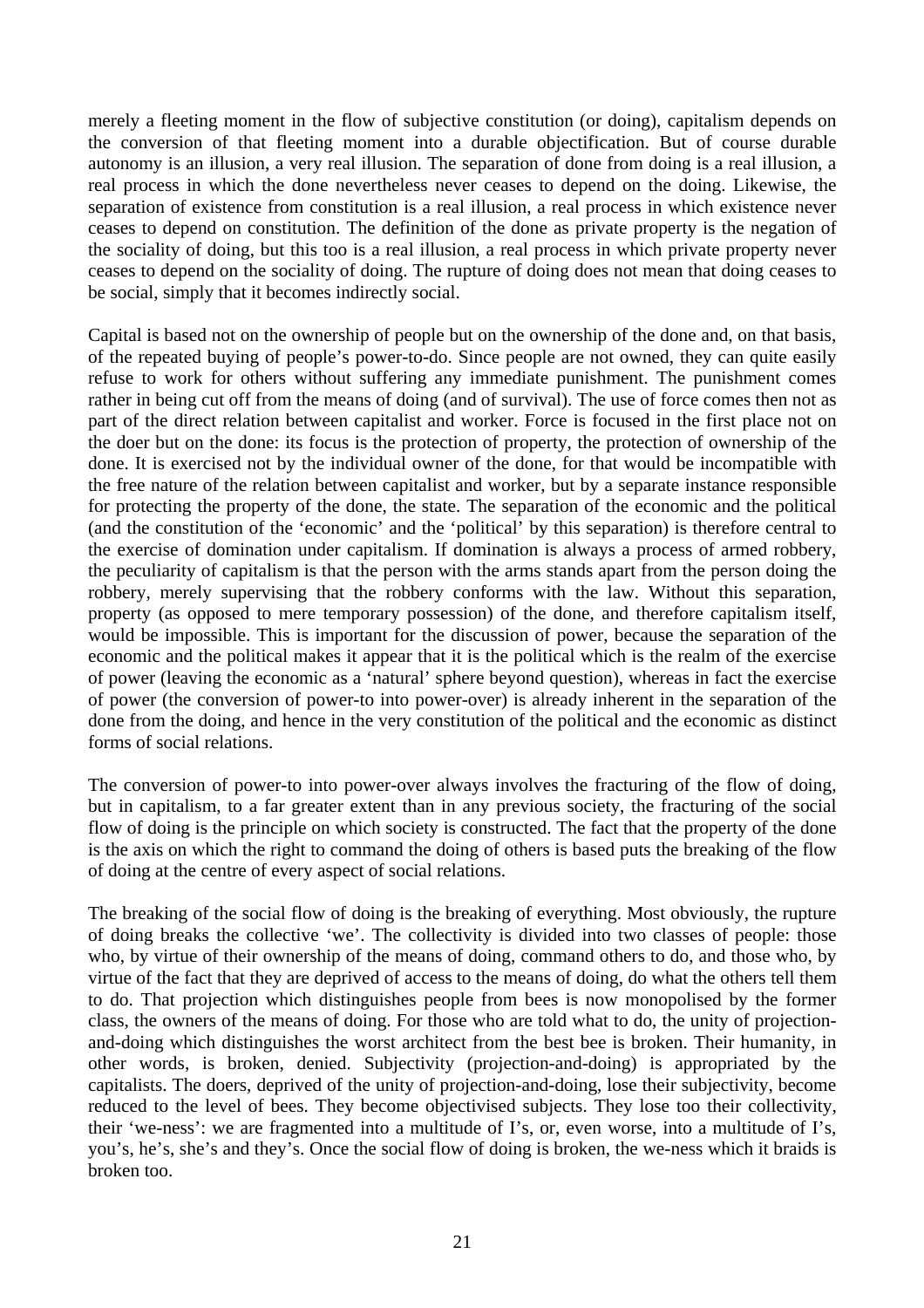merely a fleeting moment in the flow of subjective constitution (or doing), capitalism depends on the conversion of that fleeting moment into a durable objectification. But of course durable autonomy is an illusion, a very real illusion. The separation of done from doing is a real illusion, a real process in which the done nevertheless never ceases to depend on the doing. Likewise, the separation of existence from constitution is a real illusion, a real process in which existence never ceases to depend on constitution. The definition of the done as private property is the negation of the sociality of doing, but this too is a real illusion, a real process in which private property never ceases to depend on the sociality of doing. The rupture of doing does not mean that doing ceases to be social, simply that it becomes indirectly social.

Capital is based not on the ownership of people but on the ownership of the done and, on that basis, of the repeated buying of people's power-to-do. Since people are not owned, they can quite easily refuse to work for others without suffering any immediate punishment. The punishment comes rather in being cut off from the means of doing (and of survival). The use of force comes then not as part of the direct relation between capitalist and worker. Force is focused in the first place not on the doer but on the done: its focus is the protection of property, the protection of ownership of the done. It is exercised not by the individual owner of the done, for that would be incompatible with the free nature of the relation between capitalist and worker, but by a separate instance responsible for protecting the property of the done, the state. The separation of the economic and the political (and the constitution of the 'economic' and the 'political' by this separation) is therefore central to the exercise of domination under capitalism. If domination is always a process of armed robbery, the peculiarity of capitalism is that the person with the arms stands apart from the person doing the robbery, merely supervising that the robbery conforms with the law. Without this separation, property (as opposed to mere temporary possession) of the done, and therefore capitalism itself, would be impossible. This is important for the discussion of power, because the separation of the economic and the political makes it appear that it is the political which is the realm of the exercise of power (leaving the economic as a 'natural' sphere beyond question), whereas in fact the exercise of power (the conversion of power-to into power-over) is already inherent in the separation of the done from the doing, and hence in the very constitution of the political and the economic as distinct forms of social relations.

The conversion of power-to into power-over always involves the fracturing of the flow of doing, but in capitalism, to a far greater extent than in any previous society, the fracturing of the social flow of doing is the principle on which society is constructed. The fact that the property of the done is the axis on which the right to command the doing of others is based puts the breaking of the flow of doing at the centre of every aspect of social relations.

The breaking of the social flow of doing is the breaking of everything. Most obviously, the rupture of doing breaks the collective 'we'. The collectivity is divided into two classes of people: those who, by virtue of their ownership of the means of doing, command others to do, and those who, by virtue of the fact that they are deprived of access to the means of doing, do what the others tell them to do. That projection which distinguishes people from bees is now monopolised by the former class, the owners of the means of doing. For those who are told what to do, the unity of projection-and-doing which distinguishes the worst architect from the best bee is broken. Their humanity, in other words, is broken, denied. Subjectivity (projection-and-doing) is appropriated by the capitalists. The doers, deprived of the unity of projection-and-doing, lose their subjectivity, become reduced to the level of bees. They become objectivised subjects. They lose too their collectivity, their 'we-ness': we are fragmented into a multitude of I's, or, even worse, into a multitude of I's, you's, he's, she's and they's. Once the social flow of doing is broken, the we-ness which it braids is broken too.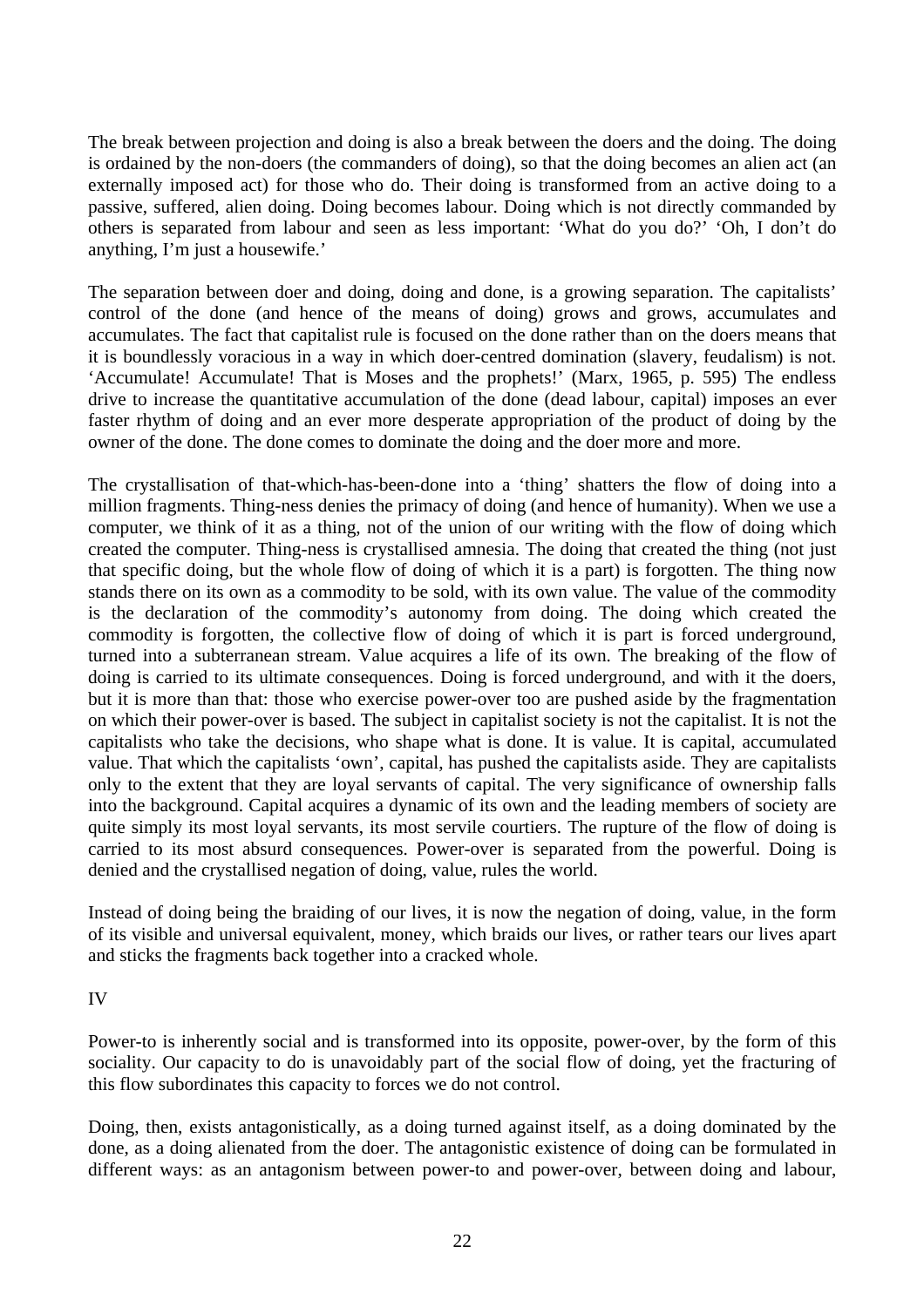The break between projection and doing is also a break between the doers and the doing. The doing is ordained by the non-doers (the commanders of doing), so that the doing becomes an alien act (an externally imposed act) for those who do. Their doing is transformed from an active doing to a passive, suffered, alien doing. Doing becomes labour. Doing which is not directly commanded by others is separated from labour and seen as less important: 'What do you do?' 'Oh, I don't do anything, I'm just a housewife.'

The separation between doer and doing, doing and done, is a growing separation. The capitalists' control of the done (and hence of the means of doing) grows and grows, accumulates and accumulates. The fact that capitalist rule is focused on the done rather than on the doers means that it is boundlessly voracious in a way in which doer-centred domination (slavery, feudalism) is not. 'Accumulate! Accumulate! That is Moses and the prophets!' (Marx, 1965, p. 595) The endless drive to increase the quantitative accumulation of the done (dead labour, capital) imposes an ever faster rhythm of doing and an ever more desperate appropriation of the product of doing by the owner of the done. The done comes to dominate the doing and the doer more and more.

The crystallisation of that-which-has-been-done into a 'thing' shatters the flow of doing into a million fragments. Thing-ness denies the primacy of doing (and hence of humanity). When we use a computer, we think of it as a thing, not of the union of our writing with the flow of doing which created the computer. Thing-ness is crystallised amnesia. The doing that created the thing (not just that specific doing, but the whole flow of doing of which it is a part) is forgotten. The thing now stands there on its own as a commodity to be sold, with its own value. The value of the commodity is the declaration of the commodity's autonomy from doing. The doing which created the commodity is forgotten, the collective flow of doing of which it is part is forced underground, turned into a subterranean stream. Value acquires a life of its own. The breaking of the flow of doing is carried to its ultimate consequences. Doing is forced underground, and with it the doers, but it is more than that: those who exercise power-over too are pushed aside by the fragmentation on which their power-over is based. The subject in capitalist society is not the capitalist. It is not the capitalists who take the decisions, who shape what is done. It is value. It is capital, accumulated value. That which the capitalists 'own', capital, has pushed the capitalists aside. They are capitalists only to the extent that they are loyal servants of capital. The very significance of ownership falls into the background. Capital acquires a dynamic of its own and the leading members of society are quite simply its most loyal servants, its most servile courtiers. The rupture of the flow of doing is carried to its most absurd consequences. Power-over is separated from the powerful. Doing is denied and the crystallised negation of doing, value, rules the world.

Instead of doing being the braiding of our lives, it is now the negation of doing, value, in the form of its visible and universal equivalent, money, which braids our lives, or rather tears our lives apart and sticks the fragments back together into a cracked whole.

IV

Power-to is inherently social and is transformed into its opposite, power-over, by the form of this sociality. Our capacity to do is unavoidably part of the social flow of doing, yet the fracturing of this flow subordinates this capacity to forces we do not control.

Doing, then, exists antagonistically, as a doing turned against itself, as a doing dominated by the done, as a doing alienated from the doer. The antagonistic existence of doing can be formulated in different ways: as an antagonism between power-to and power-over, between doing and labour,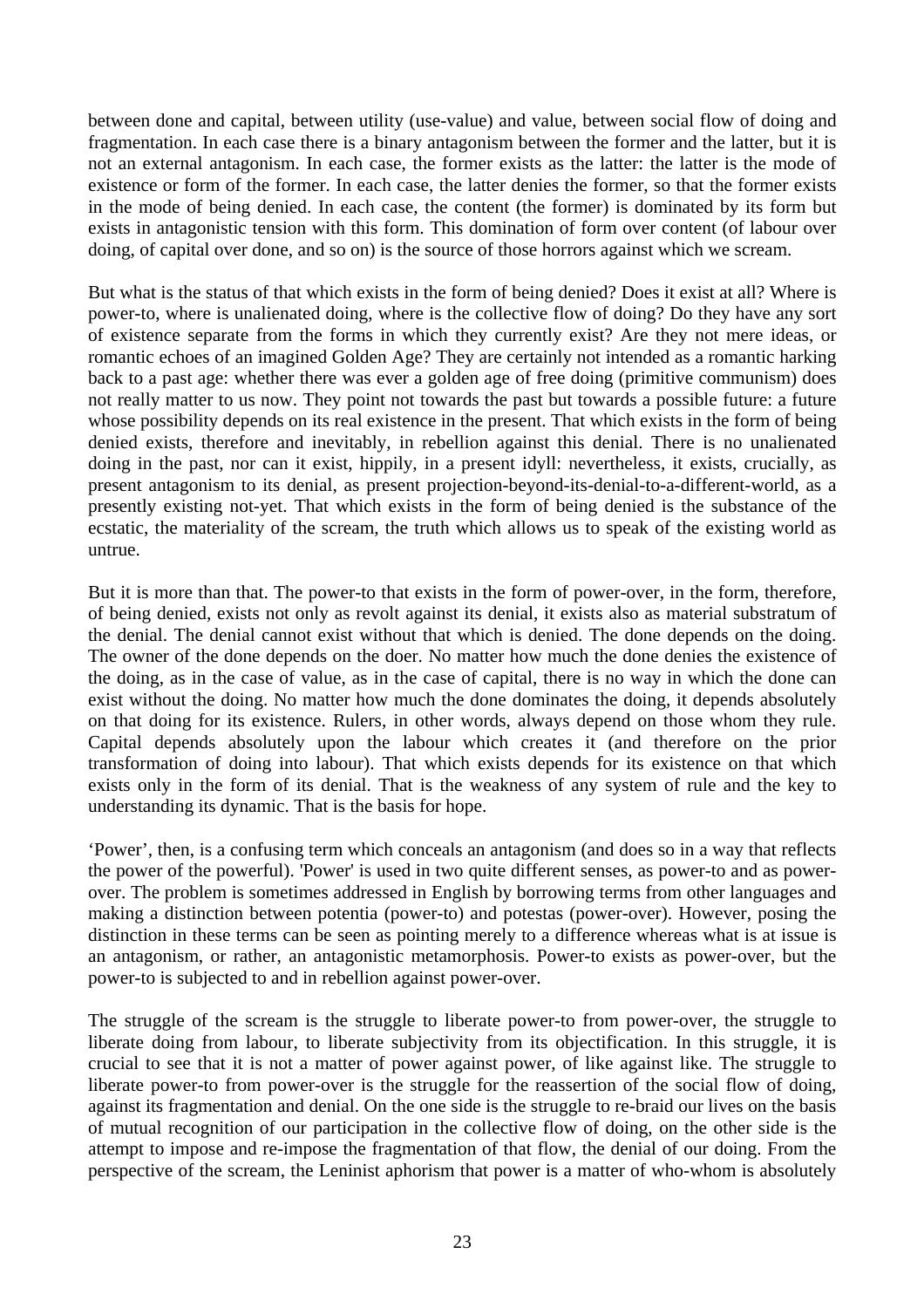between done and capital, between utility (use-value) and value, between social flow of doing and fragmentation. In each case there is a binary antagonism between the former and the latter, but it is not an external antagonism. In each case, the former exists as the latter: the latter is the mode of existence or form of the former. In each case, the latter denies the former, so that the former exists in the mode of being denied. In each case, the content (the former) is dominated by its form but exists in antagonistic tension with this form. This domination of form over content (of labour over doing, of capital over done, and so on) is the source of those horrors against which we scream.

But what is the status of that which exists in the form of being denied? Does it exist at all? Where is power-to, where is unalienated doing, where is the collective flow of doing? Do they have any sort of existence separate from the forms in which they currently exist? Are they not mere ideas, or romantic echoes of an imagined Golden Age? They are certainly not intended as a romantic harking back to a past age: whether there was ever a golden age of free doing (primitive communism) does not really matter to us now. They point not towards the past but towards a possible future: a future whose possibility depends on its real existence in the present. That which exists in the form of being denied exists, therefore and inevitably, in rebellion against this denial. There is no unalienated doing in the past, nor can it exist, hippily, in a present idyll: nevertheless, it exists, crucially, as present antagonism to its denial, as present projection-beyond-its-denial-to-a-different-world, as a presently existing not-yet. That which exists in the form of being denied is the substance of the ecstatic, the materiality of the scream, the truth which allows us to speak of the existing world as untrue.

But it is more than that. The power-to that exists in the form of power-over, in the form, therefore, of being denied, exists not only as revolt against its denial, it exists also as material substratum of the denial. The denial cannot exist without that which is denied. The done depends on the doing. The owner of the done depends on the doer. No matter how much the done denies the existence of the doing, as in the case of value, as in the case of capital, there is no way in which the done can exist without the doing. No matter how much the done dominates the doing, it depends absolutely on that doing for its existence. Rulers, in other words, always depend on those whom they rule. Capital depends absolutely upon the labour which creates it (and therefore on the prior transformation of doing into labour). That which exists depends for its existence on that which exists only in the form of its denial. That is the weakness of any system of rule and the key to understanding its dynamic. That is the basis for hope.

'Power', then, is a confusing term which conceals an antagonism (and does so in a way that reflects the power of the powerful). 'Power' is used in two quite different senses, as power-to and as power-over. The problem is sometimes addressed in English by borrowing terms from other languages and making a distinction between potentia (power-to) and potestas (power-over). However, posing the distinction in these terms can be seen as pointing merely to a difference whereas what is at issue is an antagonism, or rather, an antagonistic metamorphosis. Power-to exists as power-over, but the power-to is subjected to and in rebellion against power-over.

The struggle of the scream is the struggle to liberate power-to from power-over, the struggle to liberate doing from labour, to liberate subjectivity from its objectification. In this struggle, it is crucial to see that it is not a matter of power against power, of like against like. The struggle to liberate power-to from power-over is the struggle for the reassertion of the social flow of doing, against its fragmentation and denial. On the one side is the struggle to re-braid our lives on the basis of mutual recognition of our participation in the collective flow of doing, on the other side is the attempt to impose and re-impose the fragmentation of that flow, the denial of our doing. From the perspective of the scream, the Leninist aphorism that power is a matter of who-whom is absolutely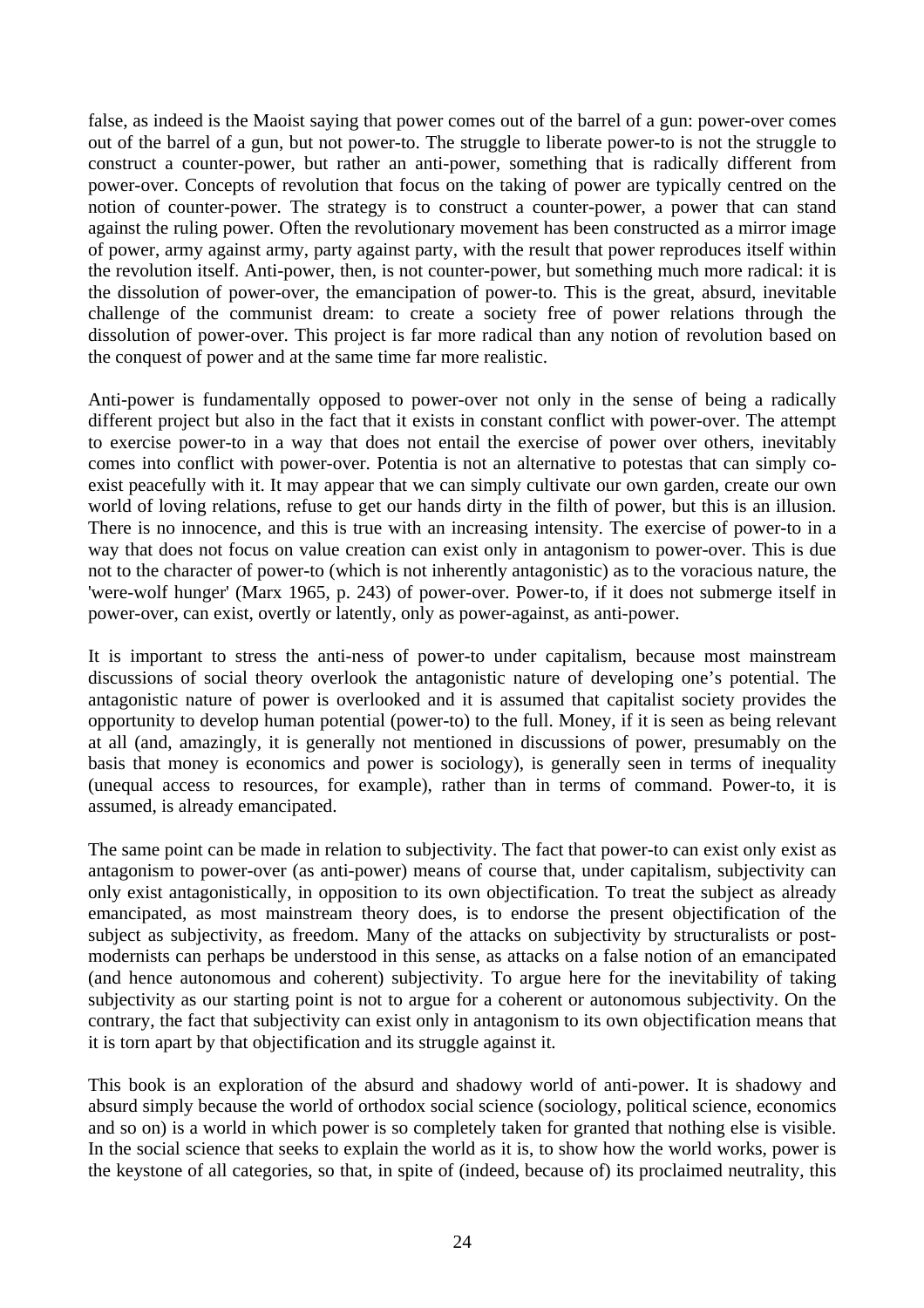false, as indeed is the Maoist saying that power comes out of the barrel of a gun: power-over comes out of the barrel of a gun, but not power-to. The struggle to liberate power-to is not the struggle to construct a counter-power, but rather an anti-power, something that is radically different from power-over. Concepts of revolution that focus on the taking of power are typically centred on the notion of counter-power. The strategy is to construct a counter-power, a power that can stand against the ruling power. Often the revolutionary movement has been constructed as a mirror image of power, army against army, party against party, with the result that power reproduces itself within the revolution itself. Anti-power, then, is not counter-power, but something much more radical: it is the dissolution of power-over, the emancipation of power-to. This is the great, absurd, inevitable challenge of the communist dream: to create a society free of power relations through the dissolution of power-over. This project is far more radical than any notion of revolution based on the conquest of power and at the same time far more realistic.

Anti-power is fundamentally opposed to power-over not only in the sense of being a radically different project but also in the fact that it exists in constant conflict with power-over. The attempt to exercise power-to in a way that does not entail the exercise of power over others, inevitably comes into conflict with power-over. Potentia is not an alternative to potestas that can simply co-exist peacefully with it. It may appear that we can simply cultivate our own garden, create our own world of loving relations, refuse to get our hands dirty in the filth of power, but this is an illusion. There is no innocence, and this is true with an increasing intensity. The exercise of power-to in a way that does not focus on value creation can exist only in antagonism to power-over. This is due not to the character of power-to (which is not inherently antagonistic) as to the voracious nature, the 'were-wolf hunger' (Marx 1965, p. 243) of power-over. Power-to, if it does not submerge itself in power-over, can exist, overtly or latently, only as power-against, as anti-power.

It is important to stress the anti-ness of power-to under capitalism, because most mainstream discussions of social theory overlook the antagonistic nature of developing one's potential. The antagonistic nature of power is overlooked and it is assumed that capitalist society provides the opportunity to develop human potential (power-to) to the full. Money, if it is seen as being relevant at all (and, amazingly, it is generally not mentioned in discussions of power, presumably on the basis that money is economics and power is sociology), is generally seen in terms of inequality (unequal access to resources, for example), rather than in terms of command. Power-to, it is assumed, is already emancipated.

The same point can be made in relation to subjectivity. The fact that power-to can exist only exist as antagonism to power-over (as anti-power) means of course that, under capitalism, subjectivity can only exist antagonistically, in opposition to its own objectification. To treat the subject as already emancipated, as most mainstream theory does, is to endorse the present objectification of the subject as subjectivity, as freedom. Many of the attacks on subjectivity by structuralists or post-modernists can perhaps be understood in this sense, as attacks on a false notion of an emancipated (and hence autonomous and coherent) subjectivity. To argue here for the inevitability of taking subjectivity as our starting point is not to argue for a coherent or autonomous subjectivity. On the contrary, the fact that subjectivity can exist only in antagonism to its own objectification means that it is torn apart by that objectification and its struggle against it.

This book is an exploration of the absurd and shadowy world of anti-power. It is shadowy and absurd simply because the world of orthodox social science (sociology, political science, economics and so on) is a world in which power is so completely taken for granted that nothing else is visible. In the social science that seeks to explain the world as it is, to show how the world works, power is the keystone of all categories, so that, in spite of (indeed, because of) its proclaimed neutrality, this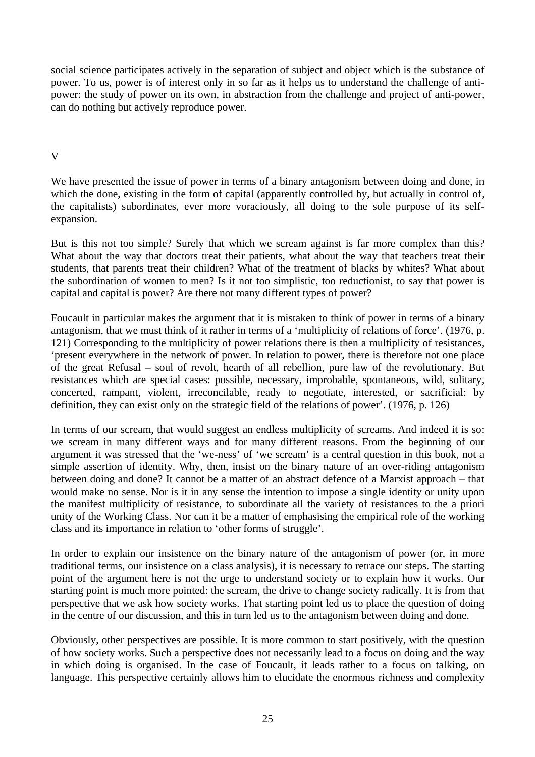social science participates actively in the separation of subject and object which is the substance of power. To us, power is of interest only in so far as it helps us to understand the challenge of anti-power: the study of power on its own, in abstraction from the challenge and project of anti-power, can do nothing but actively reproduce power.

## V

We have presented the issue of power in terms of a binary antagonism between doing and done, in which the done, existing in the form of capital (apparently controlled by, but actually in control of, the capitalists) subordinates, ever more voraciously, all doing to the sole purpose of its self-expansion.

But is this not too simple? Surely that which we scream against is far more complex than this? What about the way that doctors treat their patients, what about the way that teachers treat their students, that parents treat their children? What of the treatment of blacks by whites? What about the subordination of women to men? Is it not too simplistic, too reductionist, to say that power is capital and capital is power? Are there not many different types of power?

Foucault in particular makes the argument that it is mistaken to think of power in terms of a binary antagonism, that we must think of it rather in terms of a 'multiplicity of relations of force'. (1976, p. 121) Corresponding to the multiplicity of power relations there is then a multiplicity of resistances, 'present everywhere in the network of power. In relation to power, there is therefore not one place of the great Refusal – soul of revolt, hearth of all rebellion, pure law of the revolutionary. But resistances which are special cases: possible, necessary, improbable, spontaneous, wild, solitary, concerted, rampant, violent, irreconcilable, ready to negotiate, interested, or sacrificial: by definition, they can exist only on the strategic field of the relations of power'. (1976, p. 126)

In terms of our scream, that would suggest an endless multiplicity of screams. And indeed it is so: we scream in many different ways and for many different reasons. From the beginning of our argument it was stressed that the 'we-ness' of 'we scream' is a central question in this book, not a simple assertion of identity. Why, then, insist on the binary nature of an over-riding antagonism between doing and done? It cannot be a matter of an abstract defence of a Marxist approach – that would make no sense. Nor is it in any sense the intention to impose a single identity or unity upon the manifest multiplicity of resistance, to subordinate all the variety of resistances to the a priori unity of the Working Class. Nor can it be a matter of emphasising the empirical role of the working class and its importance in relation to 'other forms of struggle'.

In order to explain our insistence on the binary nature of the antagonism of power (or, in more traditional terms, our insistence on a class analysis), it is necessary to retrace our steps. The starting point of the argument here is not the urge to understand society or to explain how it works. Our starting point is much more pointed: the scream, the drive to change society radically. It is from that perspective that we ask how society works. That starting point led us to place the question of doing in the centre of our discussion, and this in turn led us to the antagonism between doing and done.

Obviously, other perspectives are possible. It is more common to start positively, with the question of how society works. Such a perspective does not necessarily lead to a focus on doing and the way in which doing is organised. In the case of Foucault, it leads rather to a focus on talking, on language. This perspective certainly allows him to elucidate the enormous richness and complexity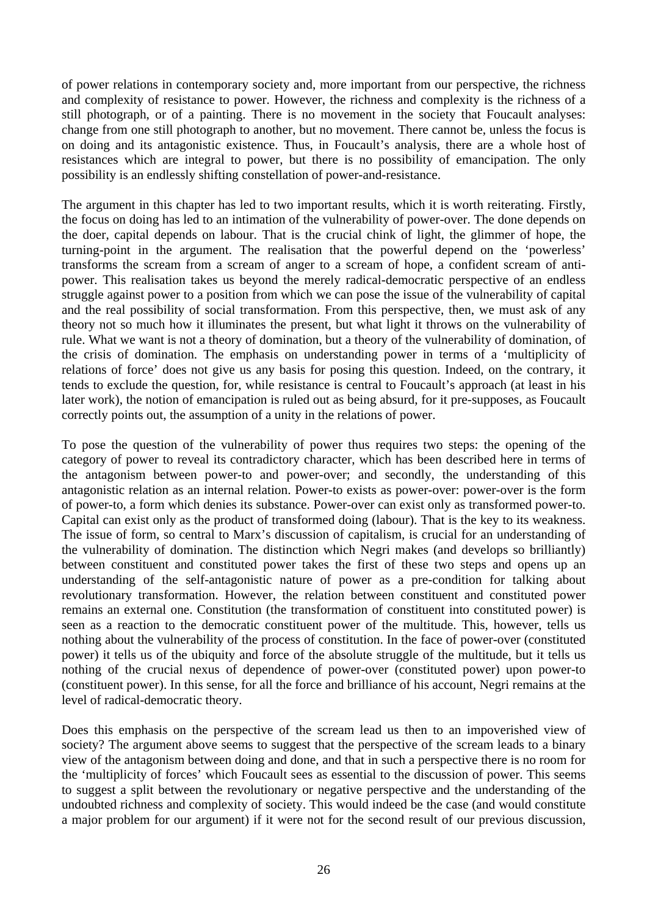of power relations in contemporary society and, more important from our perspective, the richness and complexity of resistance to power. However, the richness and complexity is the richness of a still photograph, or of a painting. There is no movement in the society that Foucault analyses: change from one still photograph to another, but no movement. There cannot be, unless the focus is on doing and its antagonistic existence. Thus, in Foucault's analysis, there are a whole host of resistances which are integral to power, but there is no possibility of emancipation. The only possibility is an endlessly shifting constellation of power-and-resistance.

The argument in this chapter has led to two important results, which it is worth reiterating. Firstly, the focus on doing has led to an intimation of the vulnerability of power-over. The done depends on the doer, capital depends on labour. That is the crucial chink of light, the glimmer of hope, the turning-point in the argument. The realisation that the powerful depend on the 'powerless' transforms the scream from a scream of anger to a scream of hope, a confident scream of anti-power. This realisation takes us beyond the merely radical-democratic perspective of an endless struggle against power to a position from which we can pose the issue of the vulnerability of capital and the real possibility of social transformation. From this perspective, then, we must ask of any theory not so much how it illuminates the present, but what light it throws on the vulnerability of rule. What we want is not a theory of domination, but a theory of the vulnerability of domination, of the crisis of domination. The emphasis on understanding power in terms of a 'multiplicity of relations of force' does not give us any basis for posing this question. Indeed, on the contrary, it tends to exclude the question, for, while resistance is central to Foucault's approach (at least in his later work), the notion of emancipation is ruled out as being absurd, for it pre-supposes, as Foucault correctly points out, the assumption of a unity in the relations of power.

To pose the question of the vulnerability of power thus requires two steps: the opening of the category of power to reveal its contradictory character, which has been described here in terms of the antagonism between power-to and power-over; and secondly, the understanding of this antagonistic relation as an internal relation. Power-to exists as power-over: power-over is the form of power-to, a form which denies its substance. Power-over can exist only as transformed power-to. Capital can exist only as the product of transformed doing (labour). That is the key to its weakness. The issue of form, so central to Marx's discussion of capitalism, is crucial for an understanding of the vulnerability of domination. The distinction which Negri makes (and develops so brilliantly) between constituent and constituted power takes the first of these two steps and opens up an understanding of the self-antagonistic nature of power as a pre-condition for talking about revolutionary transformation. However, the relation between constituent and constituted power remains an external one. Constitution (the transformation of constituent into constituted power) is seen as a reaction to the democratic constituent power of the multitude. This, however, tells us nothing about the vulnerability of the process of constitution. In the face of power-over (constituted power) it tells us of the ubiquity and force of the absolute struggle of the multitude, but it tells us nothing of the crucial nexus of dependence of power-over (constituted power) upon power-to (constituent power). In this sense, for all the force and brilliance of his account, Negri remains at the level of radical-democratic theory.

Does this emphasis on the perspective of the scream lead us then to an impoverished view of society? The argument above seems to suggest that the perspective of the scream leads to a binary view of the antagonism between doing and done, and that in such a perspective there is no room for the 'multiplicity of forces' which Foucault sees as essential to the discussion of power. This seems to suggest a split between the revolutionary or negative perspective and the understanding of the undoubted richness and complexity of society. This would indeed be the case (and would constitute a major problem for our argument) if it were not for the second result of our previous discussion,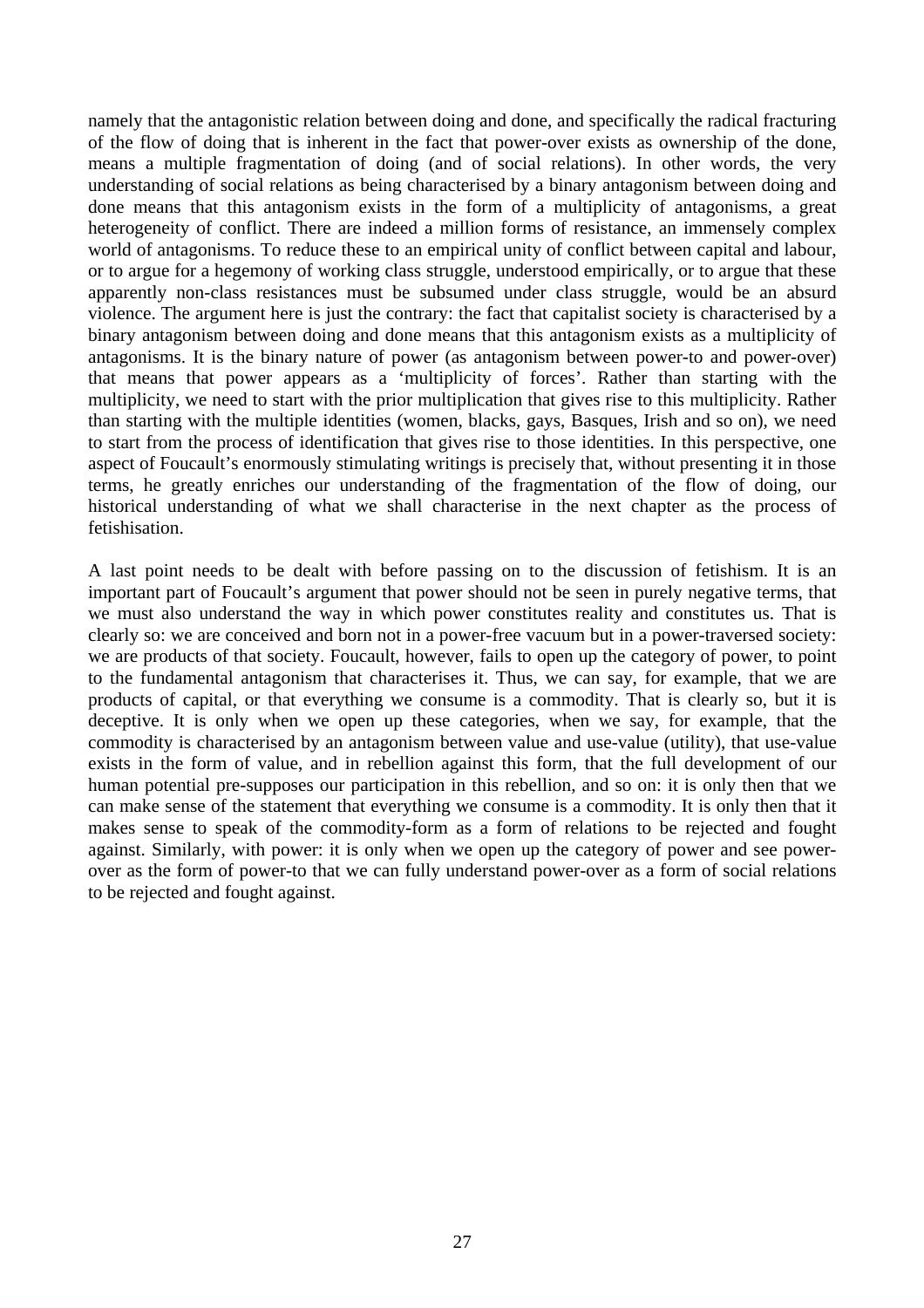namely that the antagonistic relation between doing and done, and specifically the radical fracturing of the flow of doing that is inherent in the fact that power-over exists as ownership of the done, means a multiple fragmentation of doing (and of social relations). In other words, the very understanding of social relations as being characterised by a binary antagonism between doing and done means that this antagonism exists in the form of a multiplicity of antagonisms, a great heterogeneity of conflict. There are indeed a million forms of resistance, an immensely complex world of antagonisms. To reduce these to an empirical unity of conflict between capital and labour, or to argue for a hegemony of working class struggle, understood empirically, or to argue that these apparently non-class resistances must be subsumed under class struggle, would be an absurd violence. The argument here is just the contrary: the fact that capitalist society is characterised by a binary antagonism between doing and done means that this antagonism exists as a multiplicity of antagonisms. It is the binary nature of power (as antagonism between power-to and power-over) that means that power appears as a 'multiplicity of forces'. Rather than starting with the multiplicity, we need to start with the prior multiplication that gives rise to this multiplicity. Rather than starting with the multiple identities (women, blacks, gays, Basques, Irish and so on), we need to start from the process of identification that gives rise to those identities. In this perspective, one aspect of Foucault's enormously stimulating writings is precisely that, without presenting it in those terms, he greatly enriches our understanding of the fragmentation of the flow of doing, our historical understanding of what we shall characterise in the next chapter as the process of fetishisation.

A last point needs to be dealt with before passing on to the discussion of fetishism. It is an important part of Foucault's argument that power should not be seen in purely negative terms, that we must also understand the way in which power constitutes reality and constitutes us. That is clearly so: we are conceived and born not in a power-free vacuum but in a power-traversed society: we are products of that society. Foucault, however, fails to open up the category of power, to point to the fundamental antagonism that characterises it. Thus, we can say, for example, that we are products of capital, or that everything we consume is a commodity. That is clearly so, but it is deceptive. It is only when we open up these categories, when we say, for example, that the commodity is characterised by an antagonism between value and use-value (utility), that use-value exists in the form of value, and in rebellion against this form, that the full development of our human potential pre-supposes our participation in this rebellion, and so on: it is only then that we can make sense of the statement that everything we consume is a commodity. It is only then that it makes sense to speak of the commodity-form as a form of relations to be rejected and fought against. Similarly, with power: it is only when we open up the category of power and see power-over as the form of power-to that we can fully understand power-over as a form of social relations to be rejected and fought against.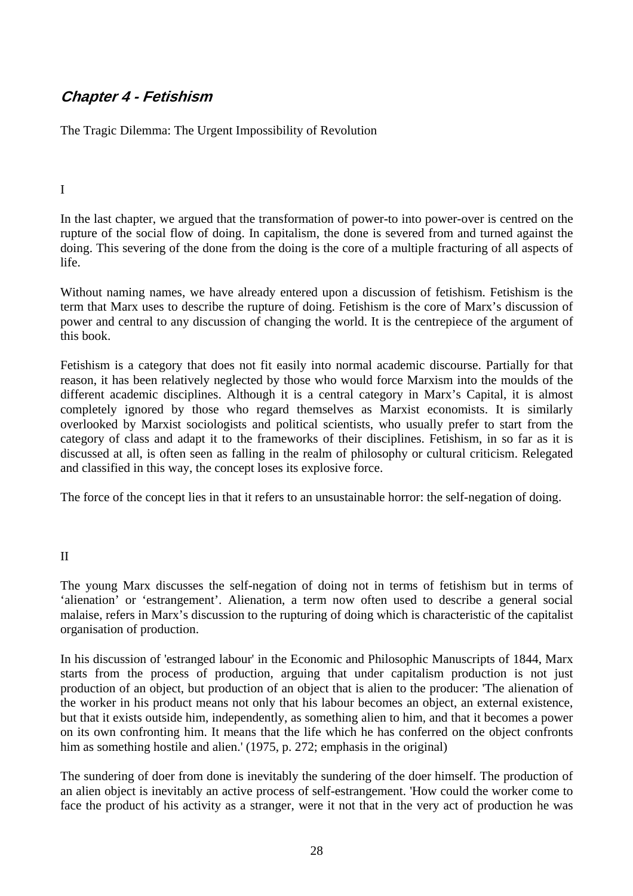## *Chapter 4 - Fetishism*

The Tragic Dilemma: The Urgent Impossibility of Revolution

I

In the last chapter, we argued that the transformation of power-to into power-over is centred on the rupture of the social flow of doing. In capitalism, the done is severed from and turned against the doing. This severing of the done from the doing is the core of a multiple fracturing of all aspects of life.

Without naming names, we have already entered upon a discussion of fetishism. Fetishism is the term that Marx uses to describe the rupture of doing. Fetishism is the core of Marx's discussion of power and central to any discussion of changing the world. It is the centrepiece of the argument of this book.

Fetishism is a category that does not fit easily into normal academic discourse. Partially for that reason, it has been relatively neglected by those who would force Marxism into the moulds of the different academic disciplines. Although it is a central category in Marx's Capital, it is almost completely ignored by those who regard themselves as Marxist economists. It is similarly overlooked by Marxist sociologists and political scientists, who usually prefer to start from the category of class and adapt it to the frameworks of their disciplines. Fetishism, in so far as it is discussed at all, is often seen as falling in the realm of philosophy or cultural criticism. Relegated and classified in this way, the concept loses its explosive force.

The force of the concept lies in that it refers to an unsustainable horror: the self-negation of doing.

II

The young Marx discusses the self-negation of doing not in terms of fetishism but in terms of 'alienation' or 'estrangement'. Alienation, a term now often used to describe a general social malaise, refers in Marx's discussion to the rupturing of doing which is characteristic of the capitalist organisation of production.

In his discussion of 'estranged labour' in the Economic and Philosophic Manuscripts of 1844, Marx starts from the process of production, arguing that under capitalism production is not just production of an object, but production of an object that is alien to the producer: 'The alienation of the worker in his product means not only that his labour becomes an object, an external existence, but that it exists outside him, independently, as something alien to him, and that it becomes a power on its own confronting him. It means that the life which he has conferred on the object confronts him as something hostile and alien.' (1975, p. 272; emphasis in the original)

The sundering of doer from done is inevitably the sundering of the doer himself. The production of an alien object is inevitably an active process of self-estrangement. 'How could the worker come to face the product of his activity as a stranger, were it not that in the very act of production he was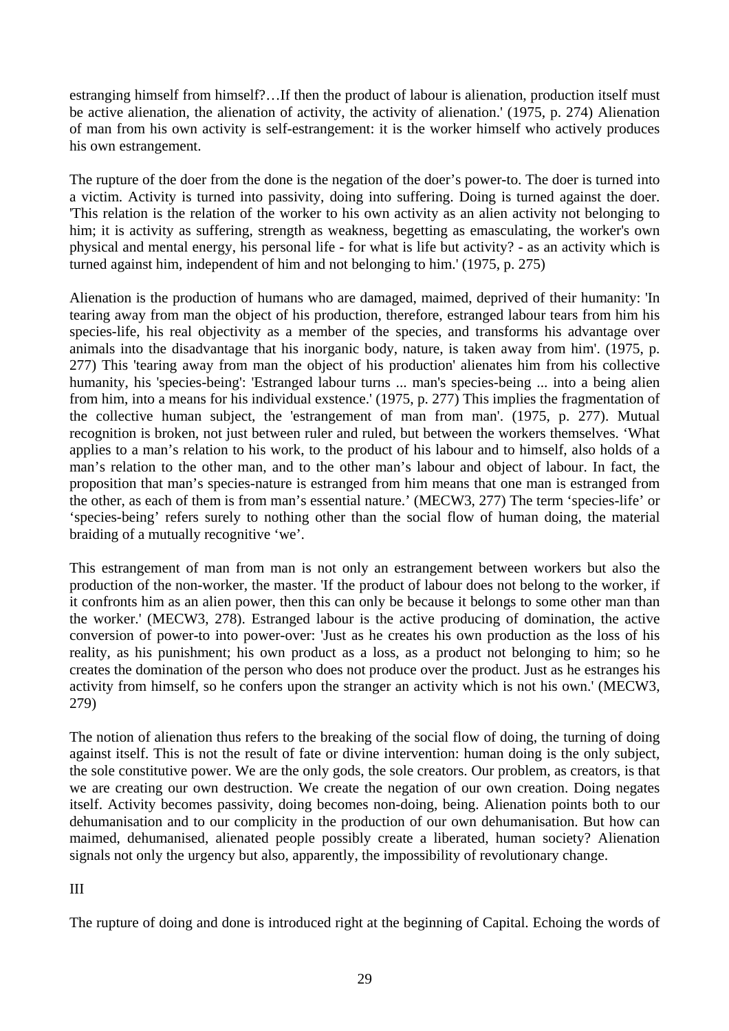estranging himself from himself?…If then the product of labour is alienation, production itself must be active alienation, the alienation of activity, the activity of alienation.' (1975, p. 274) Alienation of man from his own activity is self-estrangement: it is the worker himself who actively produces his own estrangement.

The rupture of the doer from the done is the negation of the doer's power-to. The doer is turned into a victim. Activity is turned into passivity, doing into suffering. Doing is turned against the doer. 'This relation is the relation of the worker to his own activity as an alien activity not belonging to him; it is activity as suffering, strength as weakness, begetting as emasculating, the worker's own physical and mental energy, his personal life - for what is life but activity? - as an activity which is turned against him, independent of him and not belonging to him.' (1975, p. 275)

Alienation is the production of humans who are damaged, maimed, deprived of their humanity: 'In tearing away from man the object of his production, therefore, estranged labour tears from him his species-life, his real objectivity as a member of the species, and transforms his advantage over animals into the disadvantage that his inorganic body, nature, is taken away from him'. (1975, p. 277) This 'tearing away from man the object of his production' alienates him from his collective humanity, his 'species-being': 'Estranged labour turns ... man's species-being ... into a being alien from him, into a means for his individual exstence.' (1975, p. 277) This implies the fragmentation of the collective human subject, the 'estrangement of man from man'. (1975, p. 277). Mutual recognition is broken, not just between ruler and ruled, but between the workers themselves. 'What applies to a man's relation to his work, to the product of his labour and to himself, also holds of a man's relation to the other man, and to the other man's labour and object of labour. In fact, the proposition that man's species-nature is estranged from him means that one man is estranged from the other, as each of them is from man's essential nature.' (MECW3, 277) The term 'species-life' or 'species-being' refers surely to nothing other than the social flow of human doing, the material braiding of a mutually recognitive 'we'.

This estrangement of man from man is not only an estrangement between workers but also the production of the non-worker, the master. 'If the product of labour does not belong to the worker, if it confronts him as an alien power, then this can only be because it belongs to some other man than the worker.' (MECW3, 278). Estranged labour is the active producing of domination, the active conversion of power-to into power-over: 'Just as he creates his own production as the loss of his reality, as his punishment; his own product as a loss, as a product not belonging to him; so he creates the domination of the person who does not produce over the product. Just as he estranges his activity from himself, so he confers upon the stranger an activity which is not his own.' (MECW3, 279)

The notion of alienation thus refers to the breaking of the social flow of doing, the turning of doing against itself. This is not the result of fate or divine intervention: human doing is the only subject, the sole constitutive power. We are the only gods, the sole creators. Our problem, as creators, is that we are creating our own destruction. We create the negation of our own creation. Doing negates itself. Activity becomes passivity, doing becomes non-doing, being. Alienation points both to our dehumanisation and to our complicity in the production of our own dehumanisation. But how can maimed, dehumanised, alienated people possibly create a liberated, human society? Alienation signals not only the urgency but also, apparently, the impossibility of revolutionary change.

III

The rupture of doing and done is introduced right at the beginning of Capital. Echoing the words of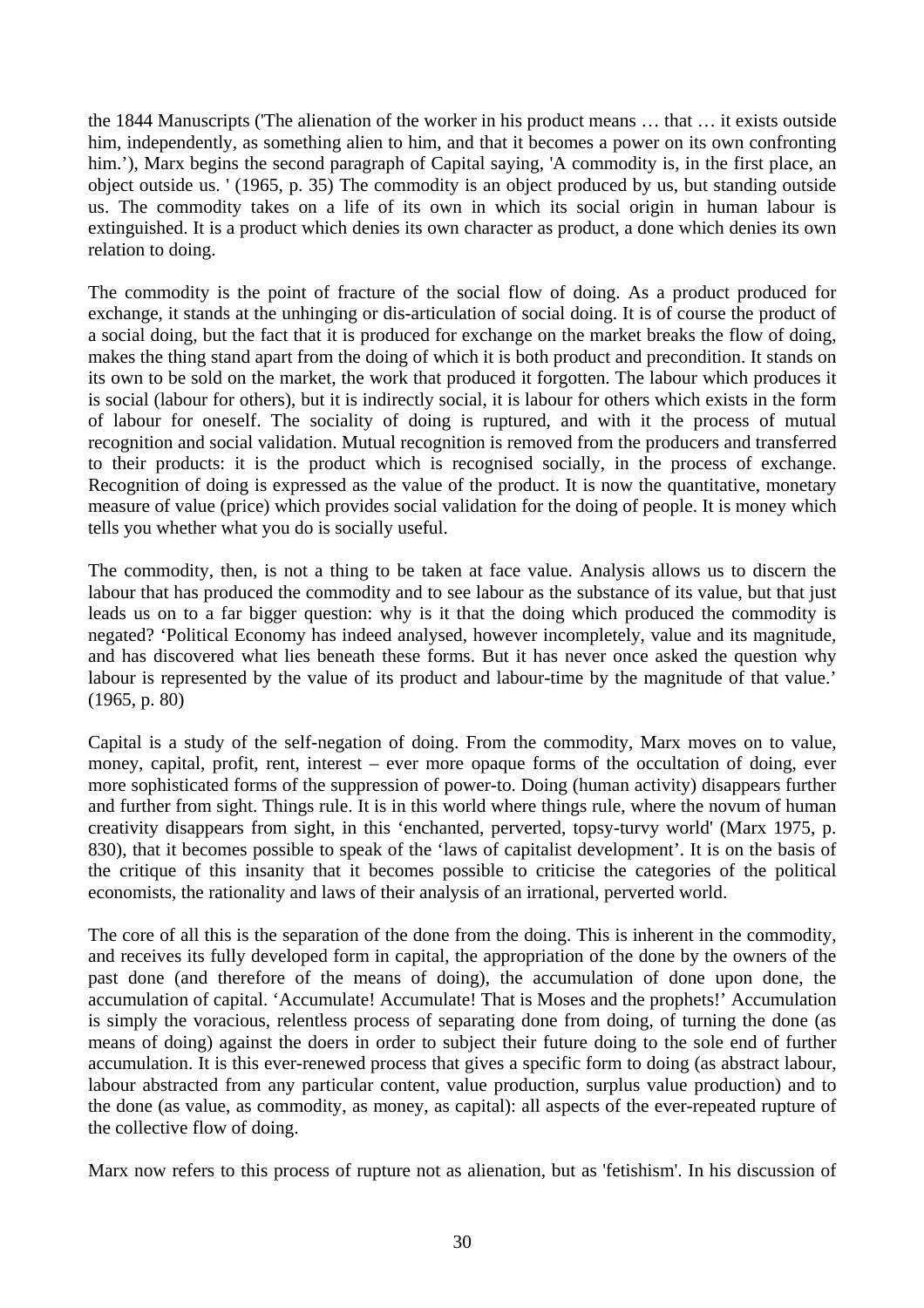the 1844 Manuscripts ('The alienation of the worker in his product means … that … it exists outside him, independently, as something alien to him, and that it becomes a power on its own confronting him.'), Marx begins the second paragraph of Capital saying, 'A commodity is, in the first place, an object outside us. ' (1965, p. 35) The commodity is an object produced by us, but standing outside us. The commodity takes on a life of its own in which its social origin in human labour is extinguished. It is a product which denies its own character as product, a done which denies its own relation to doing.

The commodity is the point of fracture of the social flow of doing. As a product produced for exchange, it stands at the unhinging or dis-articulation of social doing. It is of course the product of a social doing, but the fact that it is produced for exchange on the market breaks the flow of doing, makes the thing stand apart from the doing of which it is both product and precondition. It stands on its own to be sold on the market, the work that produced it forgotten. The labour which produces it is social (labour for others), but it is indirectly social, it is labour for others which exists in the form of labour for oneself. The sociality of doing is ruptured, and with it the process of mutual recognition and social validation. Mutual recognition is removed from the producers and transferred to their products: it is the product which is recognised socially, in the process of exchange. Recognition of doing is expressed as the value of the product. It is now the quantitative, monetary measure of value (price) which provides social validation for the doing of people. It is money which tells you whether what you do is socially useful.

The commodity, then, is not a thing to be taken at face value. Analysis allows us to discern the labour that has produced the commodity and to see labour as the substance of its value, but that just leads us on to a far bigger question: why is it that the doing which produced the commodity is negated? 'Political Economy has indeed analysed, however incompletely, value and its magnitude, and has discovered what lies beneath these forms. But it has never once asked the question why labour is represented by the value of its product and labour-time by the magnitude of that value.' (1965, p. 80)

Capital is a study of the self-negation of doing. From the commodity, Marx moves on to value, money, capital, profit, rent, interest – ever more opaque forms of the occultation of doing, ever more sophisticated forms of the suppression of power-to. Doing (human activity) disappears further and further from sight. Things rule. It is in this world where things rule, where the novum of human creativity disappears from sight, in this 'enchanted, perverted, topsy-turvy world' (Marx 1975, p. 830), that it becomes possible to speak of the 'laws of capitalist development'. It is on the basis of the critique of this insanity that it becomes possible to criticise the categories of the political economists, the rationality and laws of their analysis of an irrational, perverted world.

The core of all this is the separation of the done from the doing. This is inherent in the commodity, and receives its fully developed form in capital, the appropriation of the done by the owners of the past done (and therefore of the means of doing), the accumulation of done upon done, the accumulation of capital. 'Accumulate! Accumulate! That is Moses and the prophets!' Accumulation is simply the voracious, relentless process of separating done from doing, of turning the done (as means of doing) against the doers in order to subject their future doing to the sole end of further accumulation. It is this ever-renewed process that gives a specific form to doing (as abstract labour, labour abstracted from any particular content, value production, surplus value production) and to the done (as value, as commodity, as money, as capital): all aspects of the ever-repeated rupture of the collective flow of doing.

Marx now refers to this process of rupture not as alienation, but as 'fetishism'. In his discussion of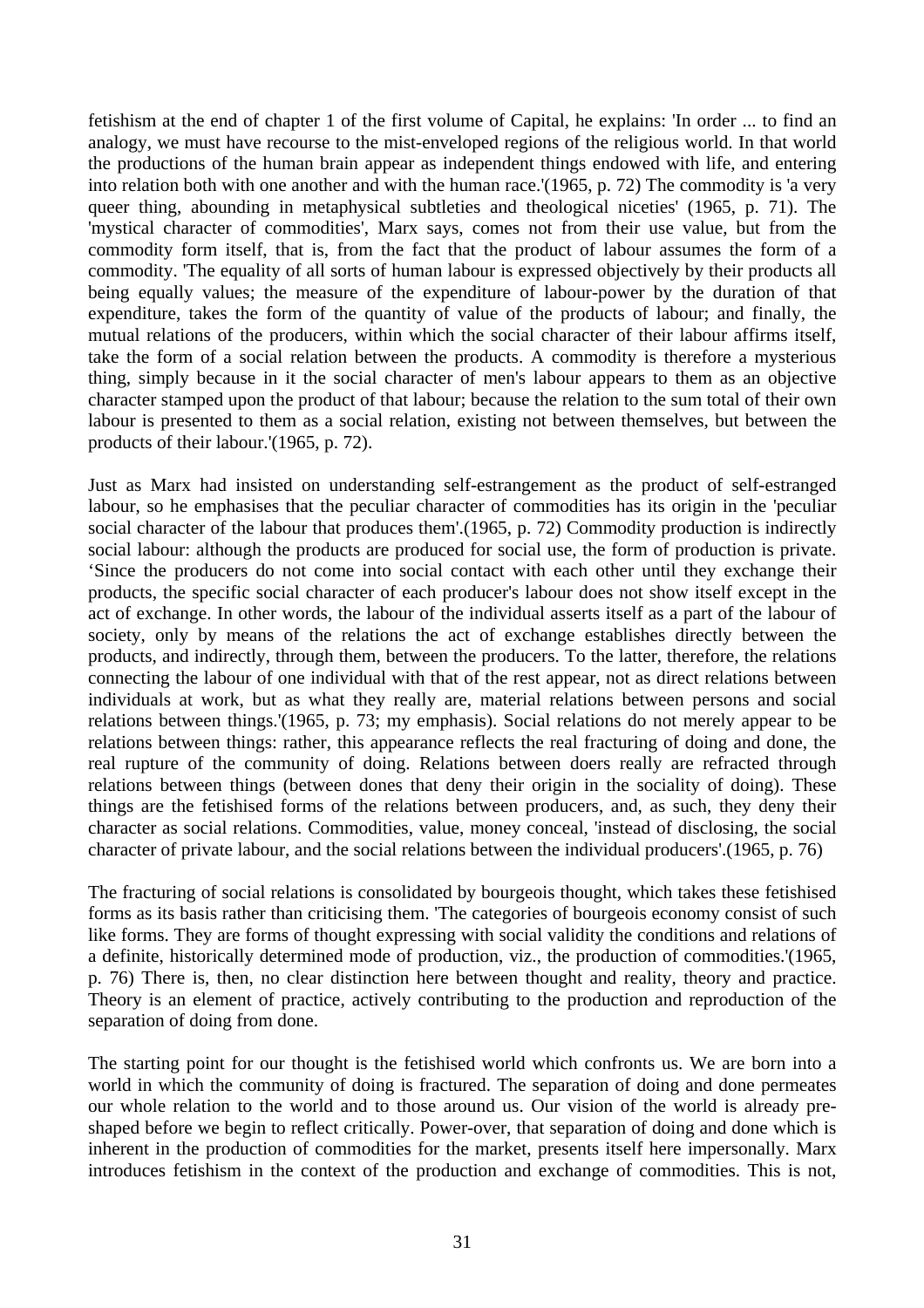fetishism at the end of chapter 1 of the first volume of Capital, he explains: 'In order ... to find an analogy, we must have recourse to the mist-enveloped regions of the religious world. In that world the productions of the human brain appear as independent things endowed with life, and entering into relation both with one another and with the human race.'(1965, p. 72) The commodity is 'a very queer thing, abounding in metaphysical subtleties and theological niceties' (1965, p. 71). The 'mystical character of commodities', Marx says, comes not from their use value, but from the commodity form itself, that is, from the fact that the product of labour assumes the form of a commodity. 'The equality of all sorts of human labour is expressed objectively by their products all being equally values; the measure of the expenditure of labour-power by the duration of that expenditure, takes the form of the quantity of value of the products of labour; and finally, the mutual relations of the producers, within which the social character of their labour affirms itself, take the form of a social relation between the products. A commodity is therefore a mysterious thing, simply because in it the social character of men's labour appears to them as an objective character stamped upon the product of that labour; because the relation to the sum total of their own labour is presented to them as a social relation, existing not between themselves, but between the products of their labour.'(1965, p. 72).

Just as Marx had insisted on understanding self-estrangement as the product of self-estranged labour, so he emphasises that the peculiar character of commodities has its origin in the 'peculiar social character of the labour that produces them'.(1965, p. 72) Commodity production is indirectly social labour: although the products are produced for social use, the form of production is private. 'Since the producers do not come into social contact with each other until they exchange their products, the specific social character of each producer's labour does not show itself except in the act of exchange. In other words, the labour of the individual asserts itself as a part of the labour of society, only by means of the relations the act of exchange establishes directly between the products, and indirectly, through them, between the producers. To the latter, therefore, the relations connecting the labour of one individual with that of the rest appear, not as direct relations between individuals at work, but as what they really are, material relations between persons and social relations between things.'(1965, p. 73; my emphasis). Social relations do not merely appear to be relations between things: rather, this appearance reflects the real fracturing of doing and done, the real rupture of the community of doing. Relations between doers really are refracted through relations between things (between dones that deny their origin in the sociality of doing). These things are the fetishised forms of the relations between producers, and, as such, they deny their character as social relations. Commodities, value, money conceal, 'instead of disclosing, the social character of private labour, and the social relations between the individual producers'.(1965, p. 76)

The fracturing of social relations is consolidated by bourgeois thought, which takes these fetishised forms as its basis rather than criticising them. 'The categories of bourgeois economy consist of such like forms. They are forms of thought expressing with social validity the conditions and relations of a definite, historically determined mode of production, viz., the production of commodities.'(1965, p. 76) There is, then, no clear distinction here between thought and reality, theory and practice. Theory is an element of practice, actively contributing to the production and reproduction of the separation of doing from done.

The starting point for our thought is the fetishised world which confronts us. We are born into a world in which the community of doing is fractured. The separation of doing and done permeates our whole relation to the world and to those around us. Our vision of the world is already pre-shaped before we begin to reflect critically. Power-over, that separation of doing and done which is inherent in the production of commodities for the market, presents itself here impersonally. Marx introduces fetishism in the context of the production and exchange of commodities. This is not,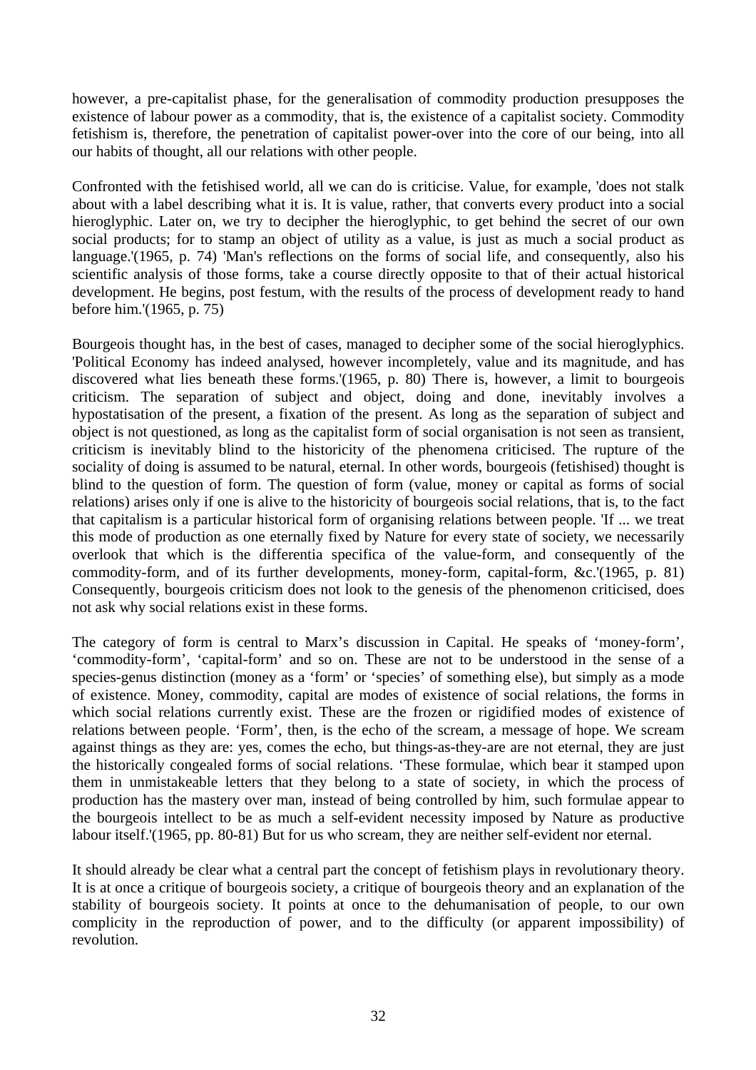however, a pre-capitalist phase, for the generalisation of commodity production presupposes the existence of labour power as a commodity, that is, the existence of a capitalist society. Commodity fetishism is, therefore, the penetration of capitalist power-over into the core of our being, into all our habits of thought, all our relations with other people.

Confronted with the fetishised world, all we can do is criticise. Value, for example, 'does not stalk about with a label describing what it is. It is value, rather, that converts every product into a social hieroglyphic. Later on, we try to decipher the hieroglyphic, to get behind the secret of our own social products; for to stamp an object of utility as a value, is just as much a social product as language.'(1965, p. 74) 'Man's reflections on the forms of social life, and consequently, also his scientific analysis of those forms, take a course directly opposite to that of their actual historical development. He begins, post festum, with the results of the process of development ready to hand before him.'(1965, p. 75)

Bourgeois thought has, in the best of cases, managed to decipher some of the social hieroglyphics. 'Political Economy has indeed analysed, however incompletely, value and its magnitude, and has discovered what lies beneath these forms.'(1965, p. 80) There is, however, a limit to bourgeois criticism. The separation of subject and object, doing and done, inevitably involves a hypostatisation of the present, a fixation of the present. As long as the separation of subject and object is not questioned, as long as the capitalist form of social organisation is not seen as transient, criticism is inevitably blind to the historicity of the phenomena criticised. The rupture of the sociality of doing is assumed to be natural, eternal. In other words, bourgeois (fetishised) thought is blind to the question of form. The question of form (value, money or capital as forms of social relations) arises only if one is alive to the historicity of bourgeois social relations, that is, to the fact that capitalism is a particular historical form of organising relations between people. 'If ... we treat this mode of production as one eternally fixed by Nature for every state of society, we necessarily overlook that which is the differentia specifica of the value-form, and consequently of the commodity-form, and of its further developments, money-form, capital-form, &c.'(1965, p. 81) Consequently, bourgeois criticism does not look to the genesis of the phenomenon criticised, does not ask why social relations exist in these forms.

The category of form is central to Marx's discussion in Capital. He speaks of 'money-form', 'commodity-form', 'capital-form' and so on. These are not to be understood in the sense of a species-genus distinction (money as a 'form' or 'species' of something else), but simply as a mode of existence. Money, commodity, capital are modes of existence of social relations, the forms in which social relations currently exist. These are the frozen or rigidified modes of existence of relations between people. 'Form', then, is the echo of the scream, a message of hope. We scream against things as they are: yes, comes the echo, but things-as-they-are are not eternal, they are just the historically congealed forms of social relations. 'These formulae, which bear it stamped upon them in unmistakeable letters that they belong to a state of society, in which the process of production has the mastery over man, instead of being controlled by him, such formulae appear to the bourgeois intellect to be as much a self-evident necessity imposed by Nature as productive labour itself.'(1965, pp. 80-81) But for us who scream, they are neither self-evident nor eternal.

It should already be clear what a central part the concept of fetishism plays in revolutionary theory. It is at once a critique of bourgeois society, a critique of bourgeois theory and an explanation of the stability of bourgeois society. It points at once to the dehumanisation of people, to our own complicity in the reproduction of power, and to the difficulty (or apparent impossibility) of revolution.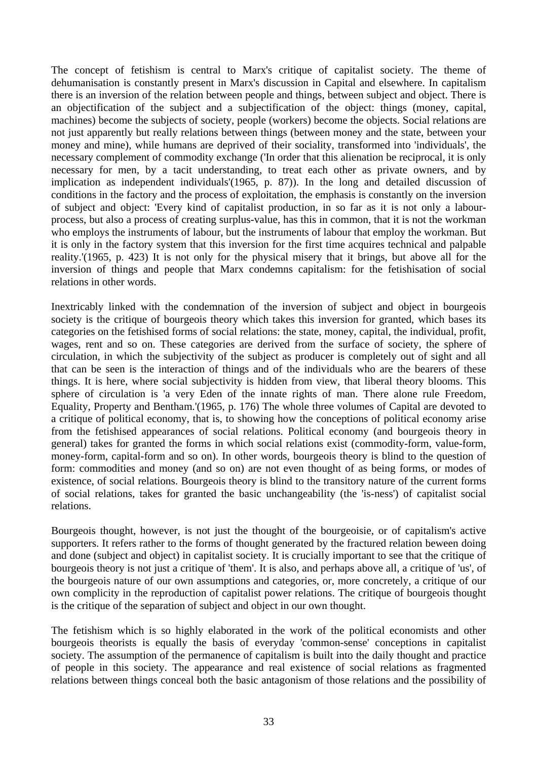The concept of fetishism is central to Marx's critique of capitalist society. The theme of dehumanisation is constantly present in Marx's discussion in Capital and elsewhere. In capitalism there is an inversion of the relation between people and things, between subject and object. There is an objectification of the subject and a subjectification of the object: things (money, capital, machines) become the subjects of society, people (workers) become the objects. Social relations are not just apparently but really relations between things (between money and the state, between your money and mine), while humans are deprived of their sociality, transformed into 'individuals', the necessary complement of commodity exchange ('In order that this alienation be reciprocal, it is only necessary for men, by a tacit understanding, to treat each other as private owners, and by implication as independent individuals'(1965, p. 87)). In the long and detailed discussion of conditions in the factory and the process of exploitation, the emphasis is constantly on the inversion of subject and object: 'Every kind of capitalist production, in so far as it is not only a labour-process, but also a process of creating surplus-value, has this in common, that it is not the workman who employs the instruments of labour, but the instruments of labour that employ the workman. But it is only in the factory system that this inversion for the first time acquires technical and palpable reality.'(1965, p. 423) It is not only for the physical misery that it brings, but above all for the inversion of things and people that Marx condemns capitalism: for the fetishisation of social relations in other words.

Inextricably linked with the condemnation of the inversion of subject and object in bourgeois society is the critique of bourgeois theory which takes this inversion for granted, which bases its categories on the fetishised forms of social relations: the state, money, capital, the individual, profit, wages, rent and so on. These categories are derived from the surface of society, the sphere of circulation, in which the subjectivity of the subject as producer is completely out of sight and all that can be seen is the interaction of things and of the individuals who are the bearers of these things. It is here, where social subjectivity is hidden from view, that liberal theory blooms. This sphere of circulation is 'a very Eden of the innate rights of man. There alone rule Freedom, Equality, Property and Bentham.'(1965, p. 176) The whole three volumes of Capital are devoted to a critique of political economy, that is, to showing how the conceptions of political economy arise from the fetishised appearances of social relations. Political economy (and bourgeois theory in general) takes for granted the forms in which social relations exist (commodity-form, value-form, money-form, capital-form and so on). In other words, bourgeois theory is blind to the question of form: commodities and money (and so on) are not even thought of as being forms, or modes of existence, of social relations. Bourgeois theory is blind to the transitory nature of the current forms of social relations, takes for granted the basic unchangeability (the 'is-ness') of capitalist social relations.

Bourgeois thought, however, is not just the thought of the bourgeoisie, or of capitalism's active supporters. It refers rather to the forms of thought generated by the fractured relation beween doing and done (subject and object) in capitalist society. It is crucially important to see that the critique of bourgeois theory is not just a critique of 'them'. It is also, and perhaps above all, a critique of 'us', of the bourgeois nature of our own assumptions and categories, or, more concretely, a critique of our own complicity in the reproduction of capitalist power relations. The critique of bourgeois thought is the critique of the separation of subject and object in our own thought.

The fetishism which is so highly elaborated in the work of the political economists and other bourgeois theorists is equally the basis of everyday 'common-sense' conceptions in capitalist society. The assumption of the permanence of capitalism is built into the daily thought and practice of people in this society. The appearance and real existence of social relations as fragmented relations between things conceal both the basic antagonism of those relations and the possibility of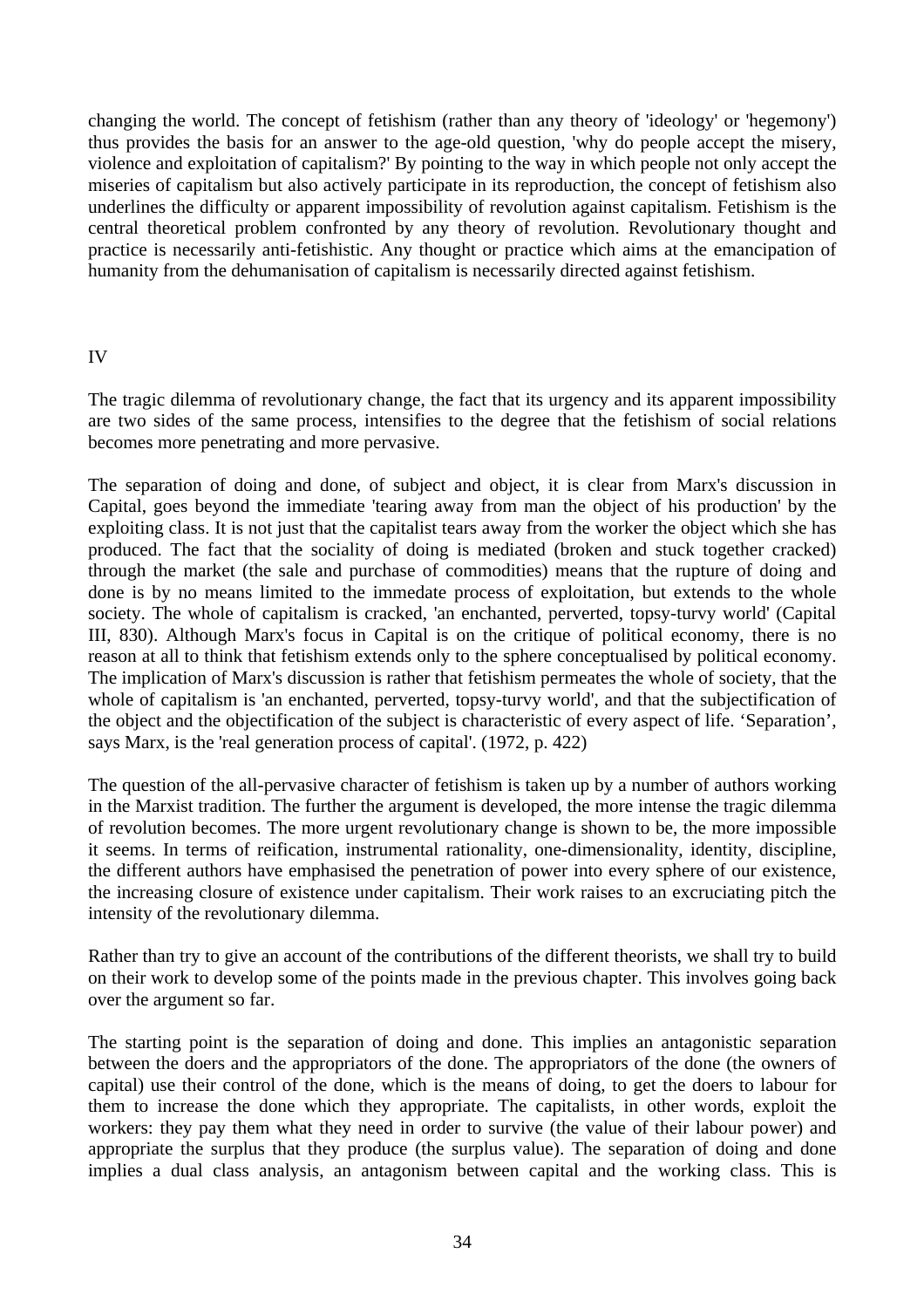changing the world. The concept of fetishism (rather than any theory of 'ideology' or 'hegemony') thus provides the basis for an answer to the age-old question, 'why do people accept the misery, violence and exploitation of capitalism?' By pointing to the way in which people not only accept the miseries of capitalism but also actively participate in its reproduction, the concept of fetishism also underlines the difficulty or apparent impossibility of revolution against capitalism. Fetishism is the central theoretical problem confronted by any theory of revolution. Revolutionary thought and practice is necessarily anti-fetishistic. Any thought or practice which aims at the emancipation of humanity from the dehumanisation of capitalism is necessarily directed against fetishism.

## IV

The tragic dilemma of revolutionary change, the fact that its urgency and its apparent impossibility are two sides of the same process, intensifies to the degree that the fetishism of social relations becomes more penetrating and more pervasive.

The separation of doing and done, of subject and object, it is clear from Marx's discussion in Capital, goes beyond the immediate 'tearing away from man the object of his production' by the exploiting class. It is not just that the capitalist tears away from the worker the object which she has produced. The fact that the sociality of doing is mediated (broken and stuck together cracked) through the market (the sale and purchase of commodities) means that the rupture of doing and done is by no means limited to the immedate process of exploitation, but extends to the whole society. The whole of capitalism is cracked, 'an enchanted, perverted, topsy-turvy world' (Capital III, 830). Although Marx's focus in Capital is on the critique of political economy, there is no reason at all to think that fetishism extends only to the sphere conceptualised by political economy. The implication of Marx's discussion is rather that fetishism permeates the whole of society, that the whole of capitalism is 'an enchanted, perverted, topsy-turvy world', and that the subjectification of the object and the objectification of the subject is characteristic of every aspect of life. 'Separation', says Marx, is the 'real generation process of capital'. (1972, p. 422)

The question of the all-pervasive character of fetishism is taken up by a number of authors working in the Marxist tradition. The further the argument is developed, the more intense the tragic dilemma of revolution becomes. The more urgent revolutionary change is shown to be, the more impossible it seems. In terms of reification, instrumental rationality, one-dimensionality, identity, discipline, the different authors have emphasised the penetration of power into every sphere of our existence, the increasing closure of existence under capitalism. Their work raises to an excruciating pitch the intensity of the revolutionary dilemma.

Rather than try to give an account of the contributions of the different theorists, we shall try to build on their work to develop some of the points made in the previous chapter. This involves going back over the argument so far.

The starting point is the separation of doing and done. This implies an antagonistic separation between the doers and the appropriators of the done. The appropriators of the done (the owners of capital) use their control of the done, which is the means of doing, to get the doers to labour for them to increase the done which they appropriate. The capitalists, in other words, exploit the workers: they pay them what they need in order to survive (the value of their labour power) and appropriate the surplus that they produce (the surplus value). The separation of doing and done implies a dual class analysis, an antagonism between capital and the working class. This is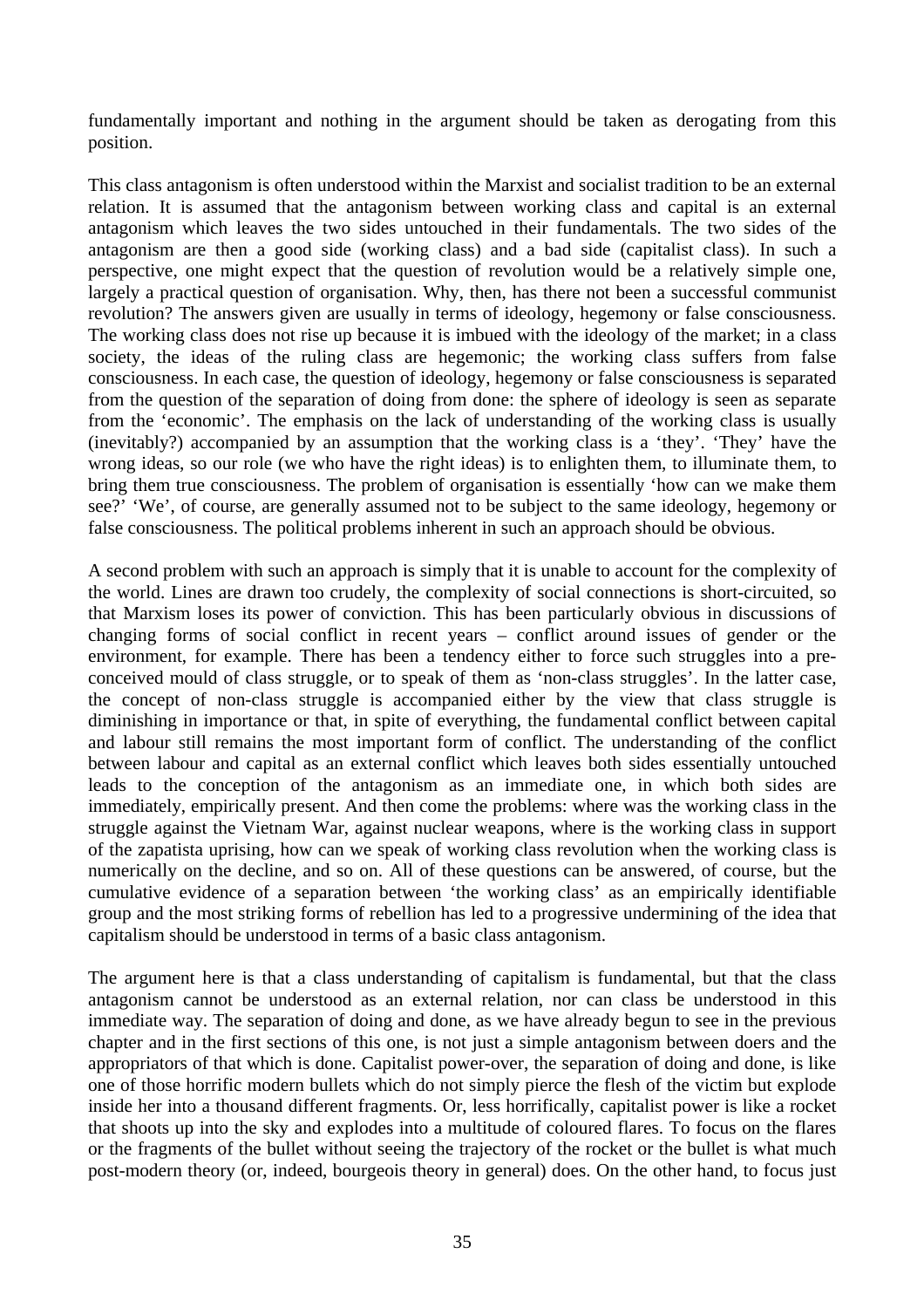fundamentally important and nothing in the argument should be taken as derogating from this position.

This class antagonism is often understood within the Marxist and socialist tradition to be an external relation. It is assumed that the antagonism between working class and capital is an external antagonism which leaves the two sides untouched in their fundamentals. The two sides of the antagonism are then a good side (working class) and a bad side (capitalist class). In such a perspective, one might expect that the question of revolution would be a relatively simple one, largely a practical question of organisation. Why, then, has there not been a successful communist revolution? The answers given are usually in terms of ideology, hegemony or false consciousness. The working class does not rise up because it is imbued with the ideology of the market; in a class society, the ideas of the ruling class are hegemonic; the working class suffers from false consciousness. In each case, the question of ideology, hegemony or false consciousness is separated from the question of the separation of doing from done: the sphere of ideology is seen as separate from the 'economic'. The emphasis on the lack of understanding of the working class is usually (inevitably?) accompanied by an assumption that the working class is a 'they'. 'They' have the wrong ideas, so our role (we who have the right ideas) is to enlighten them, to illuminate them, to bring them true consciousness. The problem of organisation is essentially 'how can we make them see?' 'We', of course, are generally assumed not to be subject to the same ideology, hegemony or false consciousness. The political problems inherent in such an approach should be obvious.

A second problem with such an approach is simply that it is unable to account for the complexity of the world. Lines are drawn too crudely, the complexity of social connections is short-circuited, so that Marxism loses its power of conviction. This has been particularly obvious in discussions of changing forms of social conflict in recent years – conflict around issues of gender or the environment, for example. There has been a tendency either to force such struggles into a pre-conceived mould of class struggle, or to speak of them as 'non-class struggles'. In the latter case, the concept of non-class struggle is accompanied either by the view that class struggle is diminishing in importance or that, in spite of everything, the fundamental conflict between capital and labour still remains the most important form of conflict. The understanding of the conflict between labour and capital as an external conflict which leaves both sides essentially untouched leads to the conception of the antagonism as an immediate one, in which both sides are immediately, empirically present. And then come the problems: where was the working class in the struggle against the Vietnam War, against nuclear weapons, where is the working class in support of the zapatista uprising, how can we speak of working class revolution when the working class is numerically on the decline, and so on. All of these questions can be answered, of course, but the cumulative evidence of a separation between 'the working class' as an empirically identifiable group and the most striking forms of rebellion has led to a progressive undermining of the idea that capitalism should be understood in terms of a basic class antagonism.

The argument here is that a class understanding of capitalism is fundamental, but that the class antagonism cannot be understood as an external relation, nor can class be understood in this immediate way. The separation of doing and done, as we have already begun to see in the previous chapter and in the first sections of this one, is not just a simple antagonism between doers and the appropriators of that which is done. Capitalist power-over, the separation of doing and done, is like one of those horrific modern bullets which do not simply pierce the flesh of the victim but explode inside her into a thousand different fragments. Or, less horrifically, capitalist power is like a rocket that shoots up into the sky and explodes into a multitude of coloured flares. To focus on the flares or the fragments of the bullet without seeing the trajectory of the rocket or the bullet is what much post-modern theory (or, indeed, bourgeois theory in general) does. On the other hand, to focus just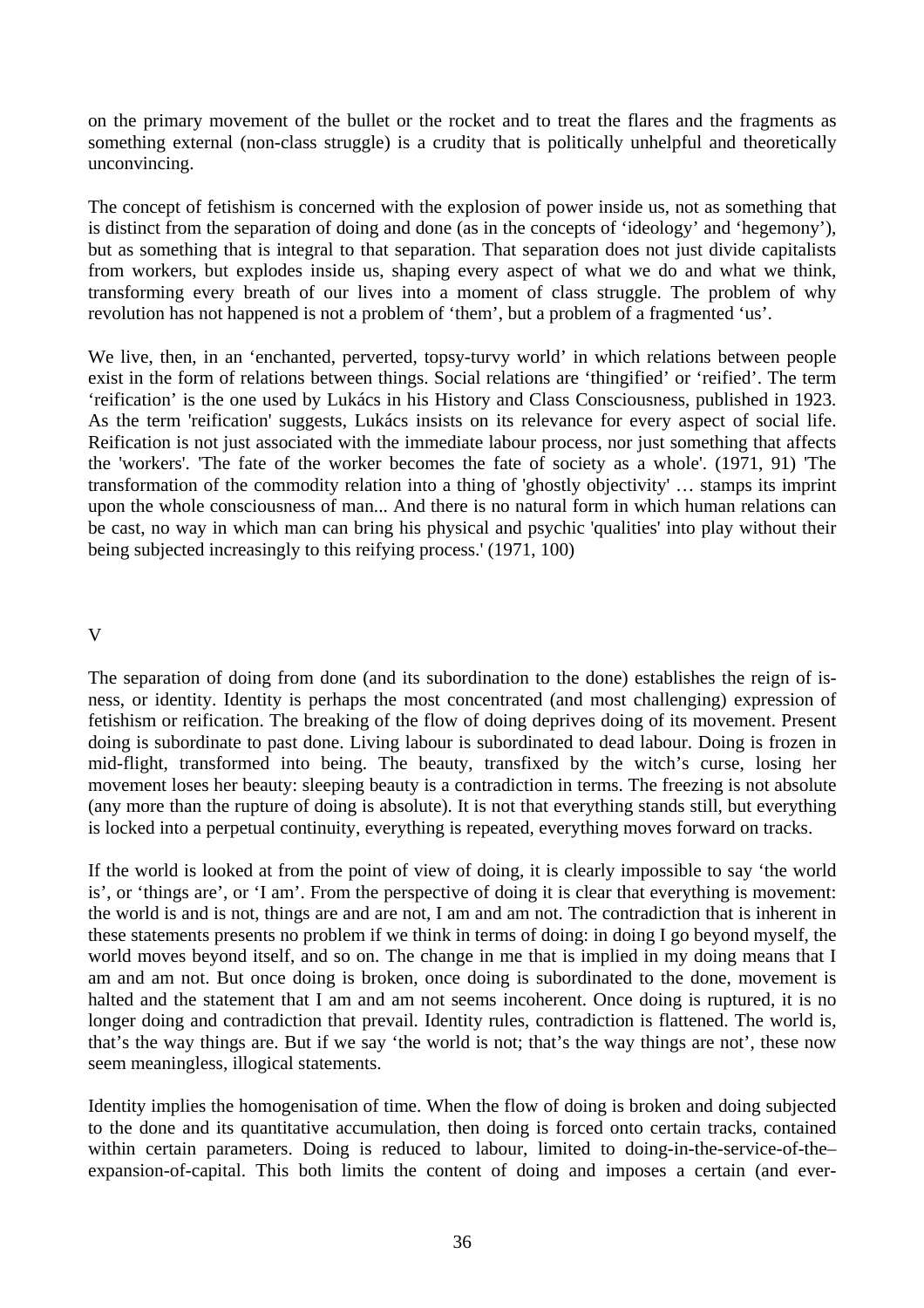on the primary movement of the bullet or the rocket and to treat the flares and the fragments as something external (non-class struggle) is a crudity that is politically unhelpful and theoretically unconvincing.

The concept of fetishism is concerned with the explosion of power inside us, not as something that is distinct from the separation of doing and done (as in the concepts of 'ideology' and 'hegemony'), but as something that is integral to that separation. That separation does not just divide capitalists from workers, but explodes inside us, shaping every aspect of what we do and what we think, transforming every breath of our lives into a moment of class struggle. The problem of why revolution has not happened is not a problem of 'them', but a problem of a fragmented 'us'.

We live, then, in an 'enchanted, perverted, topsy-turvy world' in which relations between people exist in the form of relations between things. Social relations are 'thingified' or 'reified'. The term 'reification' is the one used by Lukács in his History and Class Consciousness, published in 1923. As the term 'reification' suggests, Lukács insists on its relevance for every aspect of social life. Reification is not just associated with the immediate labour process, nor just something that affects the 'workers'. 'The fate of the worker becomes the fate of society as a whole'. (1971, 91) 'The transformation of the commodity relation into a thing of 'ghostly objectivity' … stamps its imprint upon the whole consciousness of man... And there is no natural form in which human relations can be cast, no way in which man can bring his physical and psychic 'qualities' into play without their being subjected increasingly to this reifying process.' (1971, 100)

## V

The separation of doing from done (and its subordination to the done) establishes the reign of is-ness, or identity. Identity is perhaps the most concentrated (and most challenging) expression of fetishism or reification. The breaking of the flow of doing deprives doing of its movement. Present doing is subordinate to past done. Living labour is subordinated to dead labour. Doing is frozen in mid-flight, transformed into being. The beauty, transfixed by the witch's curse, losing her movement loses her beauty: sleeping beauty is a contradiction in terms. The freezing is not absolute (any more than the rupture of doing is absolute). It is not that everything stands still, but everything is locked into a perpetual continuity, everything is repeated, everything moves forward on tracks.

If the world is looked at from the point of view of doing, it is clearly impossible to say 'the world is', or 'things are', or 'I am'. From the perspective of doing it is clear that everything is movement: the world is and is not, things are and are not, I am and am not. The contradiction that is inherent in these statements presents no problem if we think in terms of doing: in doing I go beyond myself, the world moves beyond itself, and so on. The change in me that is implied in my doing means that I am and am not. But once doing is broken, once doing is subordinated to the done, movement is halted and the statement that I am and am not seems incoherent. Once doing is ruptured, it is no longer doing and contradiction that prevail. Identity rules, contradiction is flattened. The world is, that's the way things are. But if we say 'the world is not; that's the way things are not', these now seem meaningless, illogical statements.

Identity implies the homogenisation of time. When the flow of doing is broken and doing subjected to the done and its quantitative accumulation, then doing is forced onto certain tracks, contained within certain parameters. Doing is reduced to labour, limited to doing-in-the-service-of-the–expansion-of-capital. This both limits the content of doing and imposes a certain (and ever-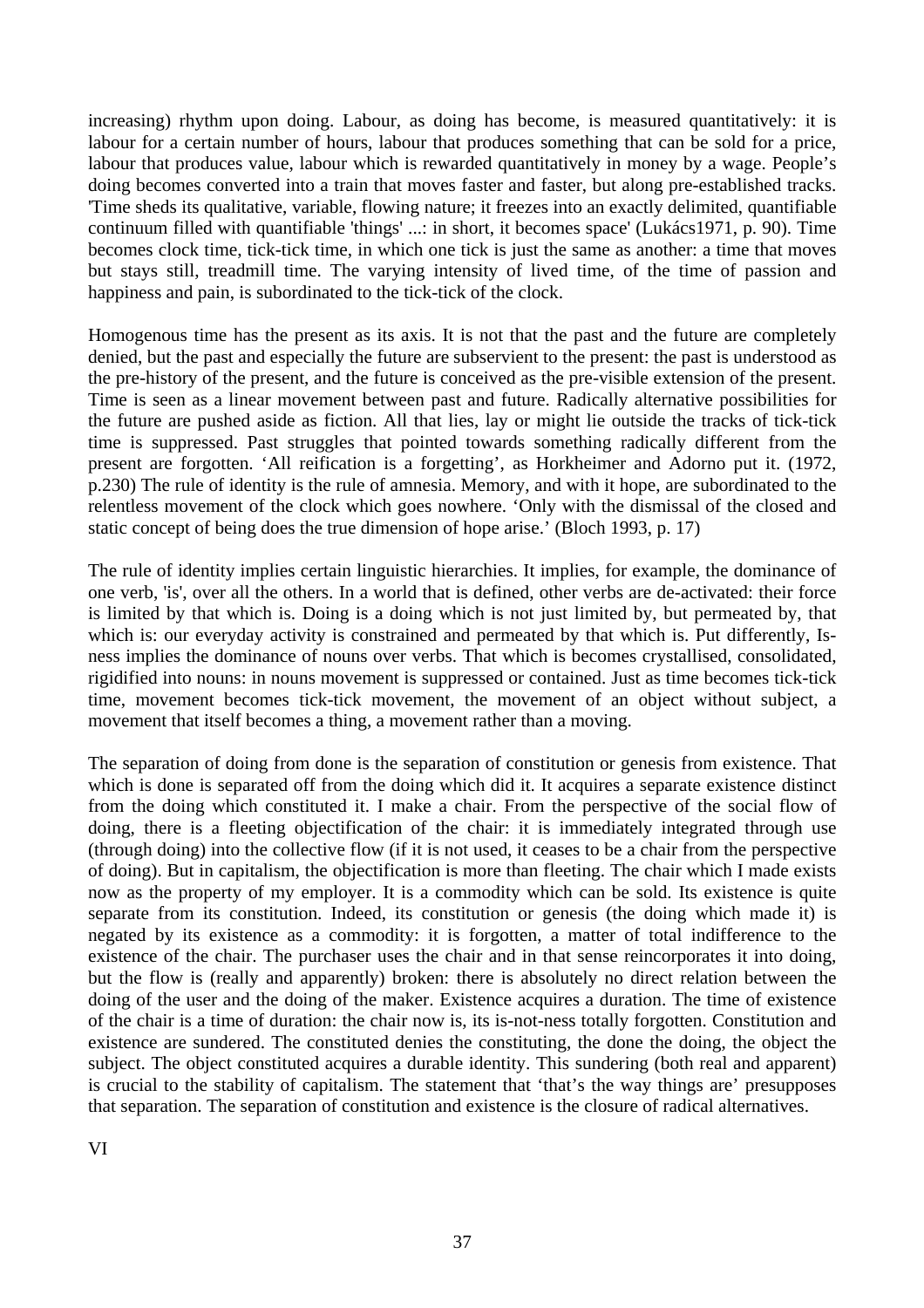increasing) rhythm upon doing. Labour, as doing has become, is measured quantitatively: it is labour for a certain number of hours, labour that produces something that can be sold for a price, labour that produces value, labour which is rewarded quantitatively in money by a wage. People's doing becomes converted into a train that moves faster and faster, but along pre-established tracks. 'Time sheds its qualitative, variable, flowing nature; it freezes into an exactly delimited, quantifiable continuum filled with quantifiable 'things' ...: in short, it becomes space' (Lukács1971, p. 90). Time becomes clock time, tick-tick time, in which one tick is just the same as another: a time that moves but stays still, treadmill time. The varying intensity of lived time, of the time of passion and happiness and pain, is subordinated to the tick-tick of the clock.

Homogenous time has the present as its axis. It is not that the past and the future are completely denied, but the past and especially the future are subservient to the present: the past is understood as the pre-history of the present, and the future is conceived as the pre-visible extension of the present. Time is seen as a linear movement between past and future. Radically alternative possibilities for the future are pushed aside as fiction. All that lies, lay or might lie outside the tracks of tick-tick time is suppressed. Past struggles that pointed towards something radically different from the present are forgotten. 'All reification is a forgetting', as Horkheimer and Adorno put it. (1972, p.230) The rule of identity is the rule of amnesia. Memory, and with it hope, are subordinated to the relentless movement of the clock which goes nowhere. 'Only with the dismissal of the closed and static concept of being does the true dimension of hope arise.' (Bloch 1993, p. 17)

The rule of identity implies certain linguistic hierarchies. It implies, for example, the dominance of one verb, 'is', over all the others. In a world that is defined, other verbs are de-activated: their force is limited by that which is. Doing is a doing which is not just limited by, but permeated by, that which is: our everyday activity is constrained and permeated by that which is. Put differently, Is-ness implies the dominance of nouns over verbs. That which is becomes crystallised, consolidated, rigidified into nouns: in nouns movement is suppressed or contained. Just as time becomes tick-tick time, movement becomes tick-tick movement, the movement of an object without subject, a movement that itself becomes a thing, a movement rather than a moving.

The separation of doing from done is the separation of constitution or genesis from existence. That which is done is separated off from the doing which did it. It acquires a separate existence distinct from the doing which constituted it. I make a chair. From the perspective of the social flow of doing, there is a fleeting objectification of the chair: it is immediately integrated through use (through doing) into the collective flow (if it is not used, it ceases to be a chair from the perspective of doing). But in capitalism, the objectification is more than fleeting. The chair which I made exists now as the property of my employer. It is a commodity which can be sold. Its existence is quite separate from its constitution. Indeed, its constitution or genesis (the doing which made it) is negated by its existence as a commodity: it is forgotten, a matter of total indifference to the existence of the chair. The purchaser uses the chair and in that sense reincorporates it into doing, but the flow is (really and apparently) broken: there is absolutely no direct relation between the doing of the user and the doing of the maker. Existence acquires a duration. The time of existence of the chair is a time of duration: the chair now is, its is-not-ness totally forgotten. Constitution and existence are sundered. The constituted denies the constituting, the done the doing, the object the subject. The object constituted acquires a durable identity. This sundering (both real and apparent) is crucial to the stability of capitalism. The statement that 'that's the way things are' presupposes that separation. The separation of constitution and existence is the closure of radical alternatives.

VI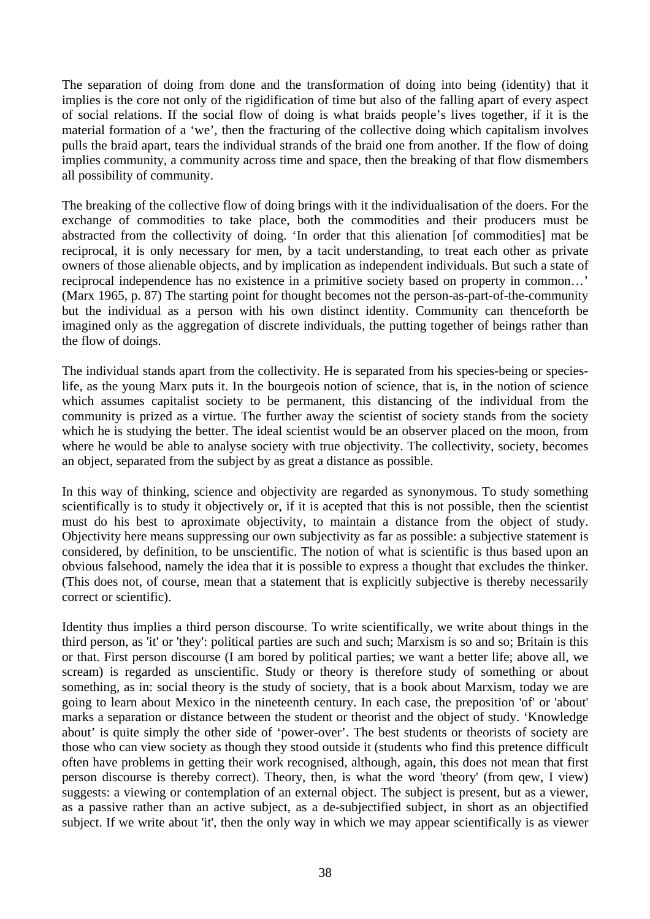The separation of doing from done and the transformation of doing into being (identity) that it implies is the core not only of the rigidification of time but also of the falling apart of every aspect of social relations. If the social flow of doing is what braids people's lives together, if it is the material formation of a 'we', then the fracturing of the collective doing which capitalism involves pulls the braid apart, tears the individual strands of the braid one from another. If the flow of doing implies community, a community across time and space, then the breaking of that flow dismembers all possibility of community.

The breaking of the collective flow of doing brings with it the individualisation of the doers. For the exchange of commodities to take place, both the commodities and their producers must be abstracted from the collectivity of doing. 'In order that this alienation [of commodities] mat be reciprocal, it is only necessary for men, by a tacit understanding, to treat each other as private owners of those alienable objects, and by implication as independent individuals. But such a state of reciprocal independence has no existence in a primitive society based on property in common…' (Marx 1965, p. 87) The starting point for thought becomes not the person-as-part-of-the-community but the individual as a person with his own distinct identity. Community can thenceforth be imagined only as the aggregation of discrete individuals, the putting together of beings rather than the flow of doings.

The individual stands apart from the collectivity. He is separated from his species-being or species-life, as the young Marx puts it. In the bourgeois notion of science, that is, in the notion of science which assumes capitalist society to be permanent, this distancing of the individual from the community is prized as a virtue. The further away the scientist of society stands from the society which he is studying the better. The ideal scientist would be an observer placed on the moon, from where he would be able to analyse society with true objectivity. The collectivity, society, becomes an object, separated from the subject by as great a distance as possible.

In this way of thinking, science and objectivity are regarded as synonymous. To study something scientifically is to study it objectively or, if it is acepted that this is not possible, then the scientist must do his best to aproximate objectivity, to maintain a distance from the object of study. Objectivity here means suppressing our own subjectivity as far as possible: a subjective statement is considered, by definition, to be unscientific. The notion of what is scientific is thus based upon an obvious falsehood, namely the idea that it is possible to express a thought that excludes the thinker. (This does not, of course, mean that a statement that is explicitly subjective is thereby necessarily correct or scientific).

Identity thus implies a third person discourse. To write scientifically, we write about things in the third person, as 'it' or 'they': political parties are such and such; Marxism is so and so; Britain is this or that. First person discourse (I am bored by political parties; we want a better life; above all, we scream) is regarded as unscientific. Study or theory is therefore study of something or about something, as in: social theory is the study of society, that is a book about Marxism, today we are going to learn about Mexico in the nineteenth century. In each case, the preposition 'of' or 'about' marks a separation or distance between the student or theorist and the object of study. 'Knowledge about' is quite simply the other side of 'power-over'. The best students or theorists of society are those who can view society as though they stood outside it (students who find this pretence difficult often have problems in getting their work recognised, although, again, this does not mean that first person discourse is thereby correct). Theory, then, is what the word 'theory' (from qew, I view) suggests: a viewing or contemplation of an external object. The subject is present, but as a viewer, as a passive rather than an active subject, as a de-subjectified subject, in short as an objectified subject. If we write about 'it', then the only way in which we may appear scientifically is as viewer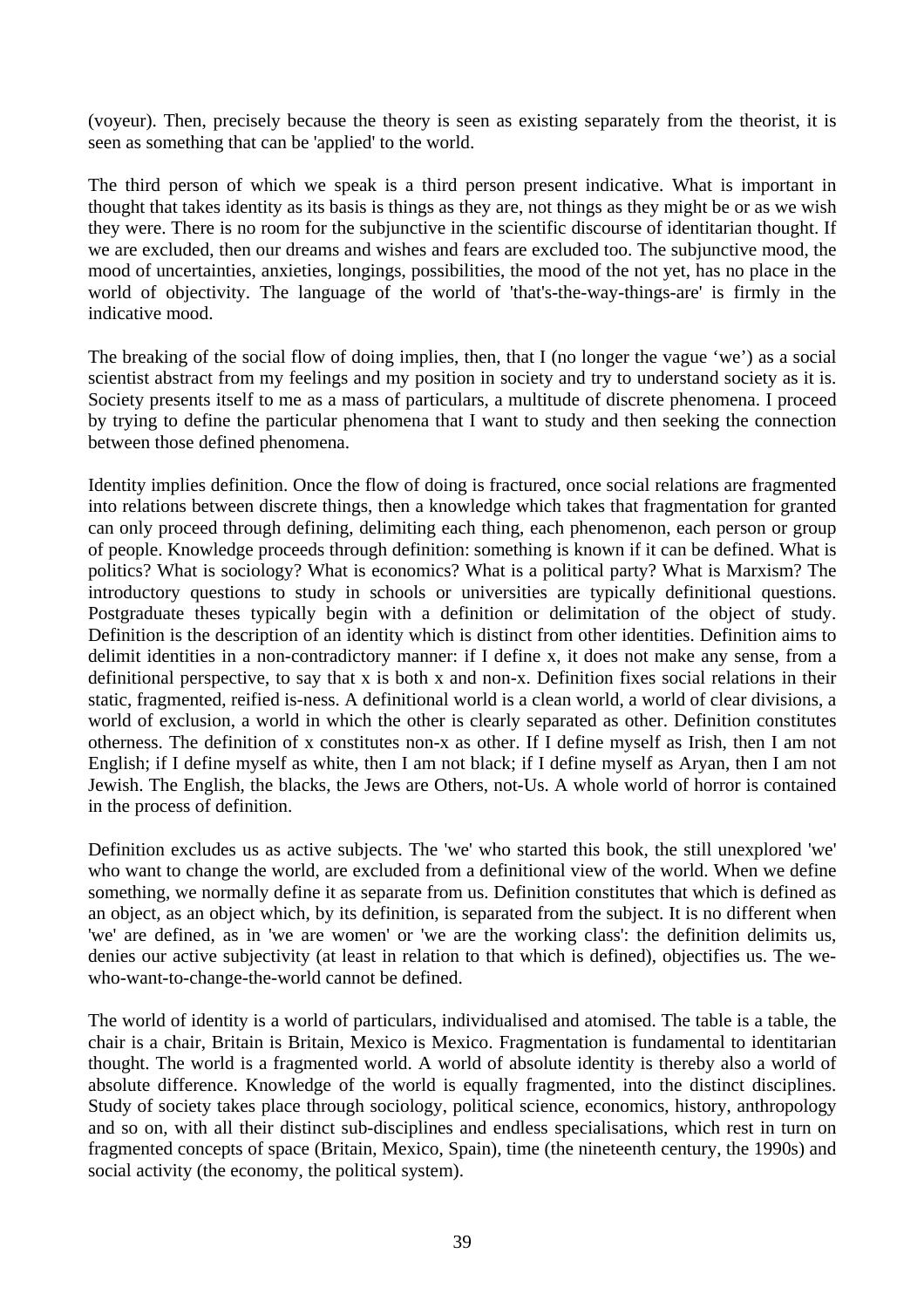(voyeur). Then, precisely because the theory is seen as existing separately from the theorist, it is seen as something that can be 'applied' to the world.

The third person of which we speak is a third person present indicative. What is important in thought that takes identity as its basis is things as they are, not things as they might be or as we wish they were. There is no room for the subjunctive in the scientific discourse of identitarian thought. If we are excluded, then our dreams and wishes and fears are excluded too. The subjunctive mood, the mood of uncertainties, anxieties, longings, possibilities, the mood of the not yet, has no place in the world of objectivity. The language of the world of 'that's-the-way-things-are' is firmly in the indicative mood.

The breaking of the social flow of doing implies, then, that I (no longer the vague 'we') as a social scientist abstract from my feelings and my position in society and try to understand society as it is. Society presents itself to me as a mass of particulars, a multitude of discrete phenomena. I proceed by trying to define the particular phenomena that I want to study and then seeking the connection between those defined phenomena.

Identity implies definition. Once the flow of doing is fractured, once social relations are fragmented into relations between discrete things, then a knowledge which takes that fragmentation for granted can only proceed through defining, delimiting each thing, each phenomenon, each person or group of people. Knowledge proceeds through definition: something is known if it can be defined. What is politics? What is sociology? What is economics? What is a political party? What is Marxism? The introductory questions to study in schools or universities are typically definitional questions. Postgraduate theses typically begin with a definition or delimitation of the object of study. Definition is the description of an identity which is distinct from other identities. Definition aims to delimit identities in a non-contradictory manner: if I define x, it does not make any sense, from a definitional perspective, to say that x is both x and non-x. Definition fixes social relations in their static, fragmented, reified is-ness. A definitional world is a clean world, a world of clear divisions, a world of exclusion, a world in which the other is clearly separated as other. Definition constitutes otherness. The definition of x constitutes non-x as other. If I define myself as Irish, then I am not English; if I define myself as white, then I am not black; if I define myself as Aryan, then I am not Jewish. The English, the blacks, the Jews are Others, not-Us. A whole world of horror is contained in the process of definition.

Definition excludes us as active subjects. The 'we' who started this book, the still unexplored 'we' who want to change the world, are excluded from a definitional view of the world. When we define something, we normally define it as separate from us. Definition constitutes that which is defined as an object, as an object which, by its definition, is separated from the subject. It is no different when 'we' are defined, as in 'we are women' or 'we are the working class': the definition delimits us, denies our active subjectivity (at least in relation to that which is defined), objectifies us. The we-who-want-to-change-the-world cannot be defined.

The world of identity is a world of particulars, individualised and atomised. The table is a table, the chair is a chair, Britain is Britain, Mexico is Mexico. Fragmentation is fundamental to identitarian thought. The world is a fragmented world. A world of absolute identity is thereby also a world of absolute difference. Knowledge of the world is equally fragmented, into the distinct disciplines. Study of society takes place through sociology, political science, economics, history, anthropology and so on, with all their distinct sub-disciplines and endless specialisations, which rest in turn on fragmented concepts of space (Britain, Mexico, Spain), time (the nineteenth century, the 1990s) and social activity (the economy, the political system).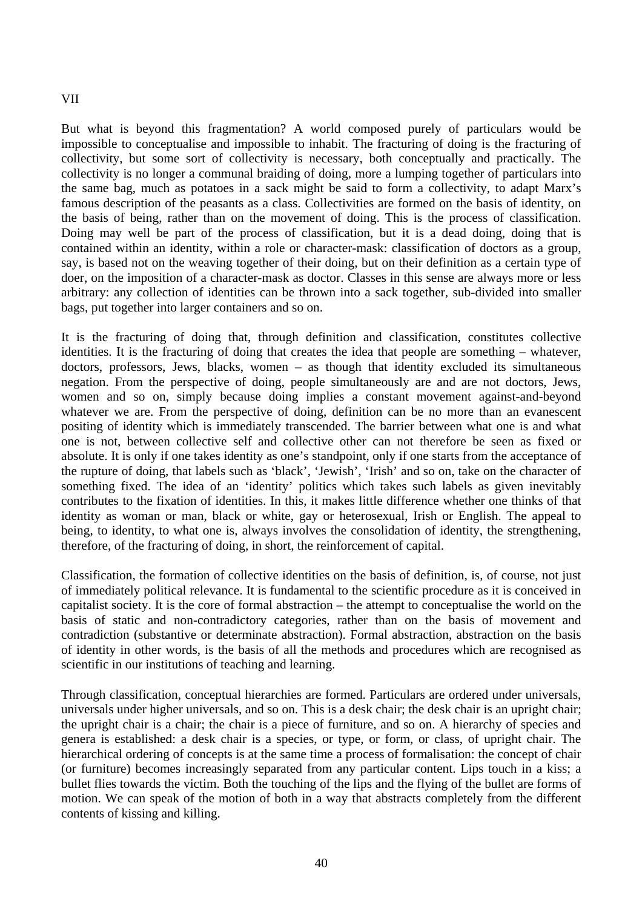## VII

But what is beyond this fragmentation? A world composed purely of particulars would be impossible to conceptualise and impossible to inhabit. The fracturing of doing is the fracturing of collectivity, but some sort of collectivity is necessary, both conceptually and practically. The collectivity is no longer a communal braiding of doing, more a lumping together of particulars into the same bag, much as potatoes in a sack might be said to form a collectivity, to adapt Marx's famous description of the peasants as a class. Collectivities are formed on the basis of identity, on the basis of being, rather than on the movement of doing. This is the process of classification. Doing may well be part of the process of classification, but it is a dead doing, doing that is contained within an identity, within a role or character-mask: classification of doctors as a group, say, is based not on the weaving together of their doing, but on their definition as a certain type of doer, on the imposition of a character-mask as doctor. Classes in this sense are always more or less arbitrary: any collection of identities can be thrown into a sack together, sub-divided into smaller bags, put together into larger containers and so on.

It is the fracturing of doing that, through definition and classification, constitutes collective identities. It is the fracturing of doing that creates the idea that people are something – whatever, doctors, professors, Jews, blacks, women – as though that identity excluded its simultaneous negation. From the perspective of doing, people simultaneously are and are not doctors, Jews, women and so on, simply because doing implies a constant movement against-and-beyond whatever we are. From the perspective of doing, definition can be no more than an evanescent positing of identity which is immediately transcended. The barrier between what one is and what one is not, between collective self and collective other can not therefore be seen as fixed or absolute. It is only if one takes identity as one's standpoint, only if one starts from the acceptance of the rupture of doing, that labels such as 'black', 'Jewish', 'Irish' and so on, take on the character of something fixed. The idea of an 'identity' politics which takes such labels as given inevitably contributes to the fixation of identities. In this, it makes little difference whether one thinks of that identity as woman or man, black or white, gay or heterosexual, Irish or English. The appeal to being, to identity, to what one is, always involves the consolidation of identity, the strengthening, therefore, of the fracturing of doing, in short, the reinforcement of capital.

Classification, the formation of collective identities on the basis of definition, is, of course, not just of immediately political relevance. It is fundamental to the scientific procedure as it is conceived in capitalist society. It is the core of formal abstraction – the attempt to conceptualise the world on the basis of static and non-contradictory categories, rather than on the basis of movement and contradiction (substantive or determinate abstraction). Formal abstraction, abstraction on the basis of identity in other words, is the basis of all the methods and procedures which are recognised as scientific in our institutions of teaching and learning.

Through classification, conceptual hierarchies are formed. Particulars are ordered under universals, universals under higher universals, and so on. This is a desk chair; the desk chair is an upright chair; the upright chair is a chair; the chair is a piece of furniture, and so on. A hierarchy of species and genera is established: a desk chair is a species, or type, or form, or class, of upright chair. The hierarchical ordering of concepts is at the same time a process of formalisation: the concept of chair (or furniture) becomes increasingly separated from any particular content. Lips touch in a kiss; a bullet flies towards the victim. Both the touching of the lips and the flying of the bullet are forms of motion. We can speak of the motion of both in a way that abstracts completely from the different contents of kissing and killing.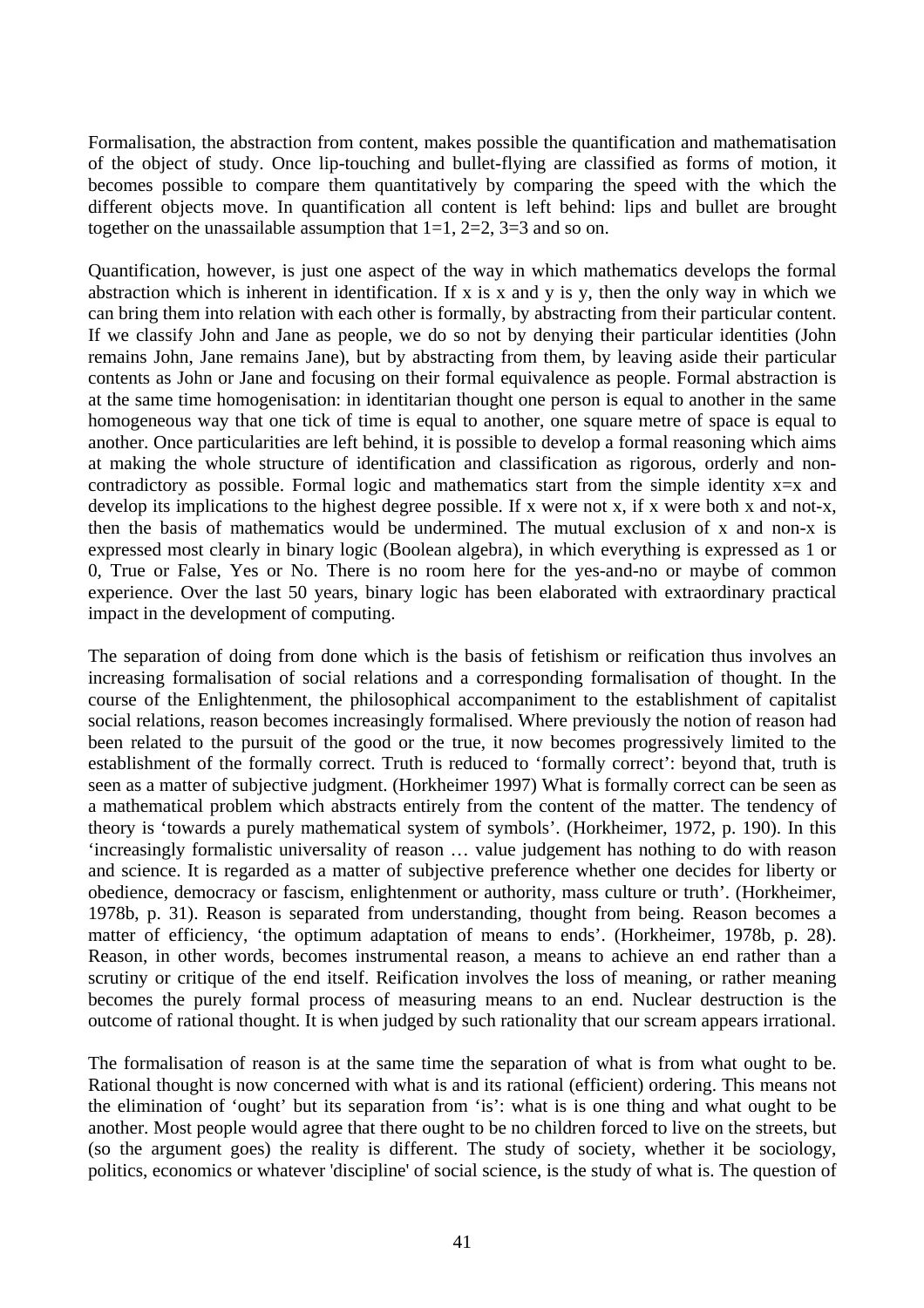Formalisation, the abstraction from content, makes possible the quantification and mathematisation of the object of study. Once lip-touching and bullet-flying are classified as forms of motion, it becomes possible to compare them quantitatively by comparing the speed with the which the different objects move. In quantification all content is left behind: lips and bullet are brought together on the unassailable assumption that 1=1, 2=2, 3=3 and so on.

Quantification, however, is just one aspect of the way in which mathematics develops the formal abstraction which is inherent in identification. If x is x and y is y, then the only way in which we can bring them into relation with each other is formally, by abstracting from their particular content. If we classify John and Jane as people, we do so not by denying their particular identities (John remains John, Jane remains Jane), but by abstracting from them, by leaving aside their particular contents as John or Jane and focusing on their formal equivalence as people. Formal abstraction is at the same time homogenisation: in identitarian thought one person is equal to another in the same homogeneous way that one tick of time is equal to another, one square metre of space is equal to another. Once particularities are left behind, it is possible to develop a formal reasoning which aims at making the whole structure of identification and classification as rigorous, orderly and non-contradictory as possible. Formal logic and mathematics start from the simple identity x=x and develop its implications to the highest degree possible. If x were not x, if x were both x and not-x, then the basis of mathematics would be undermined. The mutual exclusion of x and non-x is expressed most clearly in binary logic (Boolean algebra), in which everything is expressed as 1 or 0, True or False, Yes or No. There is no room here for the yes-and-no or maybe of common experience. Over the last 50 years, binary logic has been elaborated with extraordinary practical impact in the development of computing.

The separation of doing from done which is the basis of fetishism or reification thus involves an increasing formalisation of social relations and a corresponding formalisation of thought. In the course of the Enlightenment, the philosophical accompaniment to the establishment of capitalist social relations, reason becomes increasingly formalised. Where previously the notion of reason had been related to the pursuit of the good or the true, it now becomes progressively limited to the establishment of the formally correct. Truth is reduced to 'formally correct': beyond that, truth is seen as a matter of subjective judgment. (Horkheimer 1997) What is formally correct can be seen as a mathematical problem which abstracts entirely from the content of the matter. The tendency of theory is 'towards a purely mathematical system of symbols'. (Horkheimer, 1972, p. 190). In this 'increasingly formalistic universality of reason … value judgement has nothing to do with reason and science. It is regarded as a matter of subjective preference whether one decides for liberty or obedience, democracy or fascism, enlightenment or authority, mass culture or truth'. (Horkheimer, 1978b, p. 31). Reason is separated from understanding, thought from being. Reason becomes a matter of efficiency, 'the optimum adaptation of means to ends'. (Horkheimer, 1978b, p. 28). Reason, in other words, becomes instrumental reason, a means to achieve an end rather than a scrutiny or critique of the end itself. Reification involves the loss of meaning, or rather meaning becomes the purely formal process of measuring means to an end. Nuclear destruction is the outcome of rational thought. It is when judged by such rationality that our scream appears irrational.

The formalisation of reason is at the same time the separation of what is from what ought to be. Rational thought is now concerned with what is and its rational (efficient) ordering. This means not the elimination of 'ought' but its separation from 'is': what is is one thing and what ought to be another. Most people would agree that there ought to be no children forced to live on the streets, but (so the argument goes) the reality is different. The study of society, whether it be sociology, politics, economics or whatever 'discipline' of social science, is the study of what is. The question of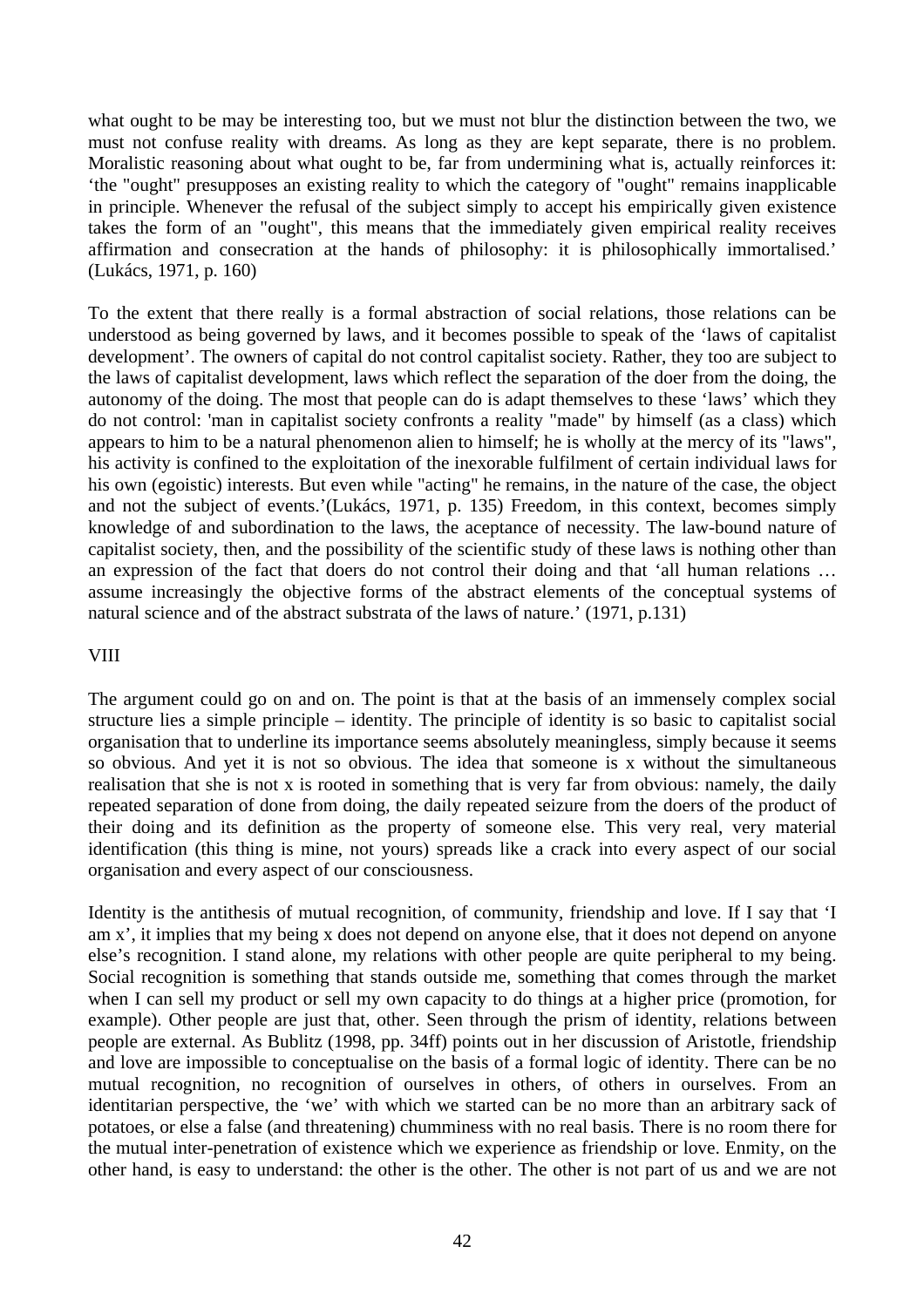what ought to be may be interesting too, but we must not blur the distinction between the two, we must not confuse reality with dreams. As long as they are kept separate, there is no problem. Moralistic reasoning about what ought to be, far from undermining what is, actually reinforces it: 'the "ought" presupposes an existing reality to which the category of "ought" remains inapplicable in principle. Whenever the refusal of the subject simply to accept his empirically given existence takes the form of an "ought", this means that the immediately given empirical reality receives affirmation and consecration at the hands of philosophy: it is philosophically immortalised.' (Lukács, 1971, p. 160)

To the extent that there really is a formal abstraction of social relations, those relations can be understood as being governed by laws, and it becomes possible to speak of the 'laws of capitalist development'. The owners of capital do not control capitalist society. Rather, they too are subject to the laws of capitalist development, laws which reflect the separation of the doer from the doing, the autonomy of the doing. The most that people can do is adapt themselves to these 'laws' which they do not control: 'man in capitalist society confronts a reality "made" by himself (as a class) which appears to him to be a natural phenomenon alien to himself; he is wholly at the mercy of its "laws", his activity is confined to the exploitation of the inexorable fulfilment of certain individual laws for his own (egoistic) interests. But even while "acting" he remains, in the nature of the case, the object and not the subject of events.'(Lukács, 1971, p. 135) Freedom, in this context, becomes simply knowledge of and subordination to the laws, the aceptance of necessity. The law-bound nature of capitalist society, then, and the possibility of the scientific study of these laws is nothing other than an expression of the fact that doers do not control their doing and that 'all human relations … assume increasingly the objective forms of the abstract elements of the conceptual systems of natural science and of the abstract substrata of the laws of nature.' (1971, p.131)

## VIII

The argument could go on and on. The point is that at the basis of an immensely complex social structure lies a simple principle – identity. The principle of identity is so basic to capitalist social organisation that to underline its importance seems absolutely meaningless, simply because it seems so obvious. And yet it is not so obvious. The idea that someone is x without the simultaneous realisation that she is not x is rooted in something that is very far from obvious: namely, the daily repeated separation of done from doing, the daily repeated seizure from the doers of the product of their doing and its definition as the property of someone else. This very real, very material identification (this thing is mine, not yours) spreads like a crack into every aspect of our social organisation and every aspect of our consciousness.

Identity is the antithesis of mutual recognition, of community, friendship and love. If I say that 'I am x', it implies that my being x does not depend on anyone else, that it does not depend on anyone else's recognition. I stand alone, my relations with other people are quite peripheral to my being. Social recognition is something that stands outside me, something that comes through the market when I can sell my product or sell my own capacity to do things at a higher price (promotion, for example). Other people are just that, other. Seen through the prism of identity, relations between people are external. As Bublitz (1998, pp. 34ff) points out in her discussion of Aristotle, friendship and love are impossible to conceptualise on the basis of a formal logic of identity. There can be no mutual recognition, no recognition of ourselves in others, of others in ourselves. From an identitarian perspective, the 'we' with which we started can be no more than an arbitrary sack of potatoes, or else a false (and threatening) chumminess with no real basis. There is no room there for the mutual inter-penetration of existence which we experience as friendship or love. Enmity, on the other hand, is easy to understand: the other is the other. The other is not part of us and we are not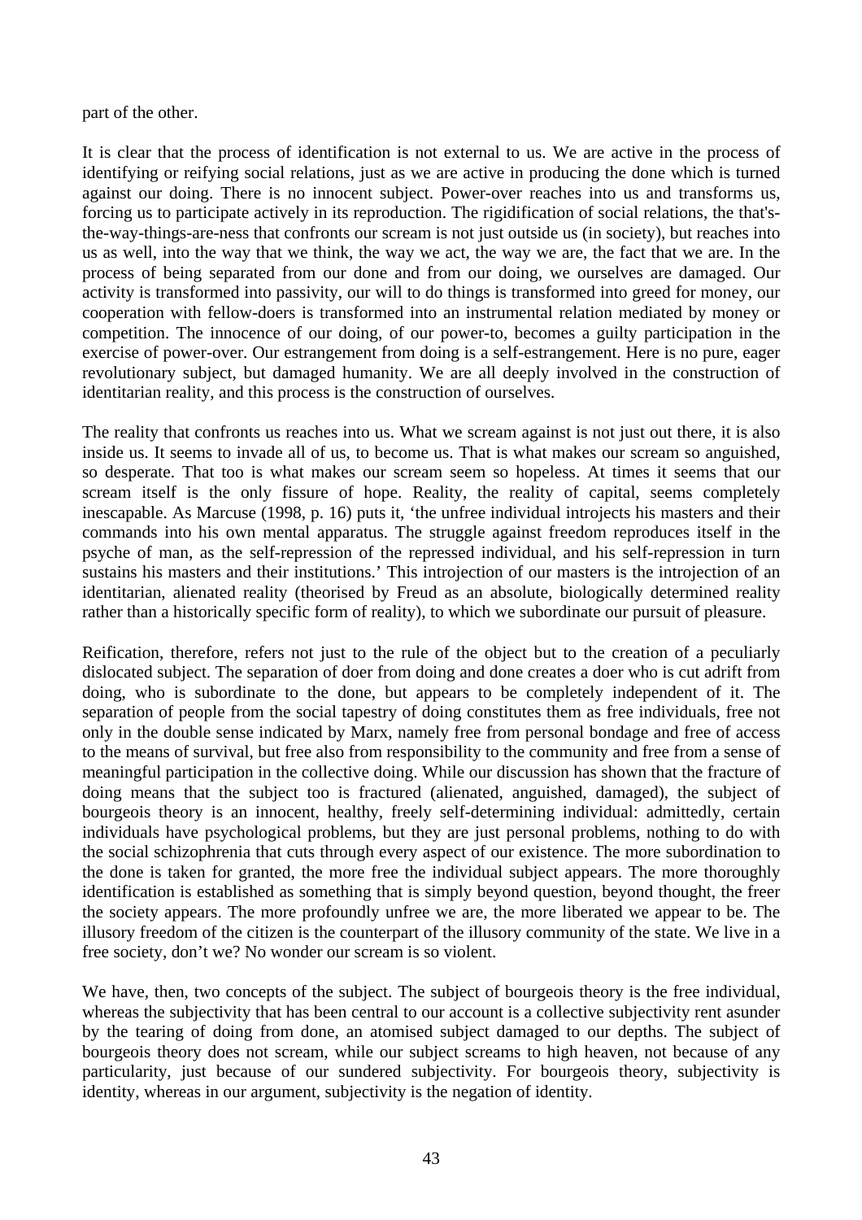part of the other.

It is clear that the process of identification is not external to us. We are active in the process of identifying or reifying social relations, just as we are active in producing the done which is turned against our doing. There is no innocent subject. Power-over reaches into us and transforms us, forcing us to participate actively in its reproduction. The rigidification of social relations, the that's-the-way-things-are-ness that confronts our scream is not just outside us (in society), but reaches into us as well, into the way that we think, the way we act, the way we are, the fact that we are. In the process of being separated from our done and from our doing, we ourselves are damaged. Our activity is transformed into passivity, our will to do things is transformed into greed for money, our cooperation with fellow-doers is transformed into an instrumental relation mediated by money or competition. The innocence of our doing, of our power-to, becomes a guilty participation in the exercise of power-over. Our estrangement from doing is a self-estrangement. Here is no pure, eager revolutionary subject, but damaged humanity. We are all deeply involved in the construction of identitarian reality, and this process is the construction of ourselves.

The reality that confronts us reaches into us. What we scream against is not just out there, it is also inside us. It seems to invade all of us, to become us. That is what makes our scream so anguished, so desperate. That too is what makes our scream seem so hopeless. At times it seems that our scream itself is the only fissure of hope. Reality, the reality of capital, seems completely inescapable. As Marcuse (1998, p. 16) puts it, 'the unfree individual introjects his masters and their commands into his own mental apparatus. The struggle against freedom reproduces itself in the psyche of man, as the self-repression of the repressed individual, and his self-repression in turn sustains his masters and their institutions.' This introjection of our masters is the introjection of an identitarian, alienated reality (theorised by Freud as an absolute, biologically determined reality rather than a historically specific form of reality), to which we subordinate our pursuit of pleasure.

Reification, therefore, refers not just to the rule of the object but to the creation of a peculiarly dislocated subject. The separation of doer from doing and done creates a doer who is cut adrift from doing, who is subordinate to the done, but appears to be completely independent of it. The separation of people from the social tapestry of doing constitutes them as free individuals, free not only in the double sense indicated by Marx, namely free from personal bondage and free of access to the means of survival, but free also from responsibility to the community and free from a sense of meaningful participation in the collective doing. While our discussion has shown that the fracture of doing means that the subject too is fractured (alienated, anguished, damaged), the subject of bourgeois theory is an innocent, healthy, freely self-determining individual: admittedly, certain individuals have psychological problems, but they are just personal problems, nothing to do with the social schizophrenia that cuts through every aspect of our existence. The more subordination to the done is taken for granted, the more free the individual subject appears. The more thoroughly identification is established as something that is simply beyond question, beyond thought, the freer the society appears. The more profoundly unfree we are, the more liberated we appear to be. The illusory freedom of the citizen is the counterpart of the illusory community of the state. We live in a free society, don't we? No wonder our scream is so violent.

We have, then, two concepts of the subject. The subject of bourgeois theory is the free individual, whereas the subjectivity that has been central to our account is a collective subjectivity rent asunder by the tearing of doing from done, an atomised subject damaged to our depths. The subject of bourgeois theory does not scream, while our subject screams to high heaven, not because of any particularity, just because of our sundered subjectivity. For bourgeois theory, subjectivity is identity, whereas in our argument, subjectivity is the negation of identity.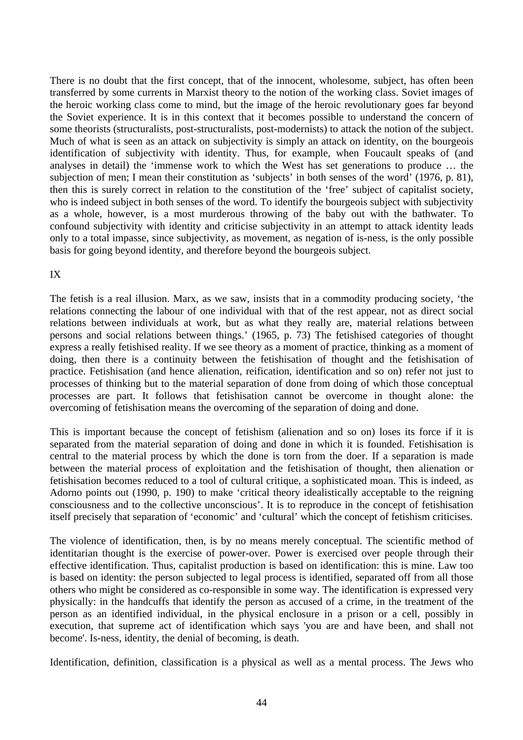There is no doubt that the first concept, that of the innocent, wholesome, subject, has often been transferred by some currents in Marxist theory to the notion of the working class. Soviet images of the heroic working class come to mind, but the image of the heroic revolutionary goes far beyond the Soviet experience. It is in this context that it becomes possible to understand the concern of some theorists (structuralists, post-structuralists, post-modernists) to attack the notion of the subject. Much of what is seen as an attack on subjectivity is simply an attack on identity, on the bourgeois identification of subjectivity with identity. Thus, for example, when Foucault speaks of (and analyses in detail) the 'immense work to which the West has set generations to produce … the subjection of men; I mean their constitution as 'subjects' in both senses of the word' (1976, p. 81), then this is surely correct in relation to the constitution of the 'free' subject of capitalist society, who is indeed subject in both senses of the word. To identify the bourgeois subject with subjectivity as a whole, however, is a most murderous throwing of the baby out with the bathwater. To confound subjectivity with identity and criticise subjectivity in an attempt to attack identity leads only to a total impasse, since subjectivity, as movement, as negation of is-ness, is the only possible basis for going beyond identity, and therefore beyond the bourgeois subject.

## IX

The fetish is a real illusion. Marx, as we saw, insists that in a commodity producing society, 'the relations connecting the labour of one individual with that of the rest appear, not as direct social relations between individuals at work, but as what they really are, material relations between persons and social relations between things.' (1965, p. 73) The fetishised categories of thought express a really fetishised reality. If we see theory as a moment of practice, thinking as a moment of doing, then there is a continuity between the fetishisation of thought and the fetishisation of practice. Fetishisation (and hence alienation, reification, identification and so on) refer not just to processes of thinking but to the material separation of done from doing of which those conceptual processes are part. It follows that fetishisation cannot be overcome in thought alone: the overcoming of fetishisation means the overcoming of the separation of doing and done.

This is important because the concept of fetishism (alienation and so on) loses its force if it is separated from the material separation of doing and done in which it is founded. Fetishisation is central to the material process by which the done is torn from the doer. If a separation is made between the material process of exploitation and the fetishisation of thought, then alienation or fetishisation becomes reduced to a tool of cultural critique, a sophisticated moan. This is indeed, as Adorno points out (1990, p. 190) to make 'critical theory idealistically acceptable to the reigning consciousness and to the collective unconscious'. It is to reproduce in the concept of fetishisation itself precisely that separation of 'economic' and 'cultural' which the concept of fetishism criticises.

The violence of identification, then, is by no means merely conceptual. The scientific method of identitarian thought is the exercise of power-over. Power is exercised over people through their effective identification. Thus, capitalist production is based on identification: this is mine. Law too is based on identity: the person subjected to legal process is identified, separated off from all those others who might be considered as co-responsible in some way. The identification is expressed very physically: in the handcuffs that identify the person as accused of a crime, in the treatment of the person as an identified individual, in the physical enclosure in a prison or a cell, possibly in execution, that supreme act of identification which says 'you are and have been, and shall not become'. Is-ness, identity, the denial of becoming, is death.

Identification, definition, classification is a physical as well as a mental process. The Jews who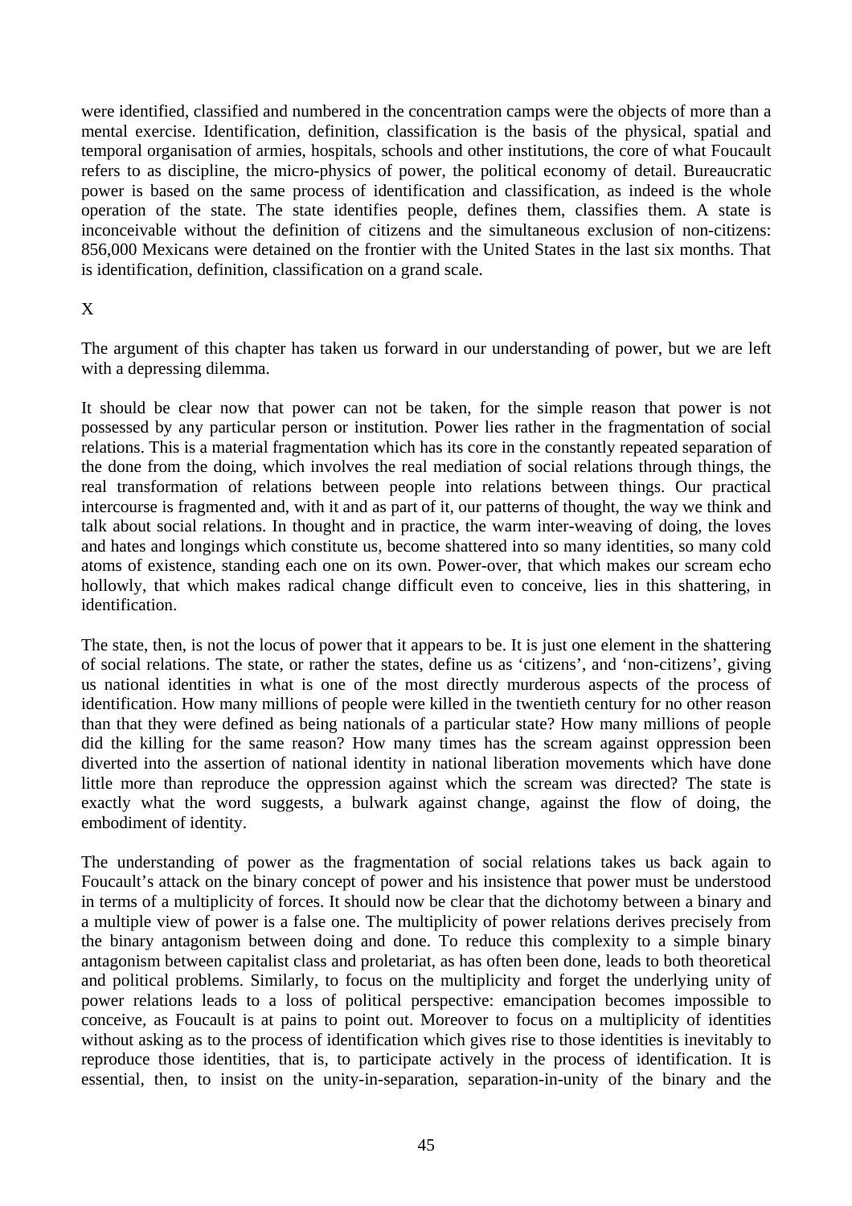were identified, classified and numbered in the concentration camps were the objects of more than a mental exercise. Identification, definition, classification is the basis of the physical, spatial and temporal organisation of armies, hospitals, schools and other institutions, the core of what Foucault refers to as discipline, the micro-physics of power, the political economy of detail. Bureaucratic power is based on the same process of identification and classification, as indeed is the whole operation of the state. The state identifies people, defines them, classifies them. A state is inconceivable without the definition of citizens and the simultaneous exclusion of non-citizens: 856,000 Mexicans were detained on the frontier with the United States in the last six months. That is identification, definition, classification on a grand scale.

## X

The argument of this chapter has taken us forward in our understanding of power, but we are left with a depressing dilemma.

It should be clear now that power can not be taken, for the simple reason that power is not possessed by any particular person or institution. Power lies rather in the fragmentation of social relations. This is a material fragmentation which has its core in the constantly repeated separation of the done from the doing, which involves the real mediation of social relations through things, the real transformation of relations between people into relations between things. Our practical intercourse is fragmented and, with it and as part of it, our patterns of thought, the way we think and talk about social relations. In thought and in practice, the warm inter-weaving of doing, the loves and hates and longings which constitute us, become shattered into so many identities, so many cold atoms of existence, standing each one on its own. Power-over, that which makes our scream echo hollowly, that which makes radical change difficult even to conceive, lies in this shattering, in identification.

The state, then, is not the locus of power that it appears to be. It is just one element in the shattering of social relations. The state, or rather the states, define us as 'citizens', and 'non-citizens', giving us national identities in what is one of the most directly murderous aspects of the process of identification. How many millions of people were killed in the twentieth century for no other reason than that they were defined as being nationals of a particular state? How many millions of people did the killing for the same reason? How many times has the scream against oppression been diverted into the assertion of national identity in national liberation movements which have done little more than reproduce the oppression against which the scream was directed? The state is exactly what the word suggests, a bulwark against change, against the flow of doing, the embodiment of identity.

The understanding of power as the fragmentation of social relations takes us back again to Foucault's attack on the binary concept of power and his insistence that power must be understood in terms of a multiplicity of forces. It should now be clear that the dichotomy between a binary and a multiple view of power is a false one. The multiplicity of power relations derives precisely from the binary antagonism between doing and done. To reduce this complexity to a simple binary antagonism between capitalist class and proletariat, as has often been done, leads to both theoretical and political problems. Similarly, to focus on the multiplicity and forget the underlying unity of power relations leads to a loss of political perspective: emancipation becomes impossible to conceive, as Foucault is at pains to point out. Moreover to focus on a multiplicity of identities without asking as to the process of identification which gives rise to those identities is inevitably to reproduce those identities, that is, to participate actively in the process of identification. It is essential, then, to insist on the unity-in-separation, separation-in-unity of the binary and the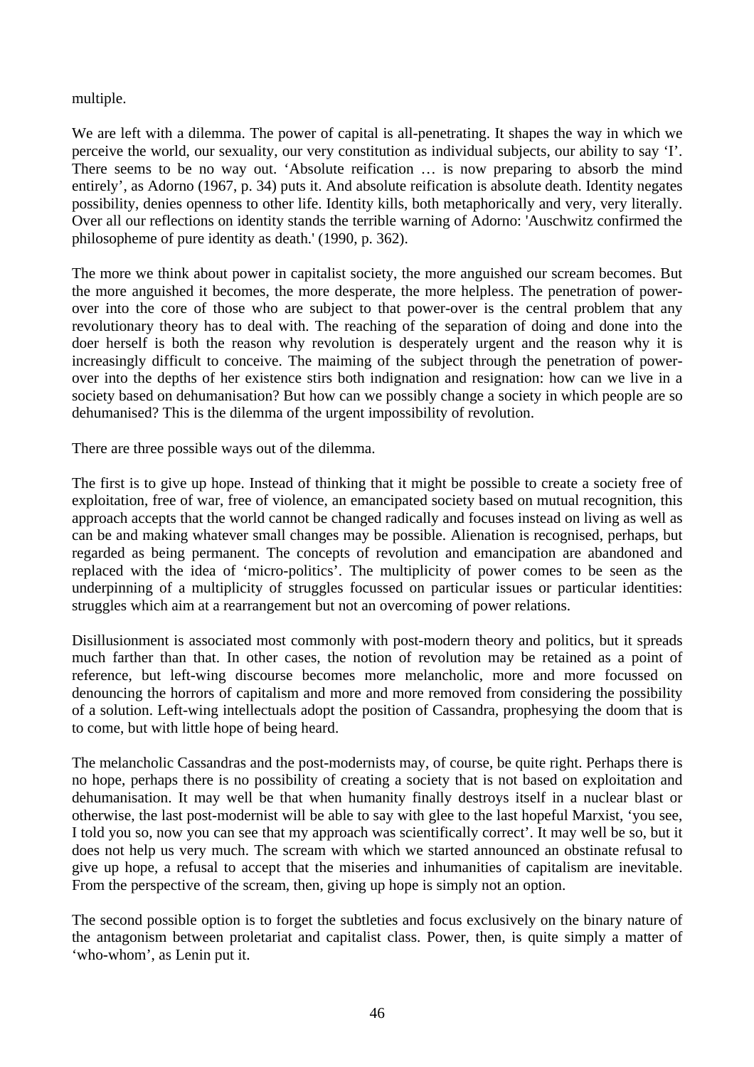multiple.

We are left with a dilemma. The power of capital is all-penetrating. It shapes the way in which we perceive the world, our sexuality, our very constitution as individual subjects, our ability to say ‘I’. There seems to be no way out. ‘Absolute reification … is now preparing to absorb the mind entirely’, as Adorno (1967, p. 34) puts it. And absolute reification is absolute death. Identity negates possibility, denies openness to other life. Identity kills, both metaphorically and very, very literally. Over all our reflections on identity stands the terrible warning of Adorno: 'Auschwitz confirmed the philosopheme of pure identity as death.' (1990, p. 362).

The more we think about power in capitalist society, the more anguished our scream becomes. But the more anguished it becomes, the more desperate, the more helpless. The penetration of power-over into the core of those who are subject to that power-over is the central problem that any revolutionary theory has to deal with. The reaching of the separation of doing and done into the doer herself is both the reason why revolution is desperately urgent and the reason why it is increasingly difficult to conceive. The maiming of the subject through the penetration of power-over into the depths of her existence stirs both indignation and resignation: how can we live in a society based on dehumanisation? But how can we possibly change a society in which people are so dehumanised? This is the dilemma of the urgent impossibility of revolution.

There are three possible ways out of the dilemma.

The first is to give up hope. Instead of thinking that it might be possible to create a society free of exploitation, free of war, free of violence, an emancipated society based on mutual recognition, this approach accepts that the world cannot be changed radically and focuses instead on living as well as can be and making whatever small changes may be possible. Alienation is recognised, perhaps, but regarded as being permanent. The concepts of revolution and emancipation are abandoned and replaced with the idea of ‘micro-politics’. The multiplicity of power comes to be seen as the underpinning of a multiplicity of struggles focussed on particular issues or particular identities: struggles which aim at a rearrangement but not an overcoming of power relations.

Disillusionment is associated most commonly with post-modern theory and politics, but it spreads much farther than that. In other cases, the notion of revolution may be retained as a point of reference, but left-wing discourse becomes more melancholic, more and more focussed on denouncing the horrors of capitalism and more and more removed from considering the possibility of a solution. Left-wing intellectuals adopt the position of Cassandra, prophesying the doom that is to come, but with little hope of being heard.

The melancholic Cassandras and the post-modernists may, of course, be quite right. Perhaps there is no hope, perhaps there is no possibility of creating a society that is not based on exploitation and dehumanisation. It may well be that when humanity finally destroys itself in a nuclear blast or otherwise, the last post-modernist will be able to say with glee to the last hopeful Marxist, ‘you see, I told you so, now you can see that my approach was scientifically correct’. It may well be so, but it does not help us very much. The scream with which we started announced an obstinate refusal to give up hope, a refusal to accept that the miseries and inhumanities of capitalism are inevitable. From the perspective of the scream, then, giving up hope is simply not an option.

The second possible option is to forget the subtleties and focus exclusively on the binary nature of the antagonism between proletariat and capitalist class. Power, then, is quite simply a matter of ‘who-whom’, as Lenin put it.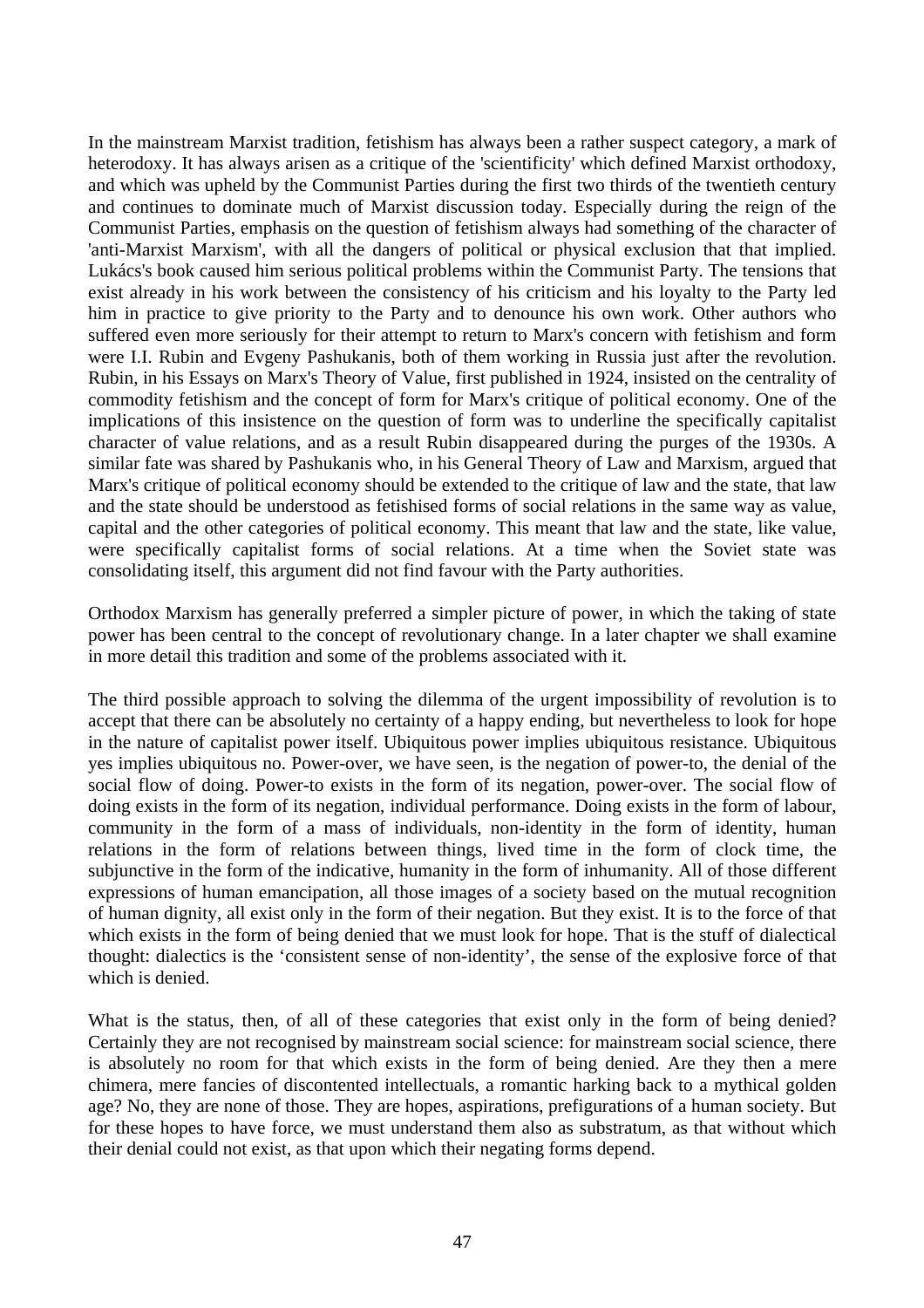In the mainstream Marxist tradition, fetishism has always been a rather suspect category, a mark of heterodoxy. It has always arisen as a critique of the 'scientificity' which defined Marxist orthodoxy, and which was upheld by the Communist Parties during the first two thirds of the twentieth century and continues to dominate much of Marxist discussion today. Especially during the reign of the Communist Parties, emphasis on the question of fetishism always had something of the character of 'anti-Marxist Marxism', with all the dangers of political or physical exclusion that that implied. Lukács's book caused him serious political problems within the Communist Party. The tensions that exist already in his work between the consistency of his criticism and his loyalty to the Party led him in practice to give priority to the Party and to denounce his own work. Other authors who suffered even more seriously for their attempt to return to Marx's concern with fetishism and form were I.I. Rubin and Evgeny Pashukanis, both of them working in Russia just after the revolution. Rubin, in his Essays on Marx's Theory of Value, first published in 1924, insisted on the centrality of commodity fetishism and the concept of form for Marx's critique of political economy. One of the implications of this insistence on the question of form was to underline the specifically capitalist character of value relations, and as a result Rubin disappeared during the purges of the 1930s. A similar fate was shared by Pashukanis who, in his General Theory of Law and Marxism, argued that Marx's critique of political economy should be extended to the critique of law and the state, that law and the state should be understood as fetishised forms of social relations in the same way as value, capital and the other categories of political economy. This meant that law and the state, like value, were specifically capitalist forms of social relations. At a time when the Soviet state was consolidating itself, this argument did not find favour with the Party authorities.

Orthodox Marxism has generally preferred a simpler picture of power, in which the taking of state power has been central to the concept of revolutionary change. In a later chapter we shall examine in more detail this tradition and some of the problems associated with it.

The third possible approach to solving the dilemma of the urgent impossibility of revolution is to accept that there can be absolutely no certainty of a happy ending, but nevertheless to look for hope in the nature of capitalist power itself. Ubiquitous power implies ubiquitous resistance. Ubiquitous yes implies ubiquitous no. Power-over, we have seen, is the negation of power-to, the denial of the social flow of doing. Power-to exists in the form of its negation, power-over. The social flow of doing exists in the form of its negation, individual performance. Doing exists in the form of labour, community in the form of a mass of individuals, non-identity in the form of identity, human relations in the form of relations between things, lived time in the form of clock time, the subjunctive in the form of the indicative, humanity in the form of inhumanity. All of those different expressions of human emancipation, all those images of a society based on the mutual recognition of human dignity, all exist only in the form of their negation. But they exist. It is to the force of that which exists in the form of being denied that we must look for hope. That is the stuff of dialectical thought: dialectics is the 'consistent sense of non-identity', the sense of the explosive force of that which is denied.

What is the status, then, of all of these categories that exist only in the form of being denied? Certainly they are not recognised by mainstream social science: for mainstream social science, there is absolutely no room for that which exists in the form of being denied. Are they then a mere chimera, mere fancies of discontented intellectuals, a romantic harking back to a mythical golden age? No, they are none of those. They are hopes, aspirations, prefigurations of a human society. But for these hopes to have force, we must understand them also as substratum, as that without which their denial could not exist, as that upon which their negating forms depend.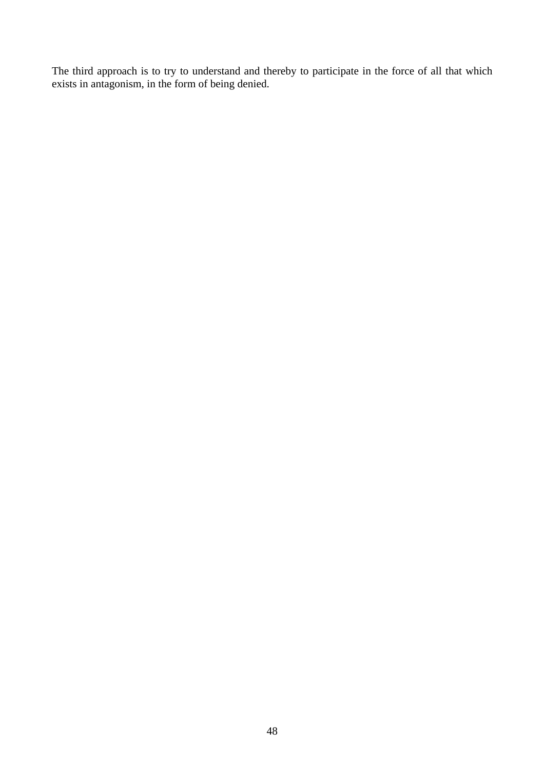The third approach is to try to understand and thereby to participate in the force of all that which exists in antagonism, in the form of being denied.